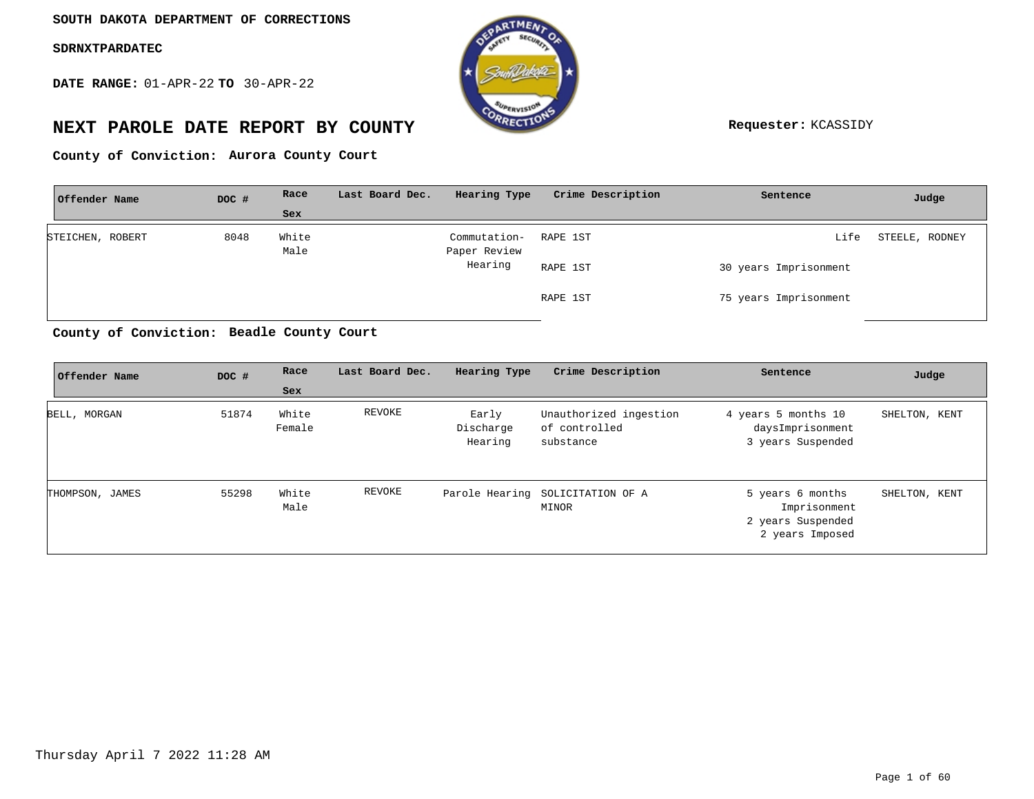**SOUTH DAKOTA DEPARTMENT OF CORRECTIONS**

**SDRNXTPARDATEC**

**DATE RANGE:** 01-APR-22 **TO** 30-APR-22

# NEXT PAROLE DATE REPORT BY COUNTY

**Requester:** KCASSIDY

**County of Conviction:** **Aurora County Court**

| Offender Name | DOC # | Race Sex | Last Board Dec. | Hearing Type | Crime Description | Sentence | Judge |
|---|---|---|---|---|---|---|---|
| STEICHEN, ROBERT | 8048 | White Male | | Commutation- Paper Review Hearing | RAPE 1ST | Life | STEELE, RODNEY |
| | | | | | RAPE 1ST | 30 years Imprisonment | |
| | | | | | RAPE 1ST | 75 years Imprisonment | |

**County of Conviction:** **Beadle County Court**

| Offender Name | DOC # | Race Sex | Last Board Dec. | Hearing Type | Crime Description | Sentence | Judge |
|---|---|---|---|---|---|---|---|
| BELL, MORGAN | 51874 | White Female | REVOKE | Early Discharge Hearing | Unauthorized ingestion of controlled substance | 4 years 5 months 10 daysImprisonment 3 years Suspended | SHELTON, KENT |
| THOMPSON, JAMES | 55298 | White Male | REVOKE | Parole Hearing | SOLICITATION OF A MINOR | 5 years 6 months Imprisonment 2 years Suspended 2 years Imposed | SHELTON, KENT |

Thursday April 7 2022 11:28 AM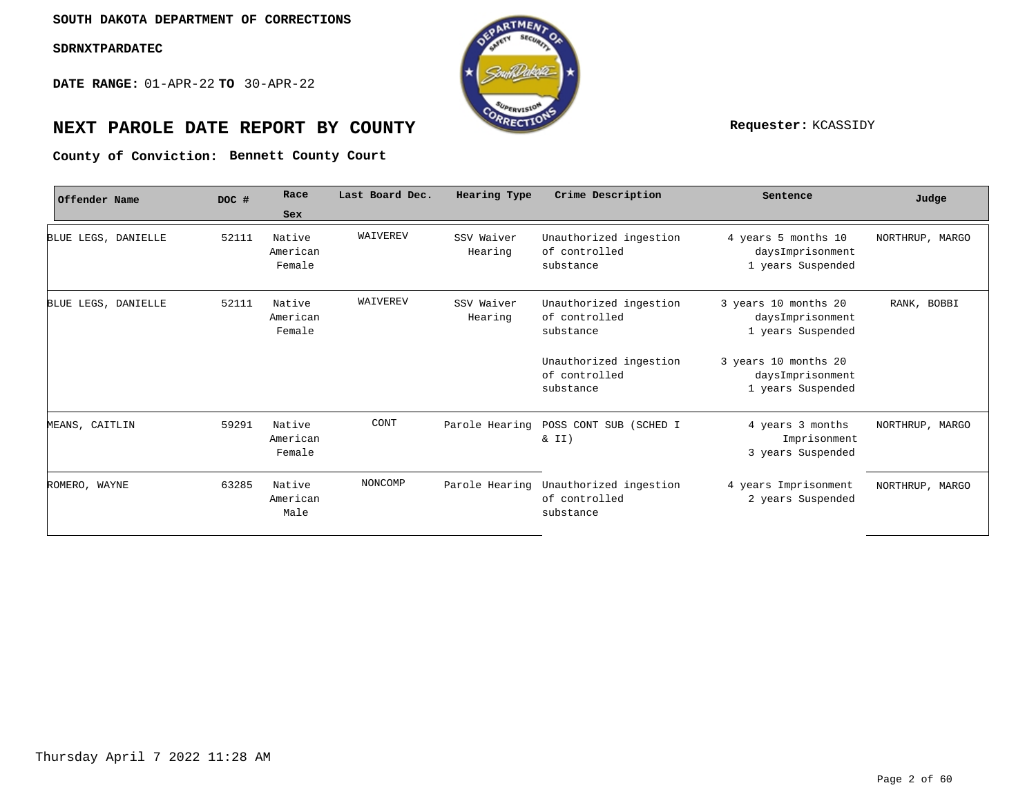SOUTH DAKOTA DEPARTMENT OF CORRECTIONS

SDRNXTPARDATEC

**DATE RANGE:** 01-APR-22 **TO** 30-APR-22

# NEXT PAROLE DATE REPORT BY COUNTY

**Requester:** KCASSIDY

**County of Conviction: Bennett County Court**

| Offender Name | DOC # | Race Sex | Last Board Dec. | Hearing Type | Crime Description | Sentence | Judge |
|---|---|---|---|---|---|---|---|
| BLUE LEGS, DANIELLE | 52111 | Native American Female | WAIVEREV | SSV Waiver Hearing | Unauthorized ingestion of controlled substance | 4 years 5 months 10 daysImprisonment 1 years Suspended | NORTHRUP, MARGO |
| BLUE LEGS, DANIELLE | 52111 | Native American Female | WAIVEREV | SSV Waiver Hearing | Unauthorized ingestion of controlled substance | 3 years 10 months 20 daysImprisonment 1 years Suspended | RANK, BOBBI |
| | | | | | Unauthorized ingestion of controlled substance | 3 years 10 months 20 daysImprisonment 1 years Suspended | |
| MEANS, CAITLIN | 59291 | Native American Female | CONT | Parole Hearing | POSS CONT SUB (SCHED I & II) | 4 years 3 months Imprisonment 3 years Suspended | NORTHRUP, MARGO |
| ROMERO, WAYNE | 63285 | Native American Male | NONCOMP | Parole Hearing | Unauthorized ingestion of controlled substance | 4 years Imprisonment 2 years Suspended | NORTHRUP, MARGO |

Thursday April 7 2022 11:28 AM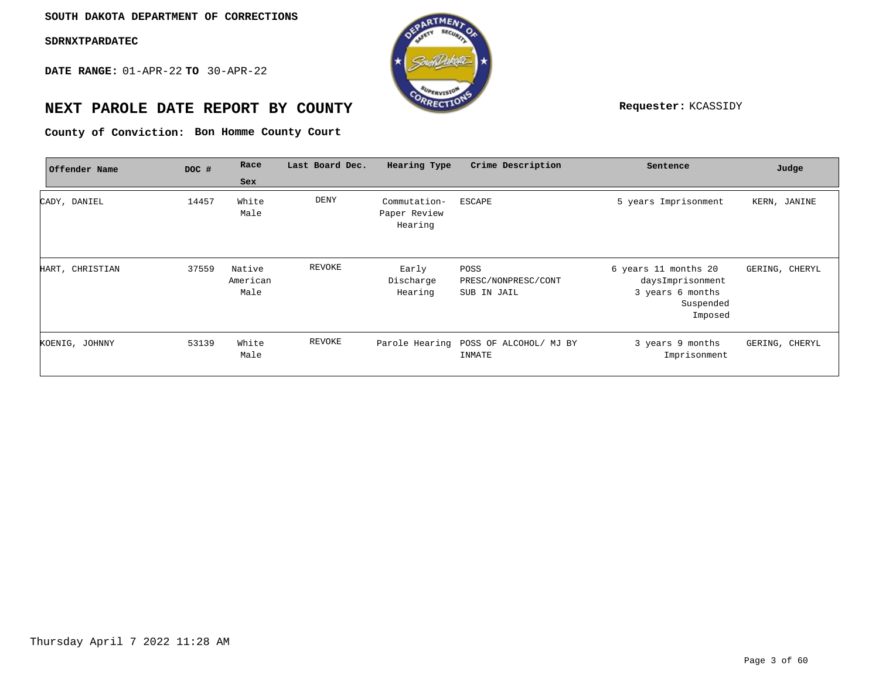**SOUTH DAKOTA DEPARTMENT OF CORRECTIONS**

**SDRNXTPARDATEC**

**DATE RANGE:** 01-APR-22 **TO** 30-APR-22

# NEXT PAROLE DATE REPORT BY COUNTY

**Requester:** KCASSIDY

**County of Conviction: Bon Homme County Court**

| Offender Name | DOC # | Race Sex | Last Board Dec. | Hearing Type | Crime Description | Sentence | Judge |
|---|---|---|---|---|---|---|---|
| CADY, DANIEL | 14457 | White Male | DENY | Commutation-Paper Review Hearing | ESCAPE | 5 years Imprisonment | KERN, JANINE |
| HART, CHRISTIAN | 37559 | Native American Male | REVOKE | Early Discharge Hearing | POSS PRESC/NONPRESC/CONT SUB IN JAIL | 6 years 11 months 20 daysImprisonment 3 years 6 months Suspended Imposed | GERING, CHERYL |
| KOENIG, JOHNNY | 53139 | White Male | REVOKE | Parole Hearing | POSS OF ALCOHOL/ MJ BY INMATE | 3 years 9 months Imprisonment | GERING, CHERYL |

Thursday April 7 2022 11:28 AM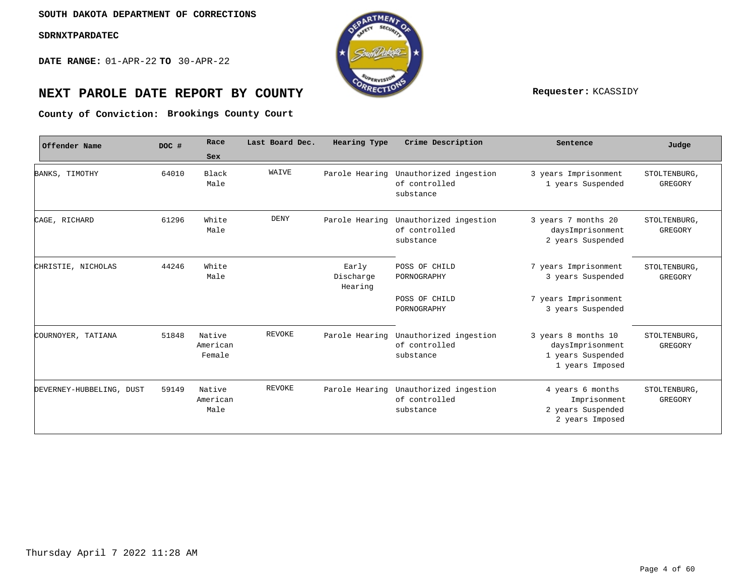**SOUTH DAKOTA DEPARTMENT OF CORRECTIONS**

**SDRNXTPARDATEC**

**DATE RANGE:** 01-APR-22 **TO** 30-APR-22

# NEXT PAROLE DATE REPORT BY COUNTY

**Requester:** KCASSIDY

**County of Conviction: Brookings County Court**

| Offender Name | DOC # | Race Sex | Last Board Dec. | Hearing Type | Crime Description | Sentence | Judge |
|---|---|---|---|---|---|---|---|
| BANKS, TIMOTHY | 64010 | Black Male | WAIVE | Parole Hearing | Unauthorized ingestion of controlled substance | 3 years Imprisonment 1 years Suspended | STOLTENBURG, GREGORY |
| CAGE, RICHARD | 61296 | White Male | DENY | Parole Hearing | Unauthorized ingestion of controlled substance | 3 years 7 months 20 daysImprisonment 2 years Suspended | STOLTENBURG, GREGORY |
| CHRISTIE, NICHOLAS | 44246 | White Male | | Early Discharge Hearing | POSS OF CHILD PORNOGRAPHY | 7 years Imprisonment 3 years Suspended | STOLTENBURG, GREGORY |
| | | | | | POSS OF CHILD PORNOGRAPHY | 7 years Imprisonment 3 years Suspended | |
| COURNOYER, TATIANA | 51848 | Native American Female | REVOKE | Parole Hearing | Unauthorized ingestion of controlled substance | 3 years 8 months 10 daysImprisonment 1 years Suspended 1 years Imposed | STOLTENBURG, GREGORY |
| DEVERNEY-HUBBELING, DUST | 59149 | Native American Male | REVOKE | Parole Hearing | Unauthorized ingestion of controlled substance | 4 years 6 months Imprisonment 2 years Suspended 2 years Imposed | STOLTENBURG, GREGORY |

Thursday April 7 2022 11:28 AM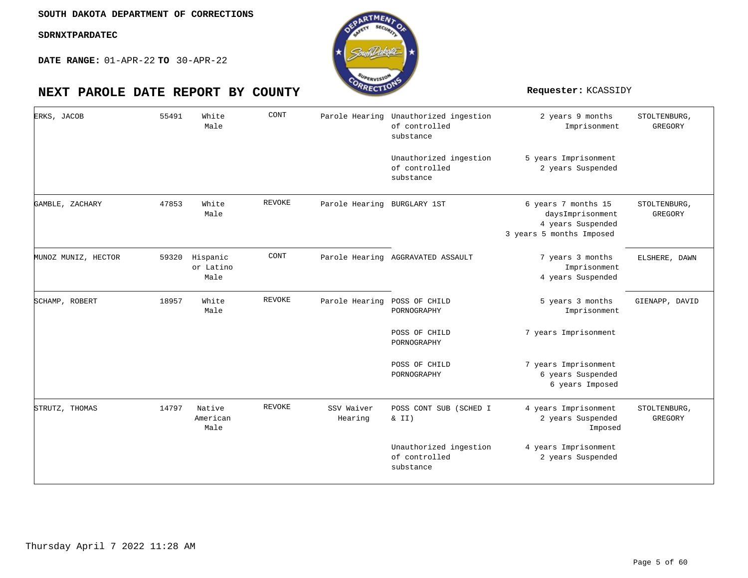**SOUTH DAKOTA DEPARTMENT OF CORRECTIONS**

**SDRNXTPARDATEC**

**DATE RANGE:** 01-APR-22 **TO** 30-APR-22

# NEXT PAROLE DATE REPORT BY COUNTY

**Requester:** KCASSIDY

| | | | | | | | |
|---|---|---|---|---|---|---|---|
| ERKS, JACOB | 55491 | White Male | CONT | Parole Hearing | Unauthorized ingestion of controlled substance | 2 years 9 months Imprisonment | STOLTENBURG, GREGORY |
| | | | | | Unauthorized ingestion of controlled substance | 5 years Imprisonment 2 years Suspended | |
| GAMBLE, ZACHARY | 47853 | White Male | REVOKE | Parole Hearing | BURGLARY 1ST | 6 years 7 months 15 daysImprisonment 4 years Suspended 3 years 5 months Imposed | STOLTENBURG, GREGORY |
| MUNOZ MUNIZ, HECTOR | 59320 | Hispanic or Latino Male | CONT | Parole Hearing | AGGRAVATED ASSAULT | 7 years 3 months Imprisonment 4 years Suspended | ELSHERE, DAWN |
| SCHAMP, ROBERT | 18957 | White Male | REVOKE | Parole Hearing | POSS OF CHILD PORNOGRAPHY | 5 years 3 months Imprisonment | GIENAPP, DAVID |
| | | | | | POSS OF CHILD PORNOGRAPHY | 7 years Imprisonment | |
| | | | | | POSS OF CHILD PORNOGRAPHY | 7 years Imprisonment 6 years Suspended 6 years Imposed | |
| STRUTZ, THOMAS | 14797 | Native American Male | REVOKE | SSV Waiver Hearing | POSS CONT SUB (SCHED I & II) | 4 years Imprisonment 2 years Suspended Imposed | STOLTENBURG, GREGORY |
| | | | | | Unauthorized ingestion of controlled substance | 4 years Imprisonment 2 years Suspended | |

Thursday April 7 2022 11:28 AM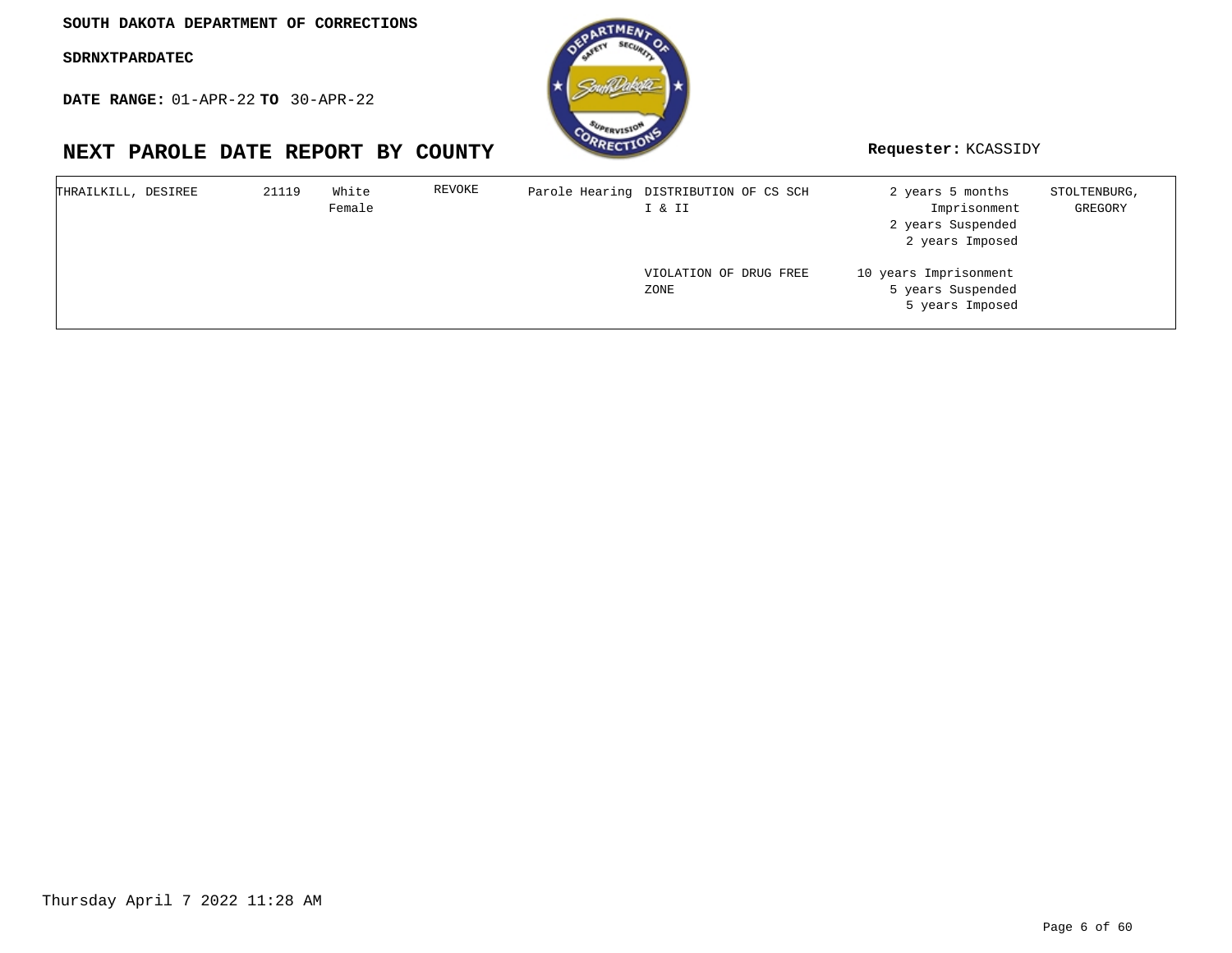SOUTH DAKOTA DEPARTMENT OF CORRECTIONS

**SDRNXTPARDATEC**

**DATE RANGE:** 01-APR-22 **TO** 30-APR-22

## NEXT PAROLE DATE REPORT BY COUNTY

**Requester:** KCASSIDY

| | | | | | | | |
|---|---|---|---|---|---|---|---|
| THRAILKILL, DESIREE | 21119 | White Female | REVOKE | Parole Hearing | DISTRIBUTION OF CS SCH I & II | 2 years 5 months Imprisonment<br>2 years Suspended<br>2 years Imposed | STOLTENBURG, GREGORY |
| | | | | | VIOLATION OF DRUG FREE ZONE | 10 years Imprisonment<br>5 years Suspended<br>5 years Imposed | |

Thursday April 7 2022 11:28 AM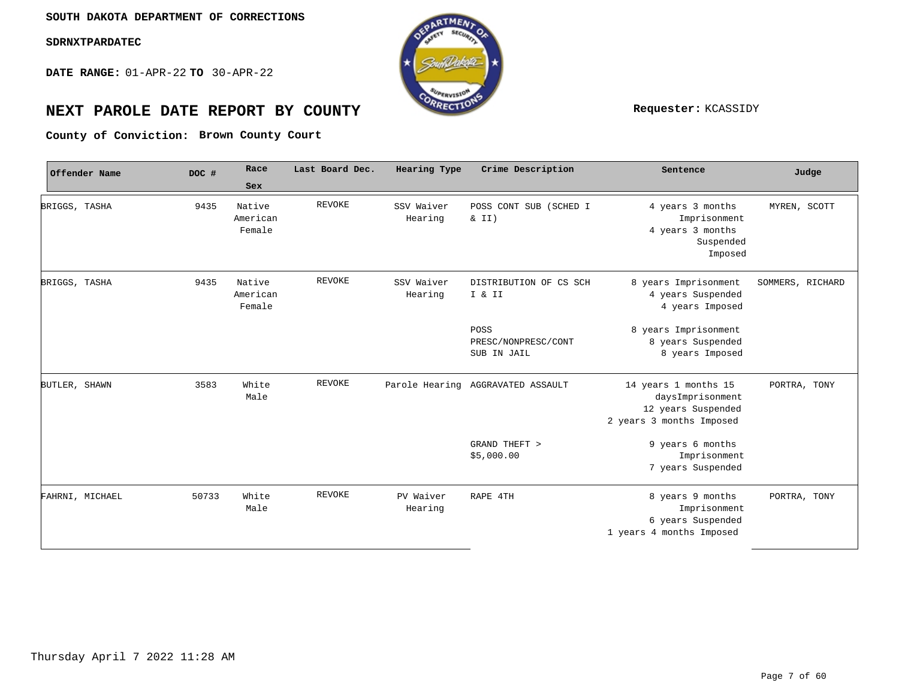**SOUTH DAKOTA DEPARTMENT OF CORRECTIONS**

**SDRNXTPARDATEC**

**DATE RANGE:** 01-APR-22 **TO** 30-APR-22

# NEXT PAROLE DATE REPORT BY COUNTY

**Requester:** KCASSIDY

**County of Conviction: Brown County Court**

| Offender Name | DOC # | Race Sex | Last Board Dec. | Hearing Type | Crime Description | Sentence | Judge |
|---|---|---|---|---|---|---|---|
| BRIGGS, TASHA | 9435 | Native American Female | REVOKE | SSV Waiver Hearing | POSS CONT SUB (SCHED I & II) | 4 years 3 months Imprisonment 4 years 3 months Suspended Imposed | MYREN, SCOTT |
| BRIGGS, TASHA | 9435 | Native American Female | REVOKE | SSV Waiver Hearing | DISTRIBUTION OF CS SCH I & II | 8 years Imprisonment 4 years Suspended 4 years Imposed | SOMMERS, RICHARD |
| | | | | | POSS PRESC/NONPRESC/CONT SUB IN JAIL | 8 years Imprisonment 8 years Suspended 8 years Imposed | |
| BUTLER, SHAWN | 3583 | White Male | REVOKE | Parole Hearing | AGGRAVATED ASSAULT | 14 years 1 months 15 daysImprisonment 12 years Suspended 2 years 3 months Imposed | PORTRA, TONY |
| | | | | | GRAND THEFT > $5,000.00 | 9 years 6 months Imprisonment 7 years Suspended | |
| FAHRNI, MICHAEL | 50733 | White Male | REVOKE | PV Waiver Hearing | RAPE 4TH | 8 years 9 months Imprisonment 6 years Suspended 1 years 4 months Imposed | PORTRA, TONY |

Thursday April 7 2022 11:28 AM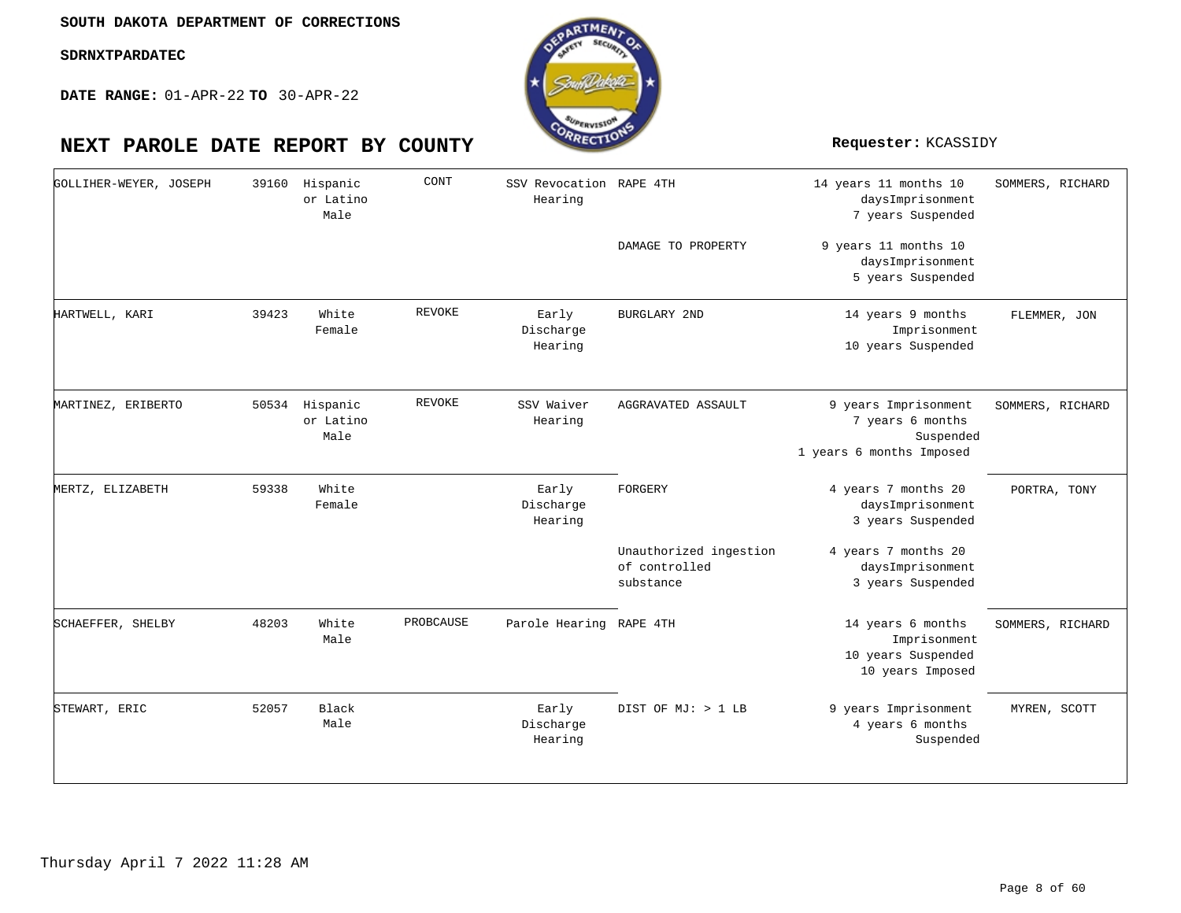**SOUTH DAKOTA DEPARTMENT OF CORRECTIONS**

**SDRNXTPARDATEC**

**DATE RANGE:** 01-APR-22 **TO** 30-APR-22

# NEXT PAROLE DATE REPORT BY COUNTY

**Requester:** KCASSIDY

| | | | | | | | |
|---|---|---|---|---|---|---|---|
| GOLLIHER-WEYER, JOSEPH | 39160 | Hispanic or Latino Male | CONT | SSV Revocation Hearing | RAPE 4TH | 14 years 11 months 10 daysImprisonment 7 years Suspended | SOMMERS, RICHARD |
| | | | | | DAMAGE TO PROPERTY | 9 years 11 months 10 daysImprisonment 5 years Suspended | |
| HARTWELL, KARI | 39423 | White Female | REVOKE | Early Discharge Hearing | BURGLARY 2ND | 14 years 9 months Imprisonment 10 years Suspended | FLEMMER, JON |
| MARTINEZ, ERIBERTO | 50534 | Hispanic or Latino Male | REVOKE | SSV Waiver Hearing | AGGRAVATED ASSAULT | 9 years Imprisonment 7 years 6 months Suspended 1 years 6 months Imposed | SOMMERS, RICHARD |
| MERTZ, ELIZABETH | 59338 | White Female | | Early Discharge Hearing | FORGERY | 4 years 7 months 20 daysImprisonment 3 years Suspended | PORTRA, TONY |
| | | | | | Unauthorized ingestion of controlled substance | 4 years 7 months 20 daysImprisonment 3 years Suspended | |
| SCHAEFFER, SHELBY | 48203 | White Male | PROBCAUSE | Parole Hearing | RAPE 4TH | 14 years 6 months Imprisonment 10 years Suspended 10 years Imposed | SOMMERS, RICHARD |
| STEWART, ERIC | 52057 | Black Male | | Early Discharge Hearing | DIST OF MJ: > 1 LB | 9 years Imprisonment 4 years 6 months Suspended | MYREN, SCOTT |

Thursday April 7 2022 11:28 AM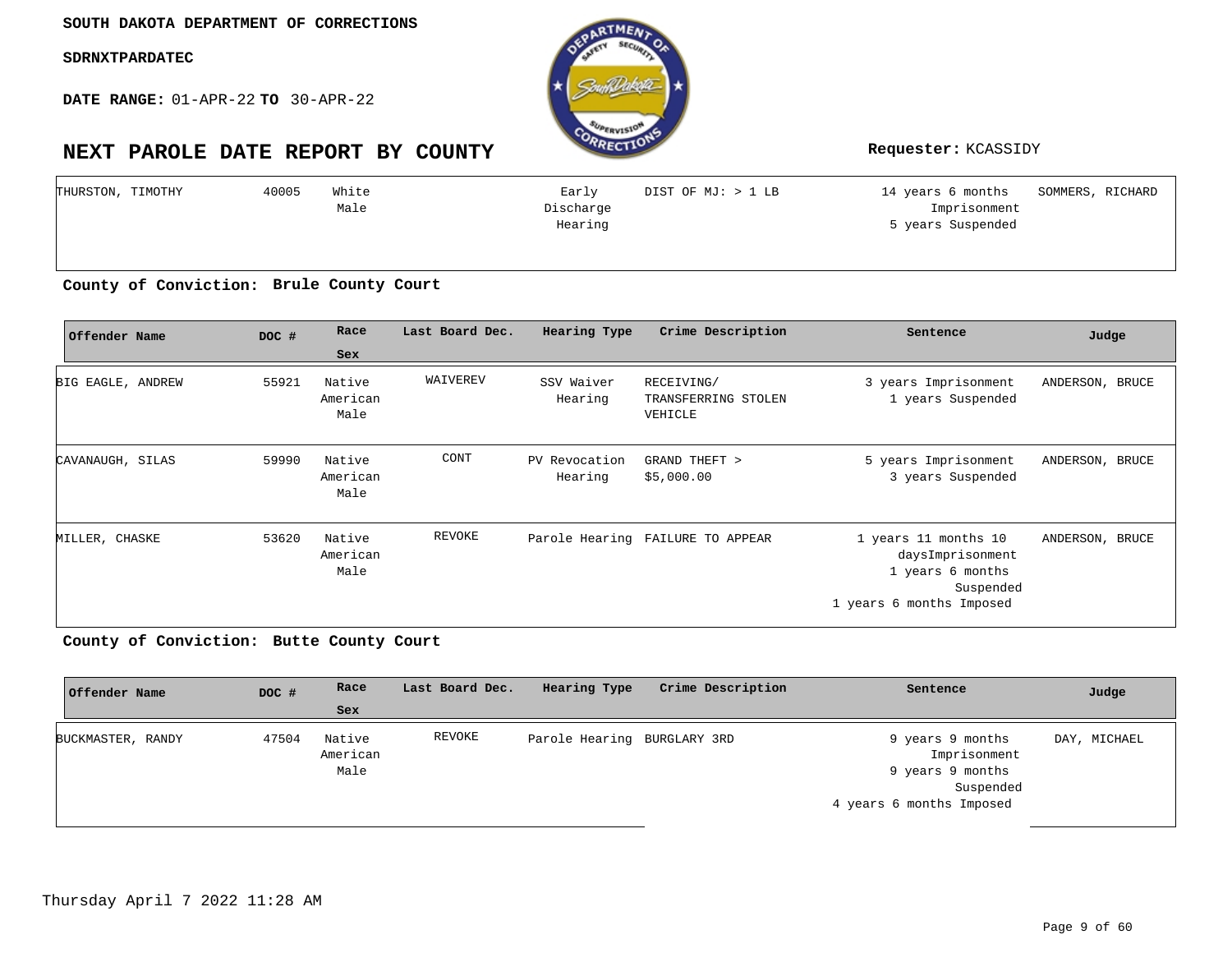SOUTH DAKOTA DEPARTMENT OF CORRECTIONS

SDRNXTPARDATEC

**DATE RANGE:** 01-APR-22 **TO** 30-APR-22

# NEXT PAROLE DATE REPORT BY COUNTY

**Requester:** KCASSIDY

| Offender Name | DOC # | Race Sex | Last Board Dec. | Hearing Type | Crime Description | Sentence | Judge |
|---|---|---|---|---|---|---|---|
| THURSTON, TIMOTHY | 40005 | White Male | | Early Discharge Hearing | DIST OF MJ: > 1 LB | 14 years 6 months Imprisonment 5 years Suspended | SOMMERS, RICHARD |

**County of Conviction: Brule County Court**

| Offender Name | DOC # | Race Sex | Last Board Dec. | Hearing Type | Crime Description | Sentence | Judge |
|---|---|---|---|---|---|---|---|
| BIG EAGLE, ANDREW | 55921 | Native American Male | WAIVEREV | SSV Waiver Hearing | RECEIVING/ TRANSFERRING STOLEN VEHICLE | 3 years Imprisonment 1 years Suspended | ANDERSON, BRUCE |
| CAVANAUGH, SILAS | 59990 | Native American Male | CONT | PV Revocation Hearing | GRAND THEFT > $5,000.00 | 5 years Imprisonment 3 years Suspended | ANDERSON, BRUCE |
| MILLER, CHASKE | 53620 | Native American Male | REVOKE | Parole Hearing | FAILURE TO APPEAR | 1 years 11 months 10 daysImprisonment 1 years 6 months Suspended 1 years 6 months Imposed | ANDERSON, BRUCE |

**County of Conviction: Butte County Court**

| Offender Name | DOC # | Race Sex | Last Board Dec. | Hearing Type | Crime Description | Sentence | Judge |
|---|---|---|---|---|---|---|---|
| BUCKMASTER, RANDY | 47504 | Native American Male | REVOKE | Parole Hearing | BURGLARY 3RD | 9 years 9 months Imprisonment 9 years 9 months Suspended 4 years 6 months Imposed | DAY, MICHAEL |

Thursday April 7 2022 11:28 AM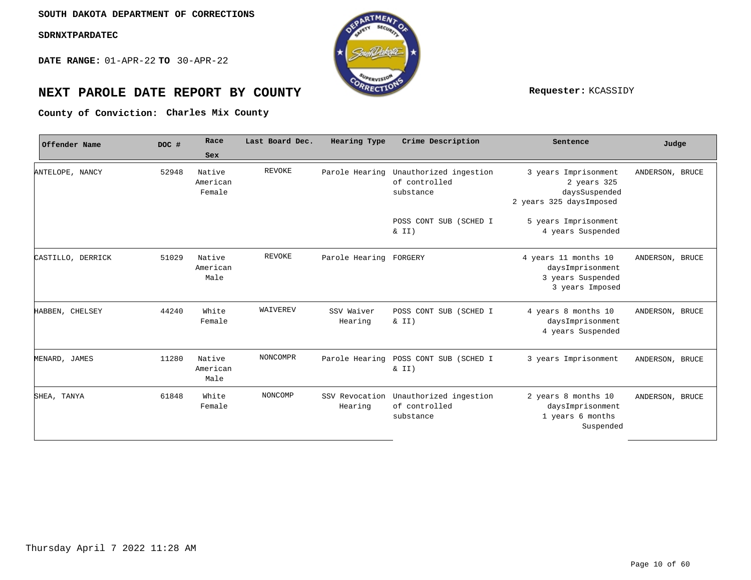SOUTH DAKOTA DEPARTMENT OF CORRECTIONS

SDRNXTPARDATEC

**DATE RANGE:** 01-APR-22 **TO** 30-APR-22

# NEXT PAROLE DATE REPORT BY COUNTY

**Requester:** KCASSIDY

**County of Conviction: Charles Mix County**

| Offender Name | DOC # | Race Sex | Last Board Dec. | Hearing Type | Crime Description | Sentence | Judge |
|---|---|---|---|---|---|---|---|
| ANTELOPE, NANCY | 52948 | Native American Female | REVOKE | Parole Hearing | Unauthorized ingestion of controlled substance | 3 years Imprisonment 2 years 325 daysSuspended 2 years 325 daysImposed | ANDERSON, BRUCE |
| | | | | | POSS CONT SUB (SCHED I & II) | 5 years Imprisonment 4 years Suspended | |
| CASTILLO, DERRICK | 51029 | Native American Male | REVOKE | Parole Hearing | FORGERY | 4 years 11 months 10 daysImprisonment 3 years Suspended 3 years Imposed | ANDERSON, BRUCE |
| HABBEN, CHELSEY | 44240 | White Female | WAIVEREV | SSV Waiver Hearing | POSS CONT SUB (SCHED I & II) | 4 years 8 months 10 daysImprisonment 4 years Suspended | ANDERSON, BRUCE |
| MENARD, JAMES | 11280 | Native American Male | NONCOMPR | Parole Hearing | POSS CONT SUB (SCHED I & II) | 3 years Imprisonment | ANDERSON, BRUCE |
| SHEA, TANYA | 61848 | White Female | NONCOMP | SSV Revocation Hearing | Unauthorized ingestion of controlled substance | 2 years 8 months 10 daysImprisonment 1 years 6 months Suspended | ANDERSON, BRUCE |

Thursday April 7 2022 11:28 AM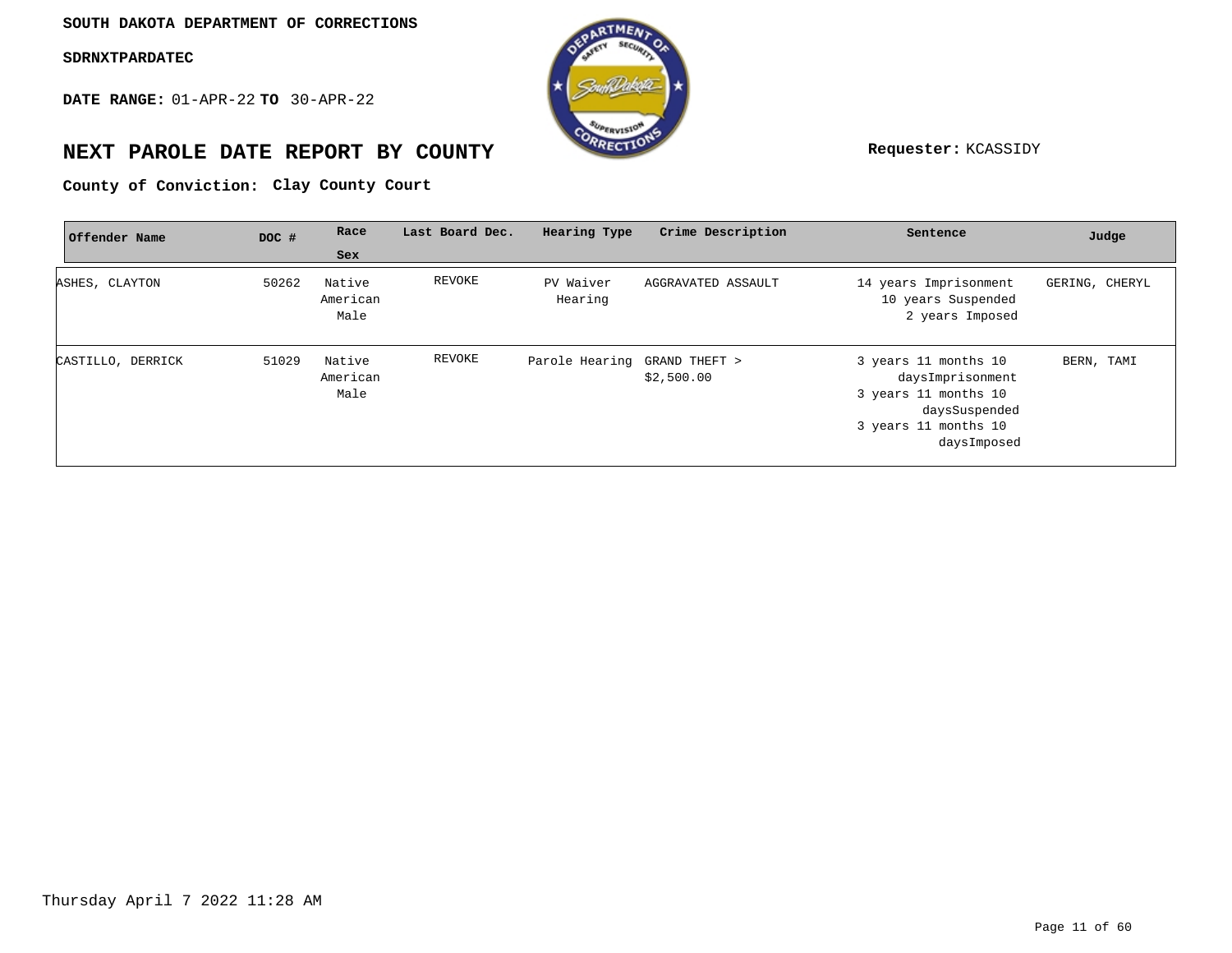**SOUTH DAKOTA DEPARTMENT OF CORRECTIONS**

**SDRNXTPARDATEC**

**DATE RANGE:** 01-APR-22 **TO** 30-APR-22

# NEXT PAROLE DATE REPORT BY COUNTY

**Requester:** KCASSIDY

**County of Conviction:** **Clay County Court**

| Offender Name | DOC # | Race Sex | Last Board Dec. | Hearing Type | Crime Description | Sentence | Judge |
|---|---|---|---|---|---|---|---|
| ASHES, CLAYTON | 50262 | Native American Male | REVOKE | PV Waiver Hearing | AGGRAVATED ASSAULT | 14 years Imprisonment 10 years Suspended 2 years Imposed | GERING, CHERYL |
| CASTILLO, DERRICK | 51029 | Native American Male | REVOKE | Parole Hearing | GRAND THEFT > $2,500.00 | 3 years 11 months 10 daysImprisonment 3 years 11 months 10 daysSuspended 3 years 11 months 10 daysImposed | BERN, TAMI |

Thursday April 7 2022 11:28 AM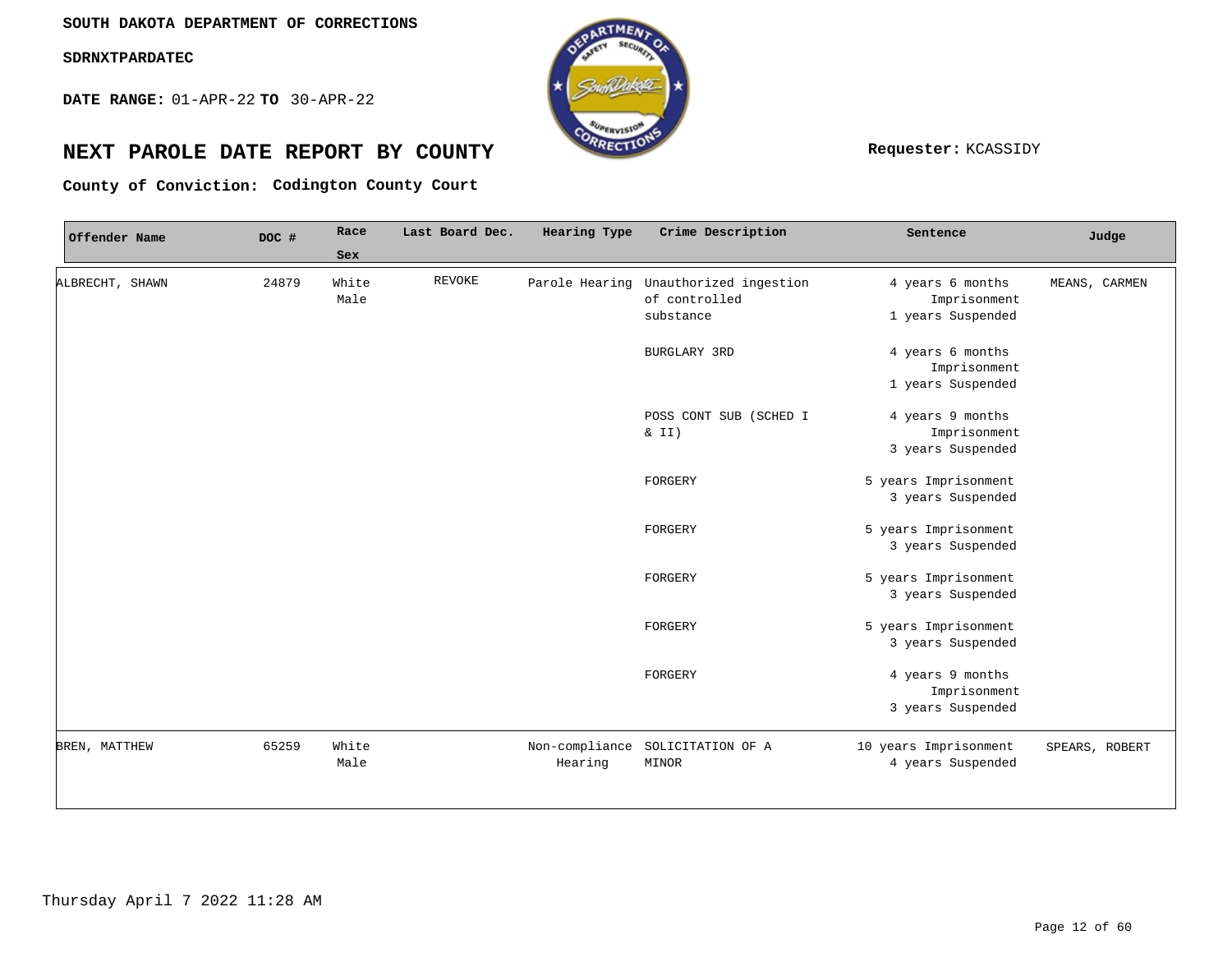**SOUTH DAKOTA DEPARTMENT OF CORRECTIONS**

**SDRNXTPARDATEC**

**DATE RANGE:** 01-APR-22 **TO** 30-APR-22

# NEXT PAROLE DATE REPORT BY COUNTY

**Requester:** KCASSIDY

**County of Conviction: Codington County Court**

| Offender Name | DOC # | Race Sex | Last Board Dec. | Hearing Type | Crime Description | Sentence | Judge |
|---|---|---|---|---|---|---|---|
| ALBRECHT, SHAWN | 24879 | White Male | REVOKE | Parole Hearing | Unauthorized ingestion of controlled substance | 4 years 6 months Imprisonment 1 years Suspended | MEANS, CARMEN |
| | | | | | BURGLARY 3RD | 4 years 6 months Imprisonment 1 years Suspended | |
| | | | | | POSS CONT SUB (SCHED I & II) | 4 years 9 months Imprisonment 3 years Suspended | |
| | | | | | FORGERY | 5 years Imprisonment 3 years Suspended | |
| | | | | | FORGERY | 5 years Imprisonment 3 years Suspended | |
| | | | | | FORGERY | 5 years Imprisonment 3 years Suspended | |
| | | | | | FORGERY | 5 years Imprisonment 3 years Suspended | |
| | | | | | FORGERY | 4 years 9 months Imprisonment 3 years Suspended | |
| BREN, MATTHEW | 65259 | White Male | | Non-compliance Hearing | SOLICITATION OF A MINOR | 10 years Imprisonment 4 years Suspended | SPEARS, ROBERT |

Thursday April 7 2022 11:28 AM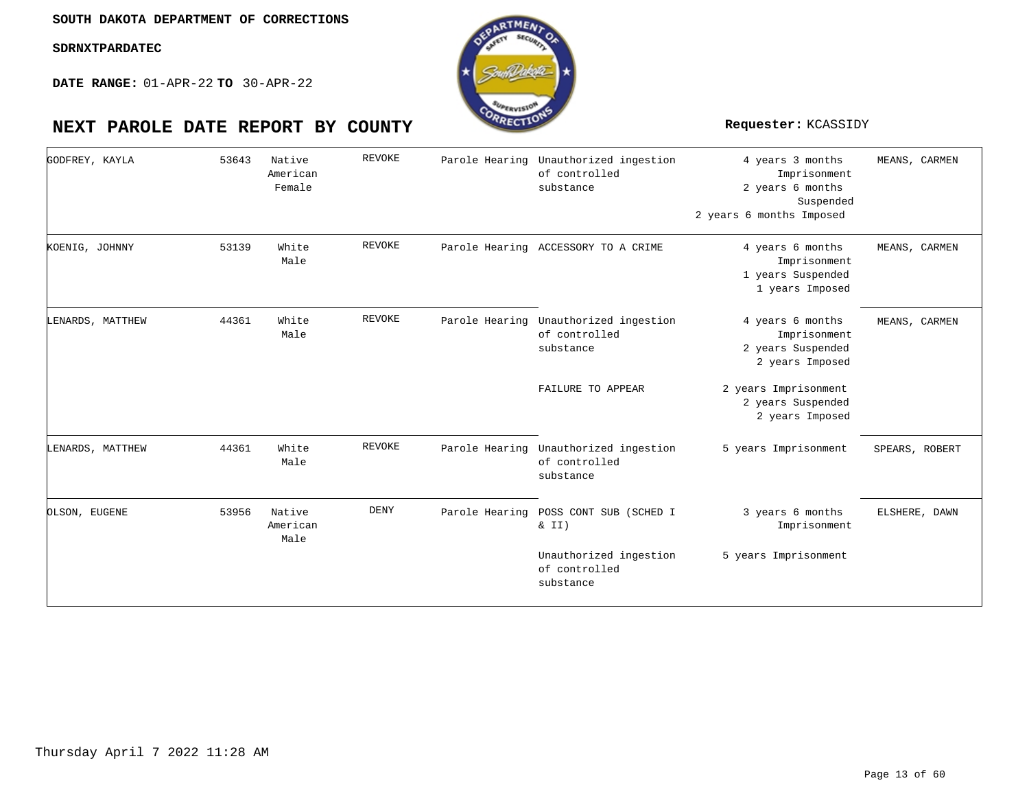SOUTH DAKOTA DEPARTMENT OF CORRECTIONS

SDRNXTPARDATEC

**DATE RANGE:** 01-APR-22 **TO** 30-APR-22

# NEXT PAROLE DATE REPORT BY COUNTY

**Requester:** KCASSIDY

| Name | Number | Race/Sex | Action | Hearing Type | Offense | Sentence | Agent |
|---|---|---|---|---|---|---|---|
| GODFREY, KAYLA | 53643 | Native American Female | REVOKE | Parole Hearing | Unauthorized ingestion of controlled substance | 4 years 3 months Imprisonment 2 years 6 months Suspended 2 years 6 months Imposed | MEANS, CARMEN |
| KOENIG, JOHNNY | 53139 | White Male | REVOKE | Parole Hearing | ACCESSORY TO A CRIME | 4 years 6 months Imprisonment 1 years Suspended 1 years Imposed | MEANS, CARMEN |
| LENARDS, MATTHEW | 44361 | White Male | REVOKE | Parole Hearing | Unauthorized ingestion of controlled substance | 4 years 6 months Imprisonment 2 years Suspended 2 years Imposed | MEANS, CARMEN |
| | | | | | FAILURE TO APPEAR | 2 years Imprisonment 2 years Suspended 2 years Imposed | |
| LENARDS, MATTHEW | 44361 | White Male | REVOKE | Parole Hearing | Unauthorized ingestion of controlled substance | 5 years Imprisonment | SPEARS, ROBERT |
| OLSON, EUGENE | 53956 | Native American Male | DENY | Parole Hearing | POSS CONT SUB (SCHED I & II) | 3 years 6 months Imprisonment | ELSHERE, DAWN |
| | | | | | Unauthorized ingestion of controlled substance | 5 years Imprisonment | |

Thursday April 7 2022 11:28 AM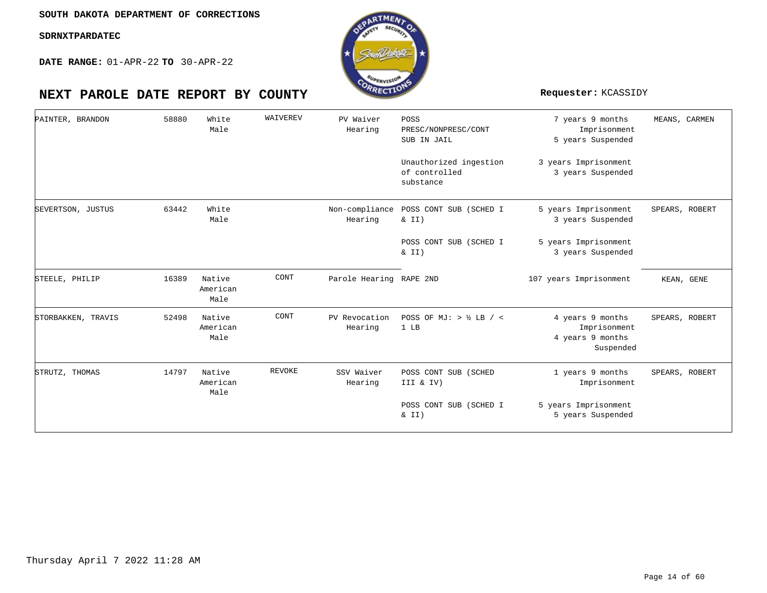SOUTH DAKOTA DEPARTMENT OF CORRECTIONS

SDRNXTPARDATEC

**DATE RANGE:** 01-APR-22 **TO** 30-APR-22

# NEXT PAROLE DATE REPORT BY COUNTY

**Requester:** KCASSIDY

| | | | | | | | |
|---|---|---|---|---|---|---|---|
| PAINTER, BRANDON | 58880 | White Male | WAIVEREV | PV Waiver Hearing | POSS PRESC/NONPRESC/CONT SUB IN JAIL | 7 years 9 months Imprisonment 5 years Suspended | MEANS, CARMEN |
| | | | | | Unauthorized ingestion of controlled substance | 3 years Imprisonment 3 years Suspended | |
| SEVERTSON, JUSTUS | 63442 | White Male | | Non-compliance Hearing | POSS CONT SUB (SCHED I & II) | 5 years Imprisonment 3 years Suspended | SPEARS, ROBERT |
| | | | | | POSS CONT SUB (SCHED I & II) | 5 years Imprisonment 3 years Suspended | |
| STEELE, PHILIP | 16389 | Native American Male | CONT | Parole Hearing | RAPE 2ND | 107 years Imprisonment | KEAN, GENE |
| STORBAKKEN, TRAVIS | 52498 | Native American Male | CONT | PV Revocation Hearing | POSS OF MJ: > ½ LB / < 1 LB | 4 years 9 months Imprisonment 4 years 9 months Suspended | SPEARS, ROBERT |
| STRUTZ, THOMAS | 14797 | Native American Male | REVOKE | SSV Waiver Hearing | POSS CONT SUB (SCHED III & IV) | 1 years 9 months Imprisonment | SPEARS, ROBERT |
| | | | | | POSS CONT SUB (SCHED I & II) | 5 years Imprisonment 5 years Suspended | |

Thursday April 7 2022 11:28 AM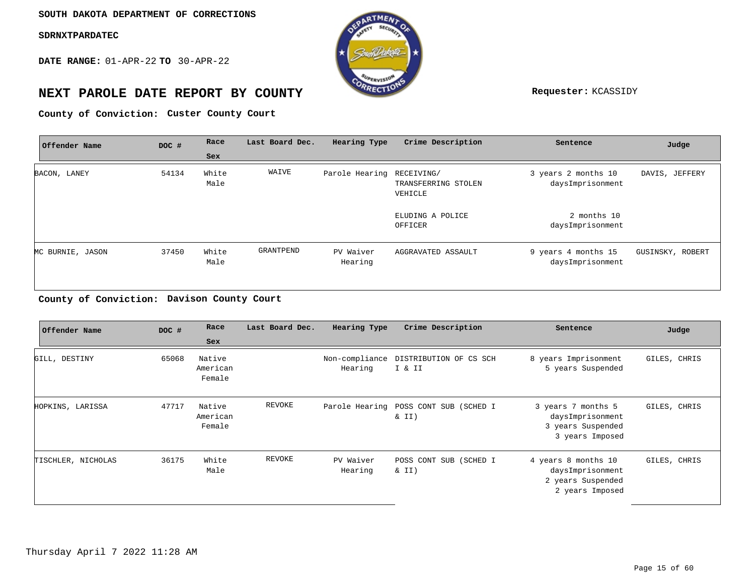SOUTH DAKOTA DEPARTMENT OF CORRECTIONS

SDRNXTPARDATEC

**DATE RANGE:** 01-APR-22 **TO** 30-APR-22

# NEXT PAROLE DATE REPORT BY COUNTY

**Requester:** KCASSIDY

**County of Conviction: Custer County Court**

| Offender Name | DOC # | Race Sex | Last Board Dec. | Hearing Type | Crime Description | Sentence | Judge |
|---|---|---|---|---|---|---|---|
| BACON, LANEY | 54134 | White Male | WAIVE | Parole Hearing | RECEIVING/ TRANSFERRING STOLEN VEHICLE | 3 years 2 months 10 daysImprisonment | DAVIS, JEFFERY |
| | | | | | ELUDING A POLICE OFFICER | 2 months 10 daysImprisonment | |
| MC BURNIE, JASON | 37450 | White Male | GRANTPEND | PV Waiver Hearing | AGGRAVATED ASSAULT | 9 years 4 months 15 daysImprisonment | GUSINSKY, ROBERT |

**County of Conviction: Davison County Court**

| Offender Name | DOC # | Race Sex | Last Board Dec. | Hearing Type | Crime Description | Sentence | Judge |
|---|---|---|---|---|---|---|---|
| GILL, DESTINY | 65068 | Native American Female | | Non-compliance Hearing | DISTRIBUTION OF CS SCH I & II | 8 years Imprisonment 5 years Suspended | GILES, CHRIS |
| HOPKINS, LARISSA | 47717 | Native American Female | REVOKE | Parole Hearing | POSS CONT SUB (SCHED I & II) | 3 years 7 months 5 daysImprisonment 3 years Suspended 3 years Imposed | GILES, CHRIS |
| TISCHLER, NICHOLAS | 36175 | White Male | REVOKE | PV Waiver Hearing | POSS CONT SUB (SCHED I & II) | 4 years 8 months 10 daysImprisonment 2 years Suspended 2 years Imposed | GILES, CHRIS |

Thursday April 7 2022 11:28 AM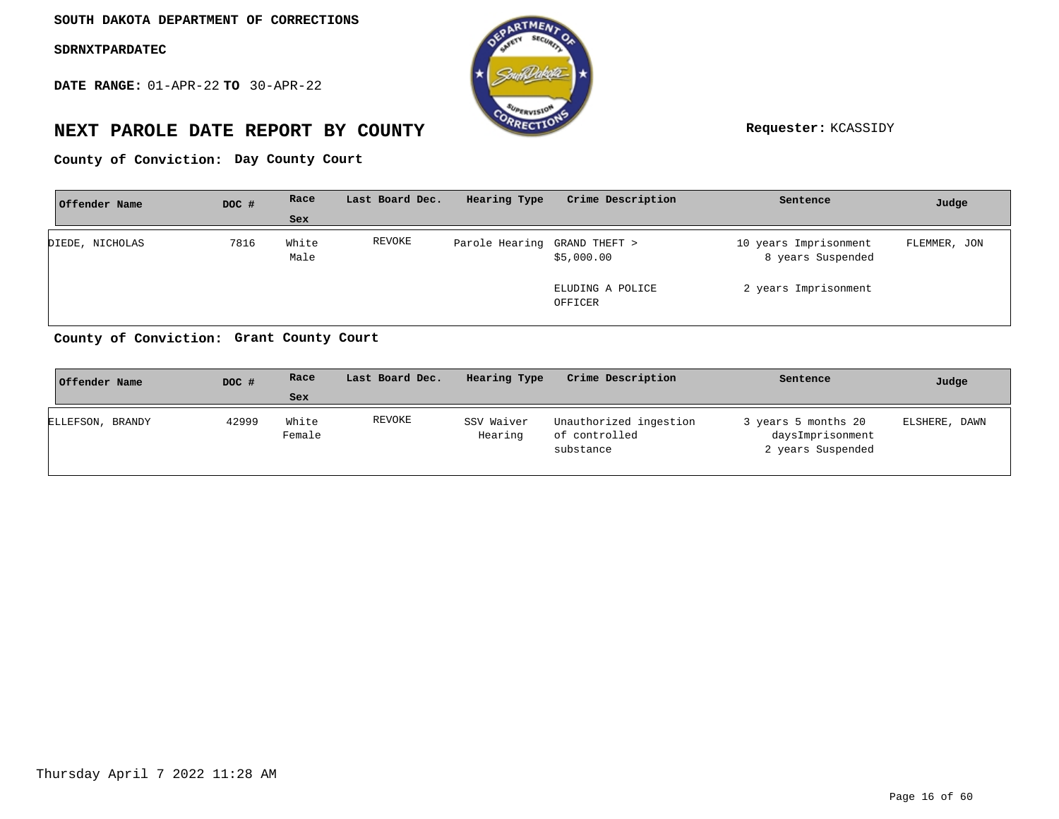**SOUTH DAKOTA DEPARTMENT OF CORRECTIONS**

**SDRNXTPARDATEC**

**DATE RANGE:** 01-APR-22 **TO** 30-APR-22

# NEXT PAROLE DATE REPORT BY COUNTY

**Requester:** KCASSIDY

**County of Conviction: Day County Court**

| Offender Name | DOC # | Race<br>Sex | Last Board Dec. | Hearing Type | Crime Description | Sentence | Judge |
|---|---|---|---|---|---|---|---|
| DIEDE, NICHOLAS | 7816 | White<br>Male | REVOKE | Parole Hearing | GRAND THEFT > $5,000.00 | 10 years Imprisonment<br>8 years Suspended | FLEMMER, JON |
| | | | | | ELUDING A POLICE OFFICER | 2 years Imprisonment | |

**County of Conviction: Grant County Court**

| Offender Name | DOC # | Race<br>Sex | Last Board Dec. | Hearing Type | Crime Description | Sentence | Judge |
|---|---|---|---|---|---|---|---|
| ELLEFSON, BRANDY | 42999 | White<br>Female | REVOKE | SSV Waiver Hearing | Unauthorized ingestion of controlled substance | 3 years 5 months 20 daysImprisonment<br>2 years Suspended | ELSHERE, DAWN |

Thursday April 7 2022 11:28 AM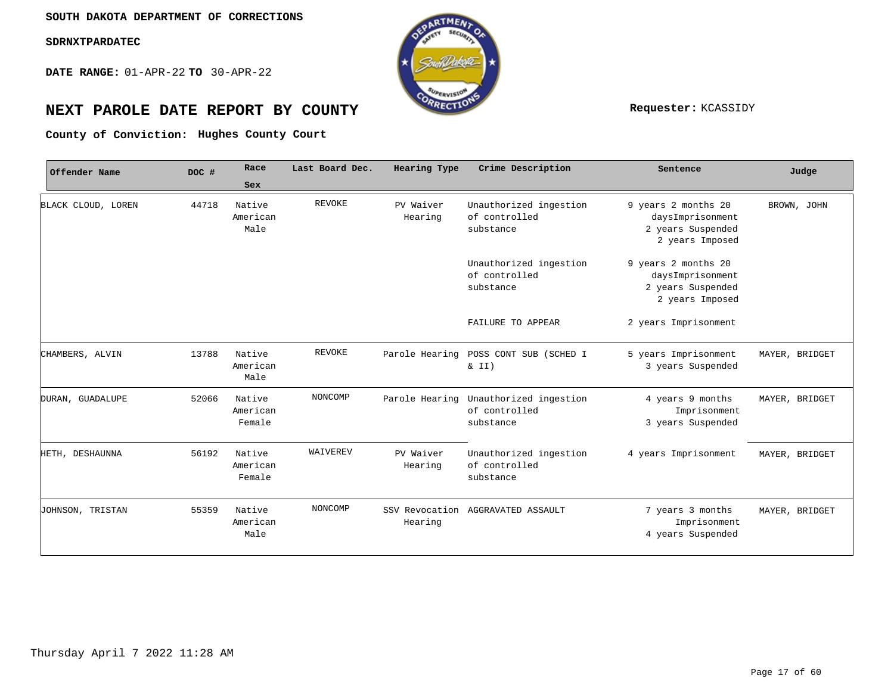**SOUTH DAKOTA DEPARTMENT OF CORRECTIONS**

**SDRNXTPARDATEC**

**DATE RANGE:** 01-APR-22 **TO** 30-APR-22

# NEXT PAROLE DATE REPORT BY COUNTY

**Requester:** KCASSIDY

**County of Conviction: Hughes County Court**

| Offender Name | DOC # | Race Sex | Last Board Dec. | Hearing Type | Crime Description | Sentence | Judge |
|---|---|---|---|---|---|---|---|
| BLACK CLOUD, LOREN | 44718 | Native American Male | REVOKE | PV Waiver Hearing | Unauthorized ingestion of controlled substance | 9 years 2 months 20 daysImprisonment 2 years Suspended 2 years Imposed | BROWN, JOHN |
| | | | | | Unauthorized ingestion of controlled substance | 9 years 2 months 20 daysImprisonment 2 years Suspended 2 years Imposed | |
| | | | | | FAILURE TO APPEAR | 2 years Imprisonment | |
| CHAMBERS, ALVIN | 13788 | Native American Male | REVOKE | Parole Hearing | POSS CONT SUB (SCHED I & II) | 5 years Imprisonment 3 years Suspended | MAYER, BRIDGET |
| DURAN, GUADALUPE | 52066 | Native American Female | NONCOMP | Parole Hearing | Unauthorized ingestion of controlled substance | 4 years 9 months Imprisonment 3 years Suspended | MAYER, BRIDGET |
| HETH, DESHAUNNA | 56192 | Native American Female | WAIVEREV | PV Waiver Hearing | Unauthorized ingestion of controlled substance | 4 years Imprisonment | MAYER, BRIDGET |
| JOHNSON, TRISTAN | 55359 | Native American Male | NONCOMP | SSV Revocation Hearing | AGGRAVATED ASSAULT | 7 years 3 months Imprisonment 4 years Suspended | MAYER, BRIDGET |

Thursday April 7 2022 11:28 AM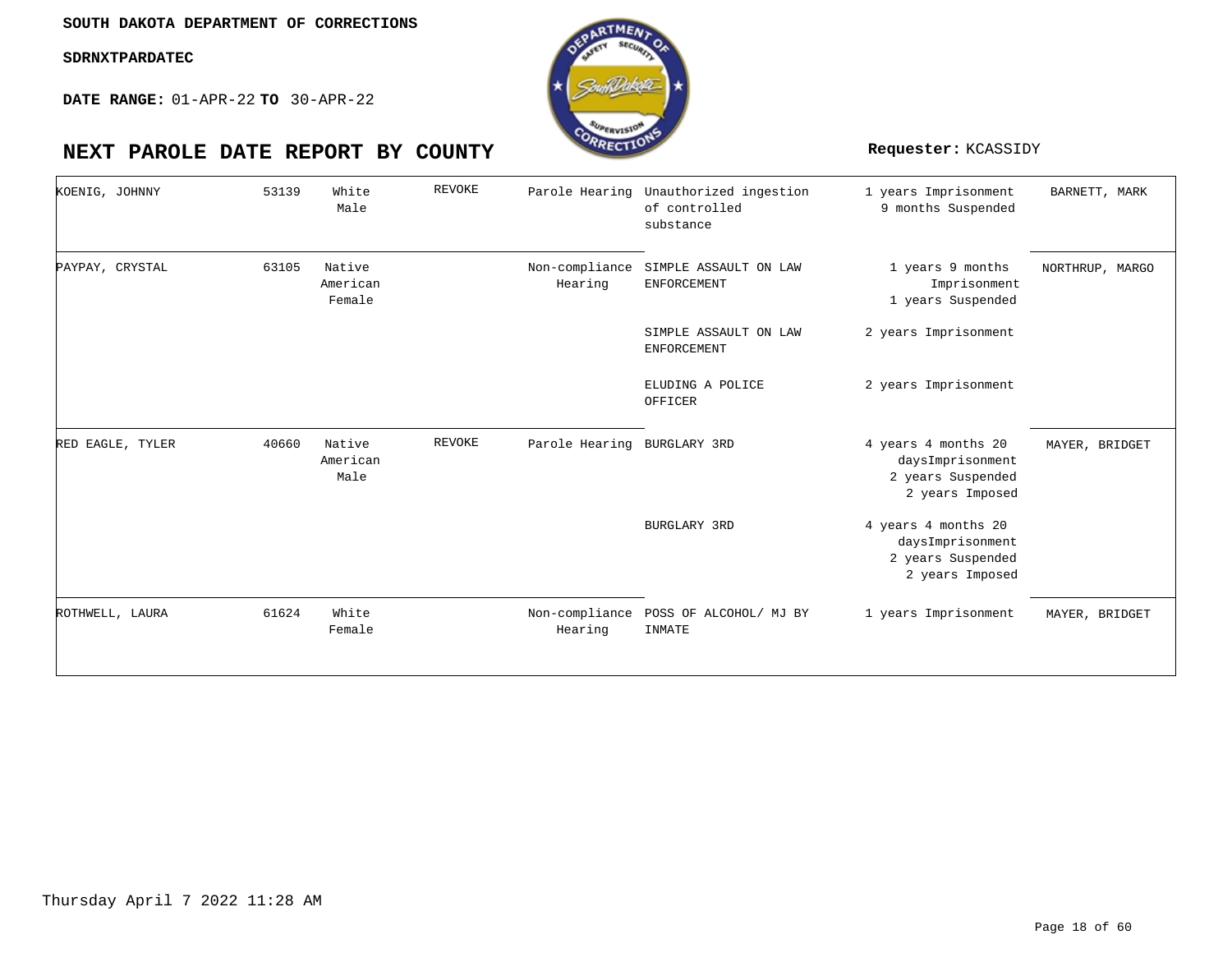SOUTH DAKOTA DEPARTMENT OF CORRECTIONS

SDRNXTPARDATEC

**DATE RANGE:** 01-APR-22 **TO** 30-APR-22

# NEXT PAROLE DATE REPORT BY COUNTY

**Requester:** KCASSIDY

| Name | Number | Race/Sex | Status | Hearing Type | Offense | Sentence | Agent |
|---|---|---|---|---|---|---|---|
| KOENIG, JOHNNY | 53139 | White Male | REVOKE | Parole Hearing | Unauthorized ingestion of controlled substance | 1 years Imprisonment 9 months Suspended | BARNETT, MARK |
| PAYPAY, CRYSTAL | 63105 | Native American Female | | Non-compliance Hearing | SIMPLE ASSAULT ON LAW ENFORCEMENT | 1 years 9 months Imprisonment 1 years Suspended | NORTHRUP, MARGO |
| | | | | | SIMPLE ASSAULT ON LAW ENFORCEMENT | 2 years Imprisonment | |
| | | | | | ELUDING A POLICE OFFICER | 2 years Imprisonment | |
| RED EAGLE, TYLER | 40660 | Native American Male | REVOKE | Parole Hearing | BURGLARY 3RD | 4 years 4 months 20 daysImprisonment 2 years Suspended 2 years Imposed | MAYER, BRIDGET |
| | | | | | BURGLARY 3RD | 4 years 4 months 20 daysImprisonment 2 years Suspended 2 years Imposed | |
| ROTHWELL, LAURA | 61624 | White Female | | Non-compliance Hearing | POSS OF ALCOHOL/ MJ BY INMATE | 1 years Imprisonment | MAYER, BRIDGET |

Thursday April 7 2022 11:28 AM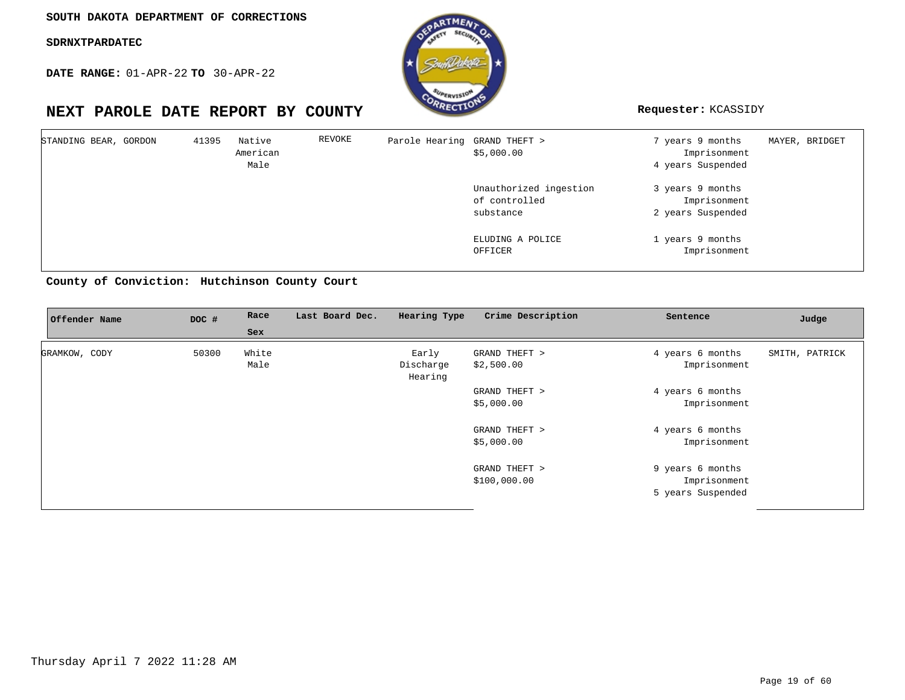SOUTH DAKOTA DEPARTMENT OF CORRECTIONS

SDRNXTPARDATEC

**DATE RANGE:** 01-APR-22 **TO** 30-APR-22

# NEXT PAROLE DATE REPORT BY COUNTY

**Requester:** KCASSIDY

| Offender Name | DOC # | Race Sex | Last Board Dec. | Hearing Type | Crime Description | Sentence | Judge |
|---|---|---|---|---|---|---|---|
| STANDING BEAR, GORDON | 41395 | Native American Male | REVOKE | Parole Hearing | GRAND THEFT > $5,000.00 | 7 years 9 months Imprisonment 4 years Suspended | MAYER, BRIDGET |
| | | | | | Unauthorized ingestion of controlled substance | 3 years 9 months Imprisonment 2 years Suspended | |
| | | | | | ELUDING A POLICE OFFICER | 1 years 9 months Imprisonment | |

**County of Conviction: Hutchinson County Court**

| Offender Name | DOC # | Race Sex | Last Board Dec. | Hearing Type | Crime Description | Sentence | Judge |
|---|---|---|---|---|---|---|---|
| GRAMKOW, CODY | 50300 | White Male | | Early Discharge Hearing | GRAND THEFT > $2,500.00 | 4 years 6 months Imprisonment | SMITH, PATRICK |
| | | | | | GRAND THEFT > $5,000.00 | 4 years 6 months Imprisonment | |
| | | | | | GRAND THEFT > $5,000.00 | 4 years 6 months Imprisonment | |
| | | | | | GRAND THEFT > $100,000.00 | 9 years 6 months Imprisonment 5 years Suspended | |

Thursday April 7 2022 11:28 AM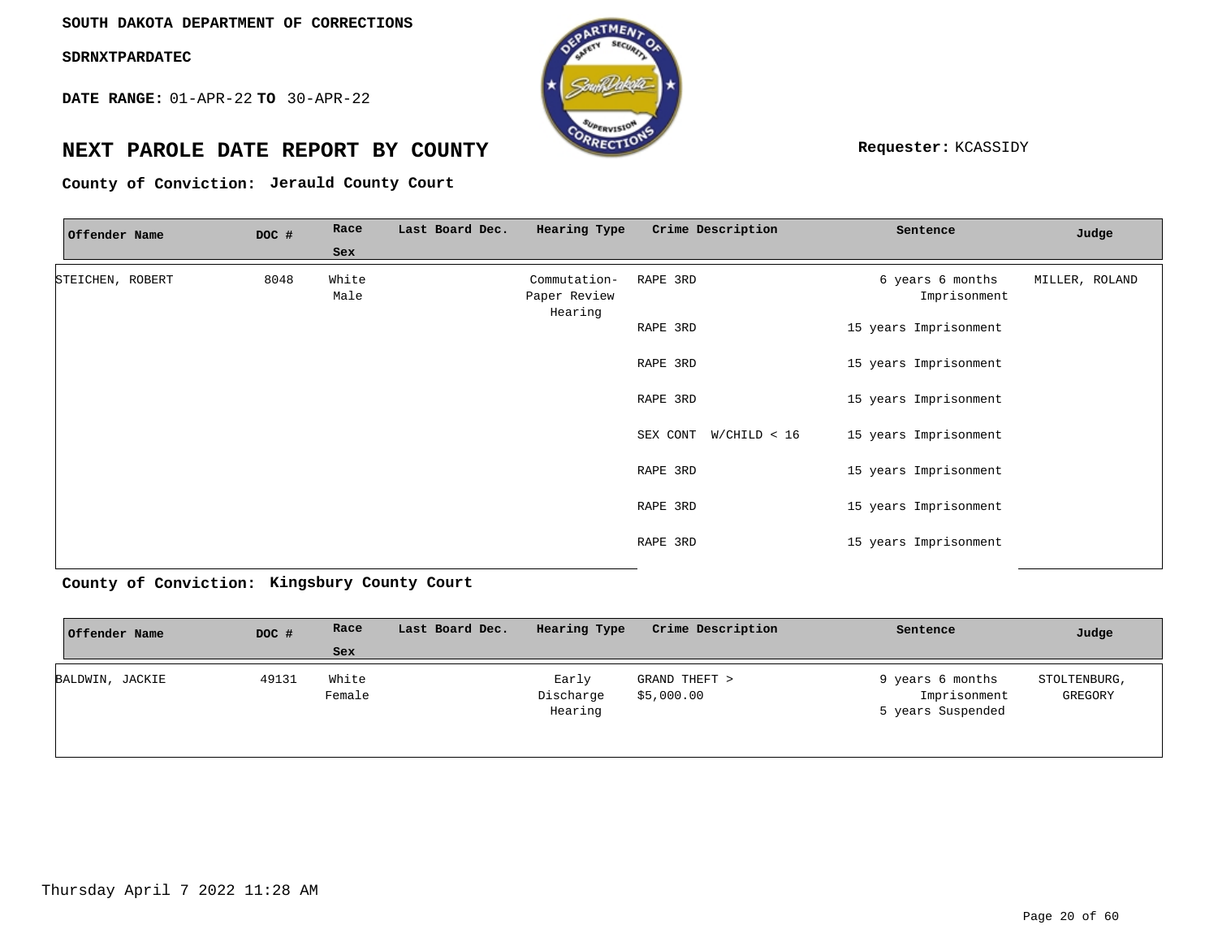SOUTH DAKOTA DEPARTMENT OF CORRECTIONS

SDRNXTPARDATEC

**DATE RANGE:** 01-APR-22 **TO** 30-APR-22

# NEXT PAROLE DATE REPORT BY COUNTY

**Requester:** KCASSIDY

**County of Conviction: Jerauld County Court**

| Offender Name | DOC # | Race Sex | Last Board Dec. | Hearing Type | Crime Description | Sentence | Judge |
|---|---|---|---|---|---|---|---|
| STEICHEN, ROBERT | 8048 | White Male | | Commutation- Paper Review Hearing | RAPE 3RD | 6 years 6 months Imprisonment | MILLER, ROLAND |
| | | | | | RAPE 3RD | 15 years Imprisonment | |
| | | | | | RAPE 3RD | 15 years Imprisonment | |
| | | | | | RAPE 3RD | 15 years Imprisonment | |
| | | | | | SEX CONT W/CHILD < 16 | 15 years Imprisonment | |
| | | | | | RAPE 3RD | 15 years Imprisonment | |
| | | | | | RAPE 3RD | 15 years Imprisonment | |
| | | | | | RAPE 3RD | 15 years Imprisonment | |

**County of Conviction: Kingsbury County Court**

| Offender Name | DOC # | Race Sex | Last Board Dec. | Hearing Type | Crime Description | Sentence | Judge |
|---|---|---|---|---|---|---|---|
| BALDWIN, JACKIE | 49131 | White Female | | Early Discharge Hearing | GRAND THEFT > $5,000.00 | 9 years 6 months Imprisonment 5 years Suspended | STOLTENBURG, GREGORY |

Thursday April 7 2022 11:28 AM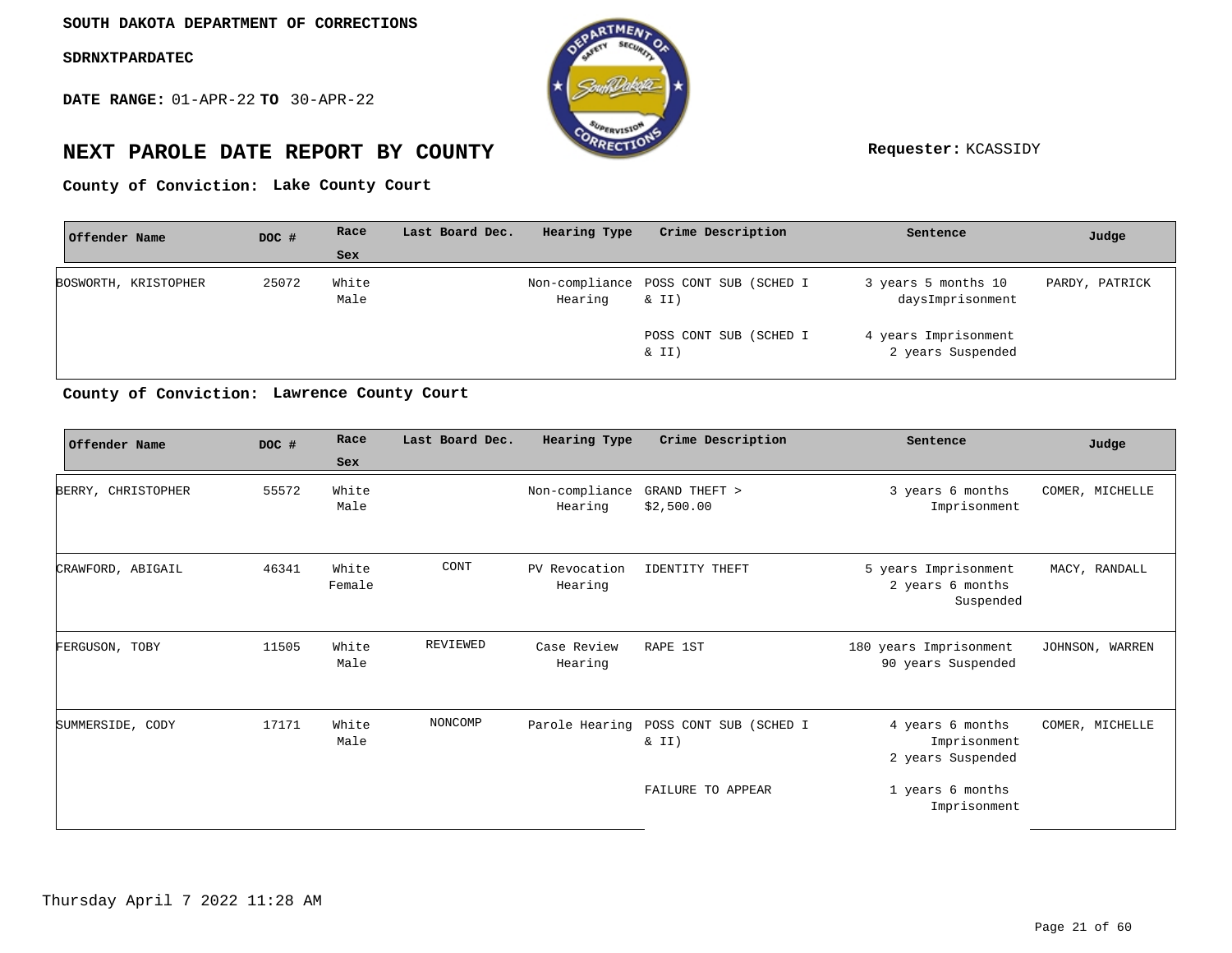SOUTH DAKOTA DEPARTMENT OF CORRECTIONS

SDRNXTPARDATEC

**DATE RANGE:** 01-APR-22 **TO** 30-APR-22

# NEXT PAROLE DATE REPORT BY COUNTY

**Requester:** KCASSIDY

**County of Conviction: Lake County Court**

| Offender Name | DOC # | Race / Sex | Last Board Dec. | Hearing Type | Crime Description | Sentence | Judge |
|---|---|---|---|---|---|---|---|
| BOSWORTH, KRISTOPHER | 25072 | White Male | | Non-compliance Hearing | POSS CONT SUB (SCHED I & II) | 3 years 5 months 10 daysImprisonment | PARDY, PATRICK |
| | | | | | POSS CONT SUB (SCHED I & II) | 4 years Imprisonment 2 years Suspended | |

**County of Conviction: Lawrence County Court**

| Offender Name | DOC # | Race / Sex | Last Board Dec. | Hearing Type | Crime Description | Sentence | Judge |
|---|---|---|---|---|---|---|---|
| BERRY, CHRISTOPHER | 55572 | White Male | | Non-compliance Hearing | GRAND THEFT > $2,500.00 | 3 years 6 months Imprisonment | COMER, MICHELLE |
| CRAWFORD, ABIGAIL | 46341 | White Female | CONT | PV Revocation Hearing | IDENTITY THEFT | 5 years Imprisonment 2 years 6 months Suspended | MACY, RANDALL |
| FERGUSON, TOBY | 11505 | White Male | REVIEWED | Case Review Hearing | RAPE 1ST | 180 years Imprisonment 90 years Suspended | JOHNSON, WARREN |
| SUMMERSIDE, CODY | 17171 | White Male | NONCOMP | Parole Hearing | POSS CONT SUB (SCHED I & II) | 4 years 6 months Imprisonment 2 years Suspended | COMER, MICHELLE |
| | | | | | FAILURE TO APPEAR | 1 years 6 months Imprisonment | |

Thursday April 7 2022 11:28 AM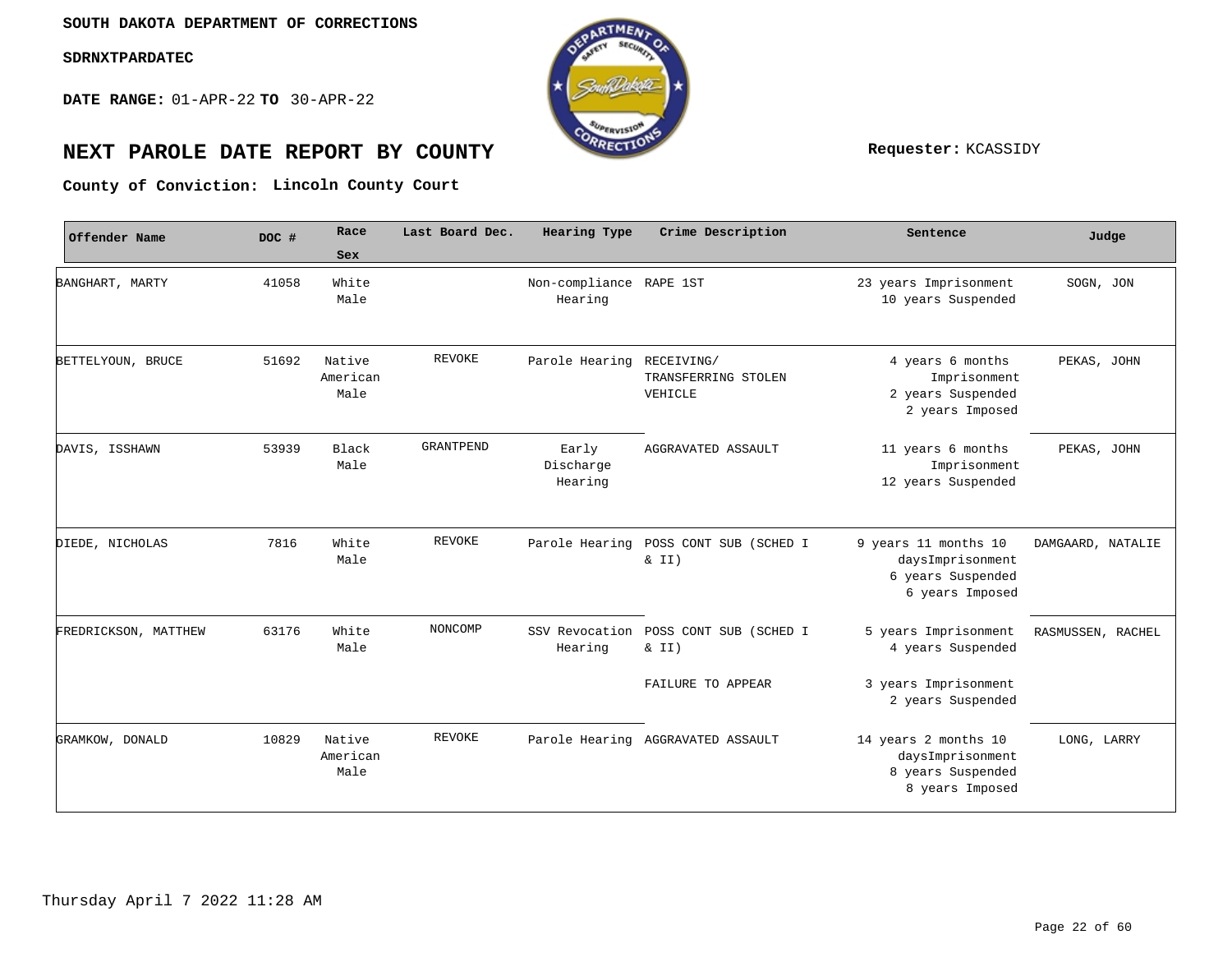SOUTH DAKOTA DEPARTMENT OF CORRECTIONS

SDRNXTPARDATEC

**DATE RANGE:** 01-APR-22 **TO** 30-APR-22

# NEXT PAROLE DATE REPORT BY COUNTY

**Requester:** KCASSIDY

**County of Conviction:** **Lincoln County Court**

| Offender Name | DOC # | Race Sex | Last Board Dec. | Hearing Type | Crime Description | Sentence | Judge |
|---|---|---|---|---|---|---|---|
| BANGHART, MARTY | 41058 | White Male | | Non-compliance Hearing | RAPE 1ST | 23 years Imprisonment 10 years Suspended | SOGN, JON |
| BETTELYOUN, BRUCE | 51692 | Native American Male | REVOKE | Parole Hearing | RECEIVING/ TRANSFERRING STOLEN VEHICLE | 4 years 6 months Imprisonment 2 years Suspended 2 years Imposed | PEKAS, JOHN |
| DAVIS, ISSHAWN | 53939 | Black Male | GRANTPEND | Early Discharge Hearing | AGGRAVATED ASSAULT | 11 years 6 months Imprisonment 12 years Suspended | PEKAS, JOHN |
| DIEDE, NICHOLAS | 7816 | White Male | REVOKE | Parole Hearing | POSS CONT SUB (SCHED I & II) | 9 years 11 months 10 daysImprisonment 6 years Suspended 6 years Imposed | DAMGAARD, NATALIE |
| FREDRICKSON, MATTHEW | 63176 | White Male | NONCOMP | SSV Revocation Hearing | POSS CONT SUB (SCHED I & II) | 5 years Imprisonment 4 years Suspended | RASMUSSEN, RACHEL |
| | | | | | FAILURE TO APPEAR | 3 years Imprisonment 2 years Suspended | |
| GRAMKOW, DONALD | 10829 | Native American Male | REVOKE | Parole Hearing | AGGRAVATED ASSAULT | 14 years 2 months 10 daysImprisonment 8 years Suspended 8 years Imposed | LONG, LARRY |

Thursday April 7 2022 11:28 AM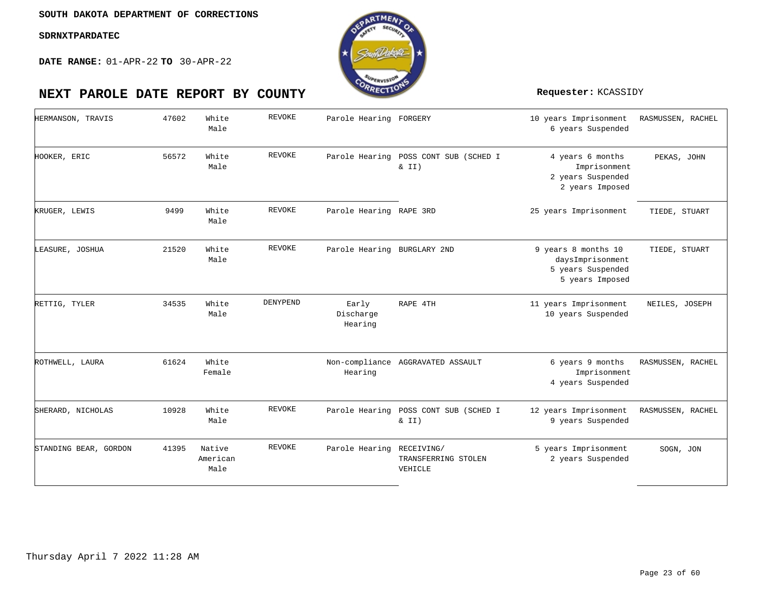SOUTH DAKOTA DEPARTMENT OF CORRECTIONS

SDRNXTPARDATEC

**DATE RANGE:** 01-APR-22 **TO** 30-APR-22

# NEXT PAROLE DATE REPORT BY COUNTY

**Requester:** KCASSIDY

| | | | | | | | |
|---|---|---|---|---|---|---|---|
| HERMANSON, TRAVIS | 47602 | White Male | REVOKE | Parole Hearing | FORGERY | 10 years Imprisonment 6 years Suspended | RASMUSSEN, RACHEL |
| HOOKER, ERIC | 56572 | White Male | REVOKE | Parole Hearing | POSS CONT SUB (SCHED I & II) | 4 years 6 months Imprisonment 2 years Suspended 2 years Imposed | PEKAS, JOHN |
| KRUGER, LEWIS | 9499 | White Male | REVOKE | Parole Hearing | RAPE 3RD | 25 years Imprisonment | TIEDE, STUART |
| LEASURE, JOSHUA | 21520 | White Male | REVOKE | Parole Hearing | BURGLARY 2ND | 9 years 8 months 10 daysImprisonment 5 years Suspended 5 years Imposed | TIEDE, STUART |
| RETTIG, TYLER | 34535 | White Male | DENYPEND | Early Discharge Hearing | RAPE 4TH | 11 years Imprisonment 10 years Suspended | NEILES, JOSEPH |
| ROTHWELL, LAURA | 61624 | White Female | | Non-compliance Hearing | AGGRAVATED ASSAULT | 6 years 9 months Imprisonment 4 years Suspended | RASMUSSEN, RACHEL |
| SHERARD, NICHOLAS | 10928 | White Male | REVOKE | Parole Hearing | POSS CONT SUB (SCHED I & II) | 12 years Imprisonment 9 years Suspended | RASMUSSEN, RACHEL |
| STANDING BEAR, GORDON | 41395 | Native American Male | REVOKE | Parole Hearing | RECEIVING/ TRANSFERRING STOLEN VEHICLE | 5 years Imprisonment 2 years Suspended | SOGN, JON |

Thursday April 7 2022 11:28 AM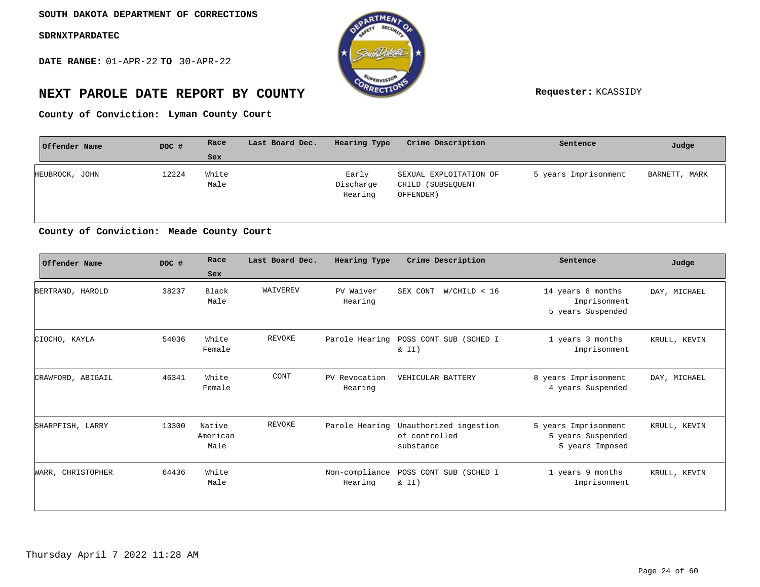**SOUTH DAKOTA DEPARTMENT OF CORRECTIONS**

**SDRNXTPARDATEC**

**DATE RANGE:** 01-APR-22 **TO** 30-APR-22

# NEXT PAROLE DATE REPORT BY COUNTY

**Requester:** KCASSIDY

**County of Conviction: Lyman County Court**

| Offender Name | DOC # | Race Sex | Last Board Dec. | Hearing Type | Crime Description | Sentence | Judge |
|---|---|---|---|---|---|---|---|
| HEUBROCK, JOHN | 12224 | White Male | | Early Discharge Hearing | SEXUAL EXPLOITATION OF CHILD (SUBSEQUENT OFFENDER) | 5 years Imprisonment | BARNETT, MARK |

**County of Conviction: Meade County Court**

| Offender Name | DOC # | Race Sex | Last Board Dec. | Hearing Type | Crime Description | Sentence | Judge |
|---|---|---|---|---|---|---|---|
| BERTRAND, HAROLD | 38237 | Black Male | WAIVEREV | PV Waiver Hearing | SEX CONT W/CHILD < 16 | 14 years 6 months Imprisonment 5 years Suspended | DAY, MICHAEL |
| CIOCHO, KAYLA | 54036 | White Female | REVOKE | Parole Hearing | POSS CONT SUB (SCHED I & II) | 1 years 3 months Imprisonment | KRULL, KEVIN |
| CRAWFORD, ABIGAIL | 46341 | White Female | CONT | PV Revocation Hearing | VEHICULAR BATTERY | 8 years Imprisonment 4 years Suspended | DAY, MICHAEL |
| SHARPFISH, LARRY | 13300 | Native American Male | REVOKE | Parole Hearing | Unauthorized ingestion of controlled substance | 5 years Imprisonment 5 years Suspended 5 years Imposed | KRULL, KEVIN |
| WARR, CHRISTOPHER | 64436 | White Male | | Non-compliance Hearing | POSS CONT SUB (SCHED I & II) | 1 years 9 months Imprisonment | KRULL, KEVIN |

Thursday April 7 2022 11:28 AM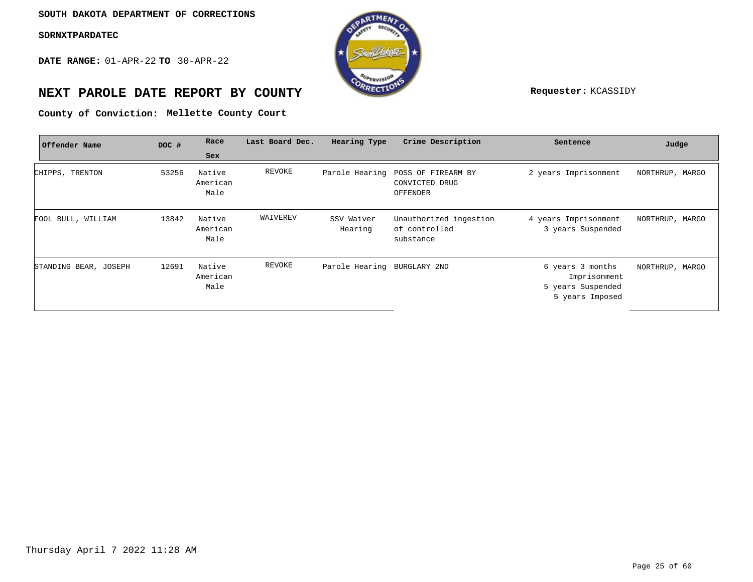**SOUTH DAKOTA DEPARTMENT OF CORRECTIONS**

**SDRNXTPARDATEC**

**DATE RANGE:** 01-APR-22 **TO** 30-APR-22

# NEXT PAROLE DATE REPORT BY COUNTY

**Requester:** KCASSIDY

**County of Conviction: Mellette County Court**

| Offender Name | DOC # | Race Sex | Last Board Dec. | Hearing Type | Crime Description | Sentence | Judge |
|---|---|---|---|---|---|---|---|
| CHIPPS, TRENTON | 53256 | Native American Male | REVOKE | Parole Hearing | POSS OF FIREARM BY CONVICTED DRUG OFFENDER | 2 years Imprisonment | NORTHRUP, MARGO |
| FOOL BULL, WILLIAM | 13842 | Native American Male | WAIVEREV | SSV Waiver Hearing | Unauthorized ingestion of controlled substance | 4 years Imprisonment 3 years Suspended | NORTHRUP, MARGO |
| STANDING BEAR, JOSEPH | 12691 | Native American Male | REVOKE | Parole Hearing | BURGLARY 2ND | 6 years 3 months Imprisonment 5 years Suspended 5 years Imposed | NORTHRUP, MARGO |

Thursday April 7 2022 11:28 AM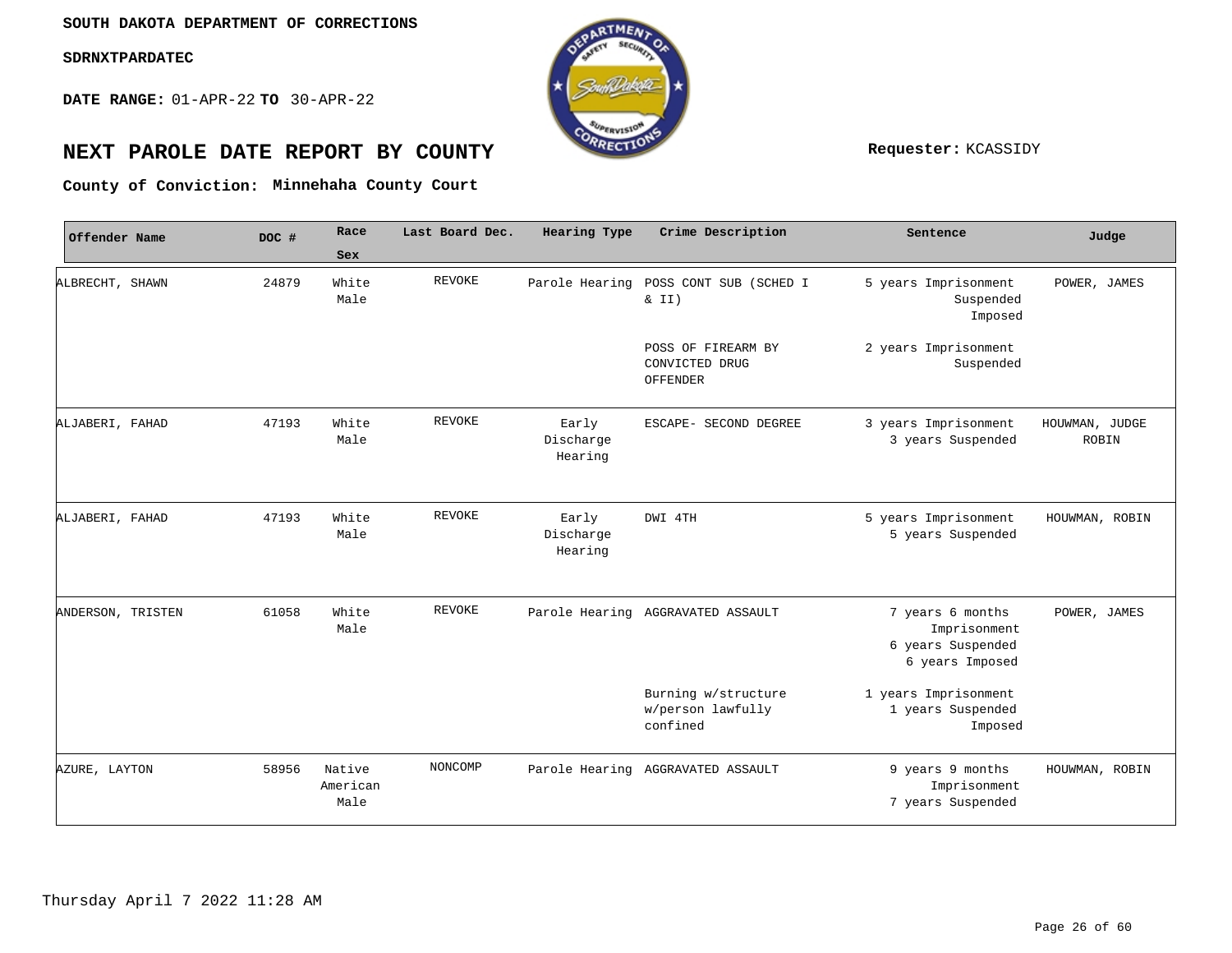**SOUTH DAKOTA DEPARTMENT OF CORRECTIONS**

**SDRNXTPARDATEC**

**DATE RANGE:** 01-APR-22 **TO** 30-APR-22

# NEXT PAROLE DATE REPORT BY COUNTY

**Requester:** KCASSIDY

**County of Conviction: Minnehaha County Court**

| Offender Name | DOC # | Race Sex | Last Board Dec. | Hearing Type | Crime Description | Sentence | Judge |
|---|---|---|---|---|---|---|---|
| ALBRECHT, SHAWN | 24879 | White Male | REVOKE | Parole Hearing | POSS CONT SUB (SCHED I & II) | 5 years Imprisonment Suspended Imposed | POWER, JAMES |
| | | | | | POSS OF FIREARM BY CONVICTED DRUG OFFENDER | 2 years Imprisonment Suspended | |
| ALJABERI, FAHAD | 47193 | White Male | REVOKE | Early Discharge Hearing | ESCAPE- SECOND DEGREE | 3 years Imprisonment 3 years Suspended | HOUWMAN, JUDGE ROBIN |
| ALJABERI, FAHAD | 47193 | White Male | REVOKE | Early Discharge Hearing | DWI 4TH | 5 years Imprisonment 5 years Suspended | HOUWMAN, ROBIN |
| ANDERSON, TRISTEN | 61058 | White Male | REVOKE | Parole Hearing | AGGRAVATED ASSAULT | 7 years 6 months Imprisonment 6 years Suspended 6 years Imposed | POWER, JAMES |
| | | | | | Burning w/structure w/person lawfully confined | 1 years Imprisonment 1 years Suspended Imposed | |
| AZURE, LAYTON | 58956 | Native American Male | NONCOMP | Parole Hearing | AGGRAVATED ASSAULT | 9 years 9 months Imprisonment 7 years Suspended | HOUWMAN, ROBIN |

Thursday April 7 2022 11:28 AM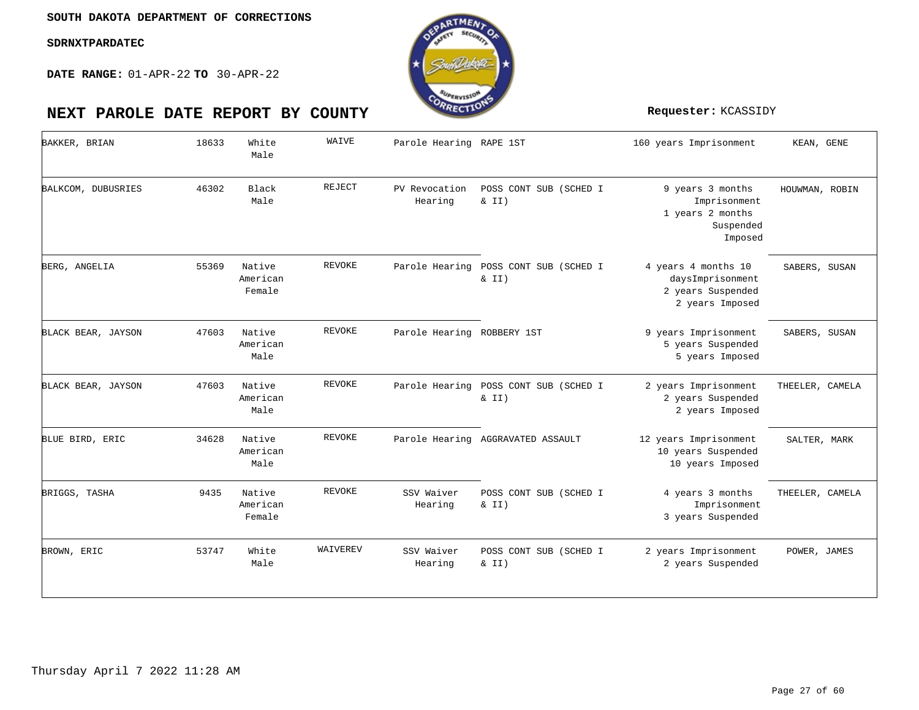SOUTH DAKOTA DEPARTMENT OF CORRECTIONS

SDRNXTPARDATEC

**DATE RANGE:** 01-APR-22 **TO** 30-APR-22

# NEXT PAROLE DATE REPORT BY COUNTY

**Requester:** KCASSIDY

| | | | | | | | |
|---|---|---|---|---|---|---|---|
| BAKKER, BRIAN | 18633 | White Male | WAIVE | Parole Hearing | RAPE 1ST | 160 years Imprisonment | KEAN, GENE |
| BALKCOM, DUBUSRIES | 46302 | Black Male | REJECT | PV Revocation Hearing | POSS CONT SUB (SCHED I & II) | 9 years 3 months Imprisonment 1 years 2 months Suspended Imposed | HOUWMAN, ROBIN |
| BERG, ANGELIA | 55369 | Native American Female | REVOKE | Parole Hearing | POSS CONT SUB (SCHED I & II) | 4 years 4 months 10 daysImprisonment 2 years Suspended 2 years Imposed | SABERS, SUSAN |
| BLACK BEAR, JAYSON | 47603 | Native American Male | REVOKE | Parole Hearing | ROBBERY 1ST | 9 years Imprisonment 5 years Suspended 5 years Imposed | SABERS, SUSAN |
| BLACK BEAR, JAYSON | 47603 | Native American Male | REVOKE | Parole Hearing | POSS CONT SUB (SCHED I & II) | 2 years Imprisonment 2 years Suspended 2 years Imposed | THEELER, CAMELA |
| BLUE BIRD, ERIC | 34628 | Native American Male | REVOKE | Parole Hearing | AGGRAVATED ASSAULT | 12 years Imprisonment 10 years Suspended 10 years Imposed | SALTER, MARK |
| BRIGGS, TASHA | 9435 | Native American Female | REVOKE | SSV Waiver Hearing | POSS CONT SUB (SCHED I & II) | 4 years 3 months Imprisonment 3 years Suspended | THEELER, CAMELA |
| BROWN, ERIC | 53747 | White Male | WAIVEREV | SSV Waiver Hearing | POSS CONT SUB (SCHED I & II) | 2 years Imprisonment 2 years Suspended | POWER, JAMES |

Thursday April 7 2022 11:28 AM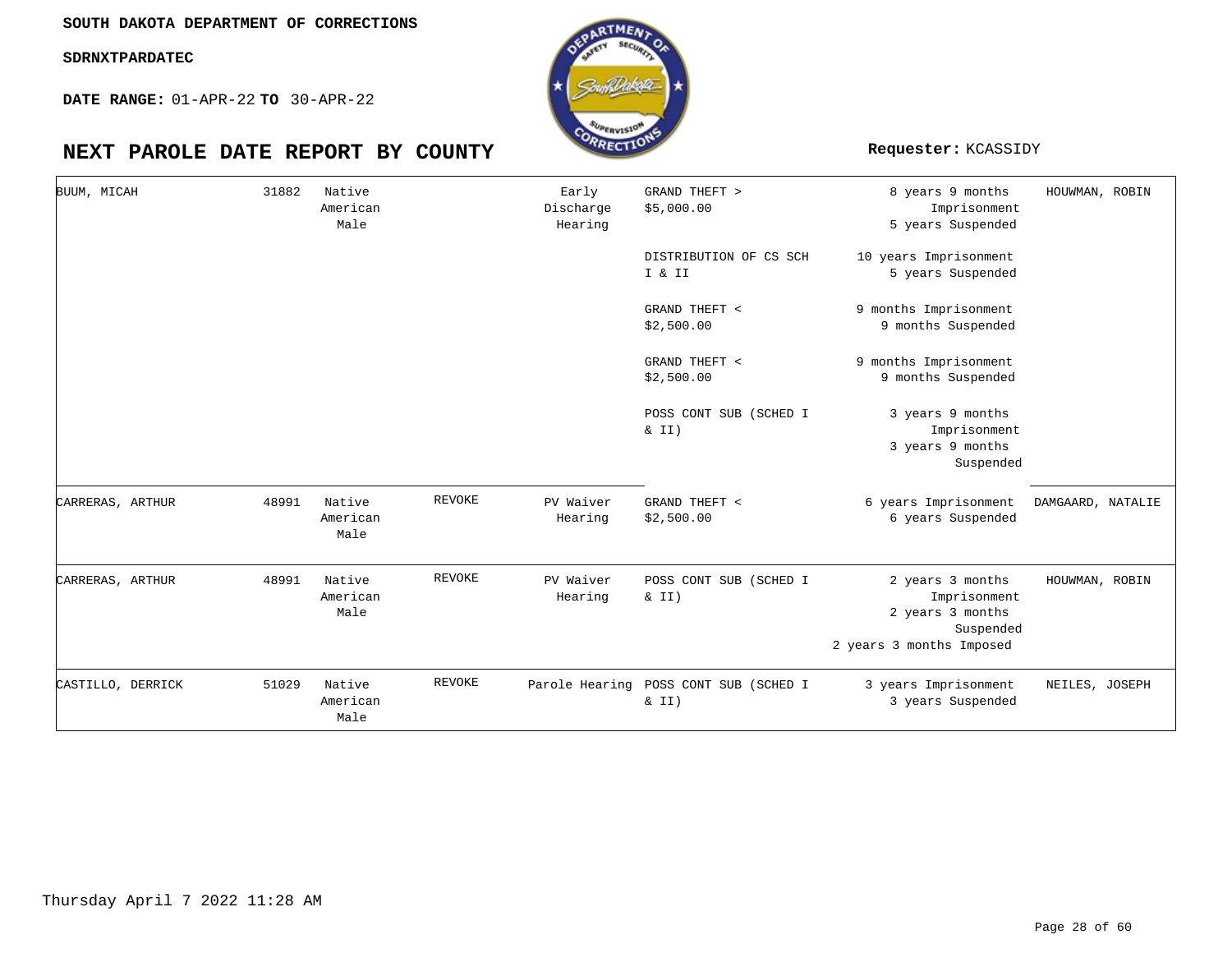SOUTH DAKOTA DEPARTMENT OF CORRECTIONS

SDRNXTPARDATEC

**DATE RANGE:** 01-APR-22 **TO** 30-APR-22

## NEXT PAROLE DATE REPORT BY COUNTY

**Requester:** KCASSIDY

| | | | | | | | |
|---|---|---|---|---|---|---|---|
| BUUM, MICAH | 31882 | Native American Male | | Early Discharge Hearing | GRAND THEFT > $5,000.00 | 8 years 9 months Imprisonment 5 years Suspended | HOUWMAN, ROBIN |
| | | | | | DISTRIBUTION OF CS SCH I & II | 10 years Imprisonment 5 years Suspended | |
| | | | | | GRAND THEFT < $2,500.00 | 9 months Imprisonment 9 months Suspended | |
| | | | | | GRAND THEFT < $2,500.00 | 9 months Imprisonment 9 months Suspended | |
| | | | | | POSS CONT SUB (SCHED I & II) | 3 years 9 months Imprisonment 3 years 9 months Suspended | |
| CARRERAS, ARTHUR | 48991 | Native American Male | REVOKE | PV Waiver Hearing | GRAND THEFT < $2,500.00 | 6 years Imprisonment 6 years Suspended | DAMGAARD, NATALIE |
| CARRERAS, ARTHUR | 48991 | Native American Male | REVOKE | PV Waiver Hearing | POSS CONT SUB (SCHED I & II) | 2 years 3 months Imprisonment 2 years 3 months Suspended 2 years 3 months Imposed | HOUWMAN, ROBIN |
| CASTILLO, DERRICK | 51029 | Native American Male | REVOKE | Parole Hearing | POSS CONT SUB (SCHED I & II) | 3 years Imprisonment 3 years Suspended | NEILES, JOSEPH |

Thursday April 7 2022 11:28 AM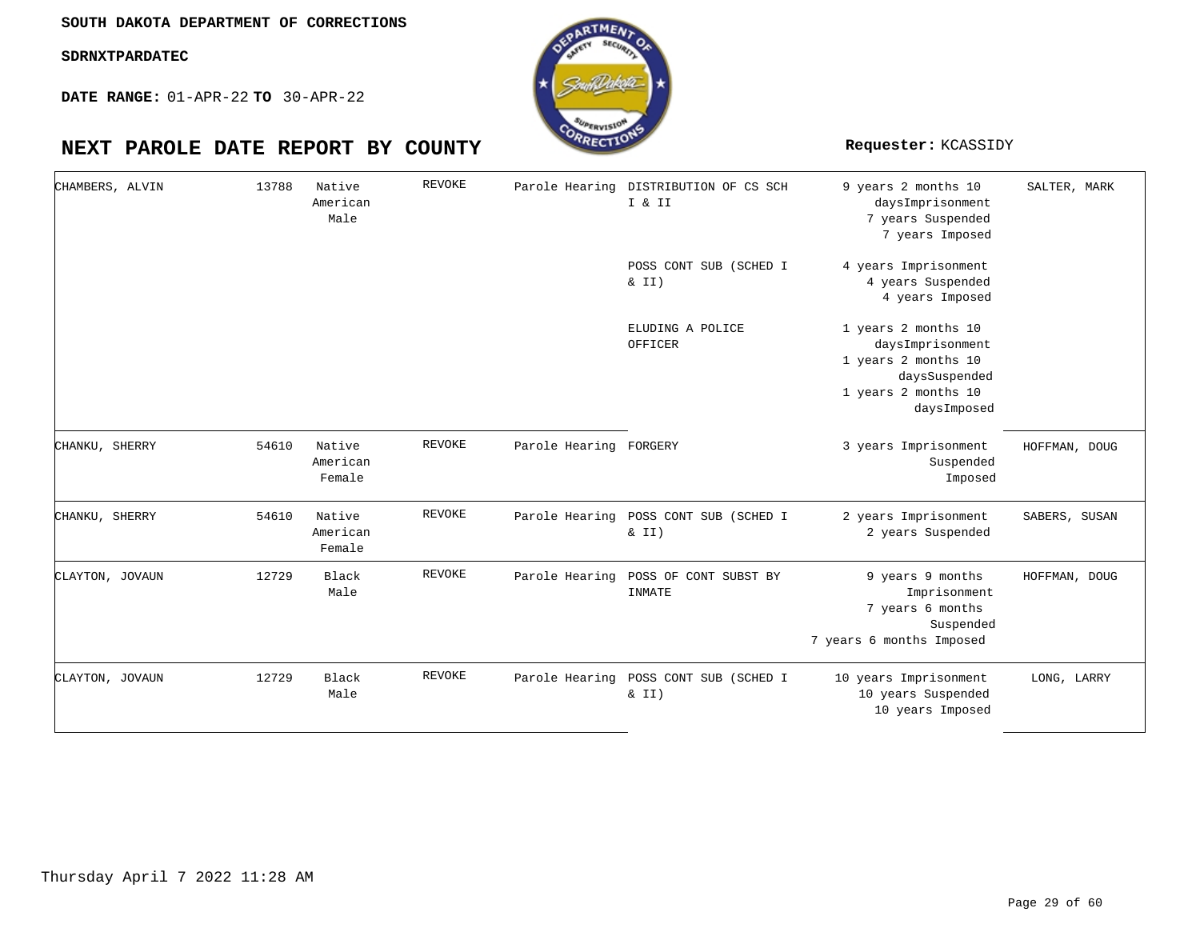SOUTH DAKOTA DEPARTMENT OF CORRECTIONS

SDRNXTPARDATEC

**DATE RANGE:** 01-APR-22 **TO** 30-APR-22

# NEXT PAROLE DATE REPORT BY COUNTY

**Requester:** KCASSIDY

| | | | | | | | |
|---|---|---|---|---|---|---|---|
| CHAMBERS, ALVIN | 13788 | Native American Male | REVOKE | Parole Hearing | DISTRIBUTION OF CS SCH I & II | 9 years 2 months 10 daysImprisonment<br>7 years Suspended<br>7 years Imposed | SALTER, MARK |
| | | | | | POSS CONT SUB (SCHED I & II) | 4 years Imprisonment<br>4 years Suspended<br>4 years Imposed | |
| | | | | | ELUDING A POLICE OFFICER | 1 years 2 months 10 daysImprisonment<br>1 years 2 months 10 daysSuspended<br>1 years 2 months 10 daysImposed | |
| CHANKU, SHERRY | 54610 | Native American Female | REVOKE | Parole Hearing | FORGERY | 3 years Imprisonment<br>Suspended<br>Imposed | HOFFMAN, DOUG |
| CHANKU, SHERRY | 54610 | Native American Female | REVOKE | Parole Hearing | POSS CONT SUB (SCHED I & II) | 2 years Imprisonment<br>2 years Suspended | SABERS, SUSAN |
| CLAYTON, JOVAUN | 12729 | Black Male | REVOKE | Parole Hearing | POSS OF CONT SUBST BY INMATE | 9 years 9 months Imprisonment<br>7 years 6 months Suspended<br>7 years 6 months Imposed | HOFFMAN, DOUG |
| CLAYTON, JOVAUN | 12729 | Black Male | REVOKE | Parole Hearing | POSS CONT SUB (SCHED I & II) | 10 years Imprisonment<br>10 years Suspended<br>10 years Imposed | LONG, LARRY |

Thursday April 7 2022 11:28 AM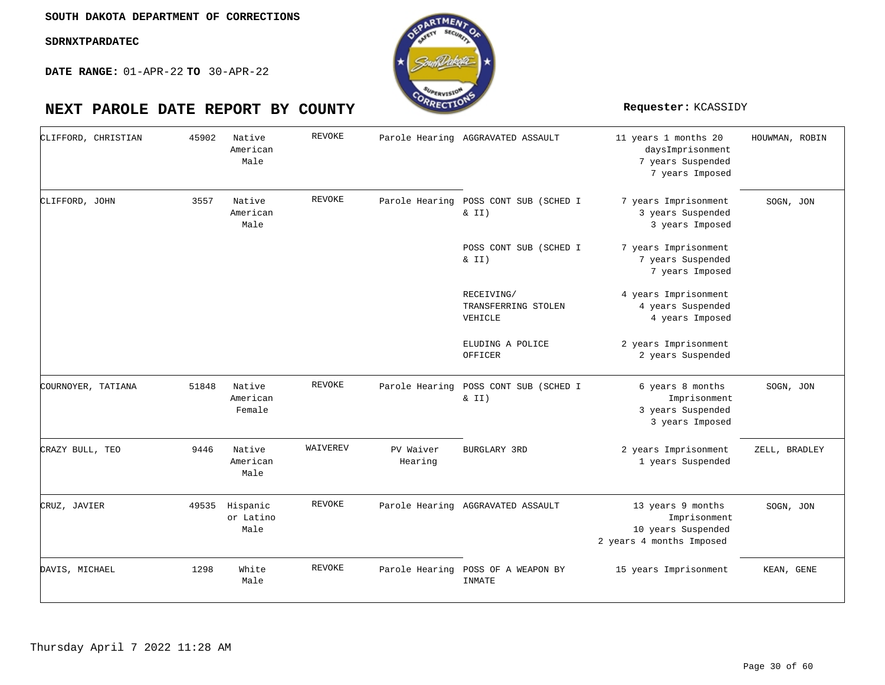SOUTH DAKOTA DEPARTMENT OF CORRECTIONS

SDRNXTPARDATEC

**DATE RANGE:** 01-APR-22 **TO** 30-APR-22

# NEXT PAROLE DATE REPORT BY COUNTY

**Requester:** KCASSIDY

| Name | Number | Race/Gender | Type | Hearing | Offense | Sentence | Officer |
|---|---|---|---|---|---|---|---|
| CLIFFORD, CHRISTIAN | 45902 | Native American Male | REVOKE | Parole Hearing | AGGRAVATED ASSAULT | 11 years 1 months 20 daysImprisonment<br>7 years Suspended<br>7 years Imposed | HOUWMAN, ROBIN |
| CLIFFORD, JOHN | 3557 | Native American Male | REVOKE | Parole Hearing | POSS CONT SUB (SCHED I & II) | 7 years Imprisonment<br>3 years Suspended<br>3 years Imposed | SOGN, JON |
| | | | | | POSS CONT SUB (SCHED I & II) | 7 years Imprisonment<br>7 years Suspended<br>7 years Imposed | |
| | | | | | RECEIVING/ TRANSFERRING STOLEN VEHICLE | 4 years Imprisonment<br>4 years Suspended<br>4 years Imposed | |
| | | | | | ELUDING A POLICE OFFICER | 2 years Imprisonment<br>2 years Suspended | |
| COURNOYER, TATIANA | 51848 | Native American Female | REVOKE | Parole Hearing | POSS CONT SUB (SCHED I & II) | 6 years 8 months Imprisonment<br>3 years Suspended<br>3 years Imposed | SOGN, JON |
| CRAZY BULL, TEO | 9446 | Native American Male | WAIVEREV | PV Waiver Hearing | BURGLARY 3RD | 2 years Imprisonment<br>1 years Suspended | ZELL, BRADLEY |
| CRUZ, JAVIER | 49535 | Hispanic or Latino Male | REVOKE | Parole Hearing | AGGRAVATED ASSAULT | 13 years 9 months Imprisonment<br>10 years Suspended<br>2 years 4 months Imposed | SOGN, JON |
| DAVIS, MICHAEL | 1298 | White Male | REVOKE | Parole Hearing | POSS OF A WEAPON BY INMATE | 15 years Imprisonment | KEAN, GENE |

Thursday April 7 2022 11:28 AM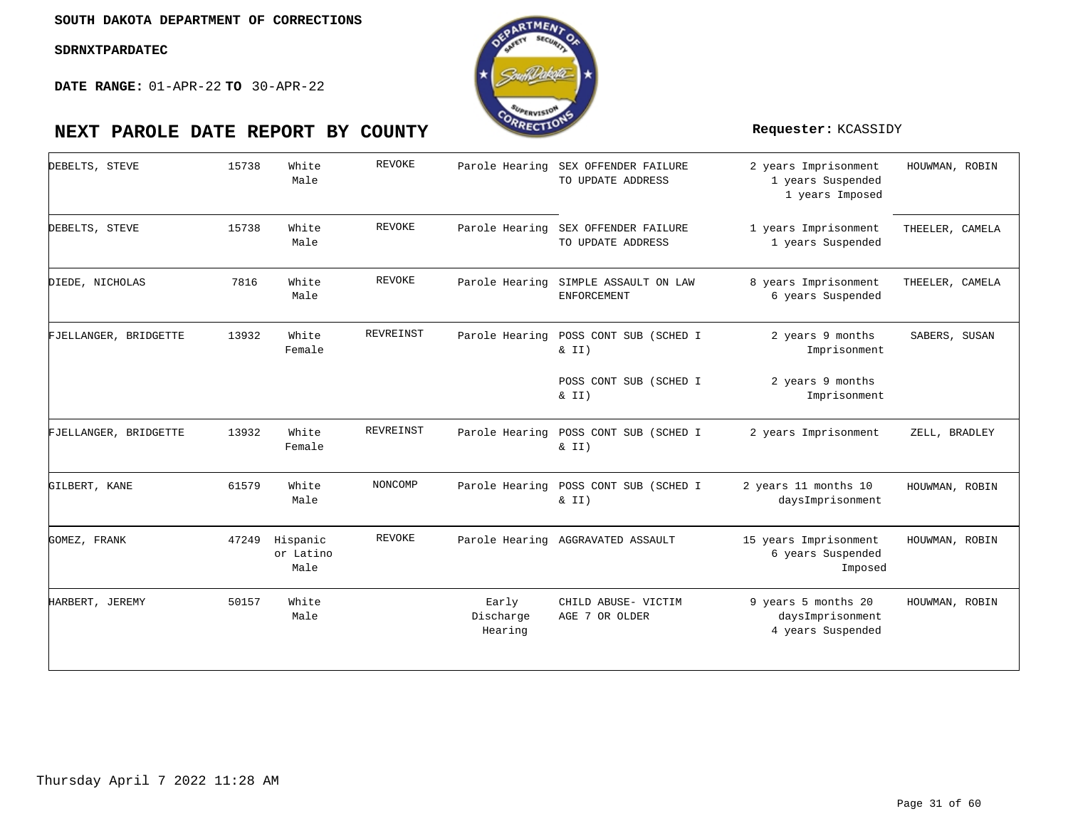SOUTH DAKOTA DEPARTMENT OF CORRECTIONS

**SDRNXTPARDATEC**

**DATE RANGE:** 01-APR-22 **TO** 30-APR-22

# NEXT PAROLE DATE REPORT BY COUNTY

**Requester:** KCASSIDY

| Name | ID | Race/Sex | Status | Hearing Type | Offense | Sentence | Agent |
|---|---|---|---|---|---|---|---|
| DEBELTS, STEVE | 15738 | White Male | REVOKE | Parole Hearing | SEX OFFENDER FAILURE TO UPDATE ADDRESS | 2 years Imprisonment 1 years Suspended 1 years Imposed | HOUWMAN, ROBIN |
| DEBELTS, STEVE | 15738 | White Male | REVOKE | Parole Hearing | SEX OFFENDER FAILURE TO UPDATE ADDRESS | 1 years Imprisonment 1 years Suspended | THEELER, CAMELA |
| DIEDE, NICHOLAS | 7816 | White Male | REVOKE | Parole Hearing | SIMPLE ASSAULT ON LAW ENFORCEMENT | 8 years Imprisonment 6 years Suspended | THEELER, CAMELA |
| FJELLANGER, BRIDGETTE | 13932 | White Female | REVREINST | Parole Hearing | POSS CONT SUB (SCHED I & II) | 2 years 9 months Imprisonment | SABERS, SUSAN |
| | | | | | POSS CONT SUB (SCHED I & II) | 2 years 9 months Imprisonment | |
| FJELLANGER, BRIDGETTE | 13932 | White Female | REVREINST | Parole Hearing | POSS CONT SUB (SCHED I & II) | 2 years Imprisonment | ZELL, BRADLEY |
| GILBERT, KANE | 61579 | White Male | NONCOMP | Parole Hearing | POSS CONT SUB (SCHED I & II) | 2 years 11 months 10 daysImprisonment | HOUWMAN, ROBIN |
| GOMEZ, FRANK | 47249 | Hispanic or Latino Male | REVOKE | Parole Hearing | AGGRAVATED ASSAULT | 15 years Imprisonment 6 years Suspended Imposed | HOUWMAN, ROBIN |
| HARBERT, JEREMY | 50157 | White Male | | Early Discharge Hearing | CHILD ABUSE- VICTIM AGE 7 OR OLDER | 9 years 5 months 20 daysImprisonment 4 years Suspended | HOUWMAN, ROBIN |

Thursday April 7 2022 11:28 AM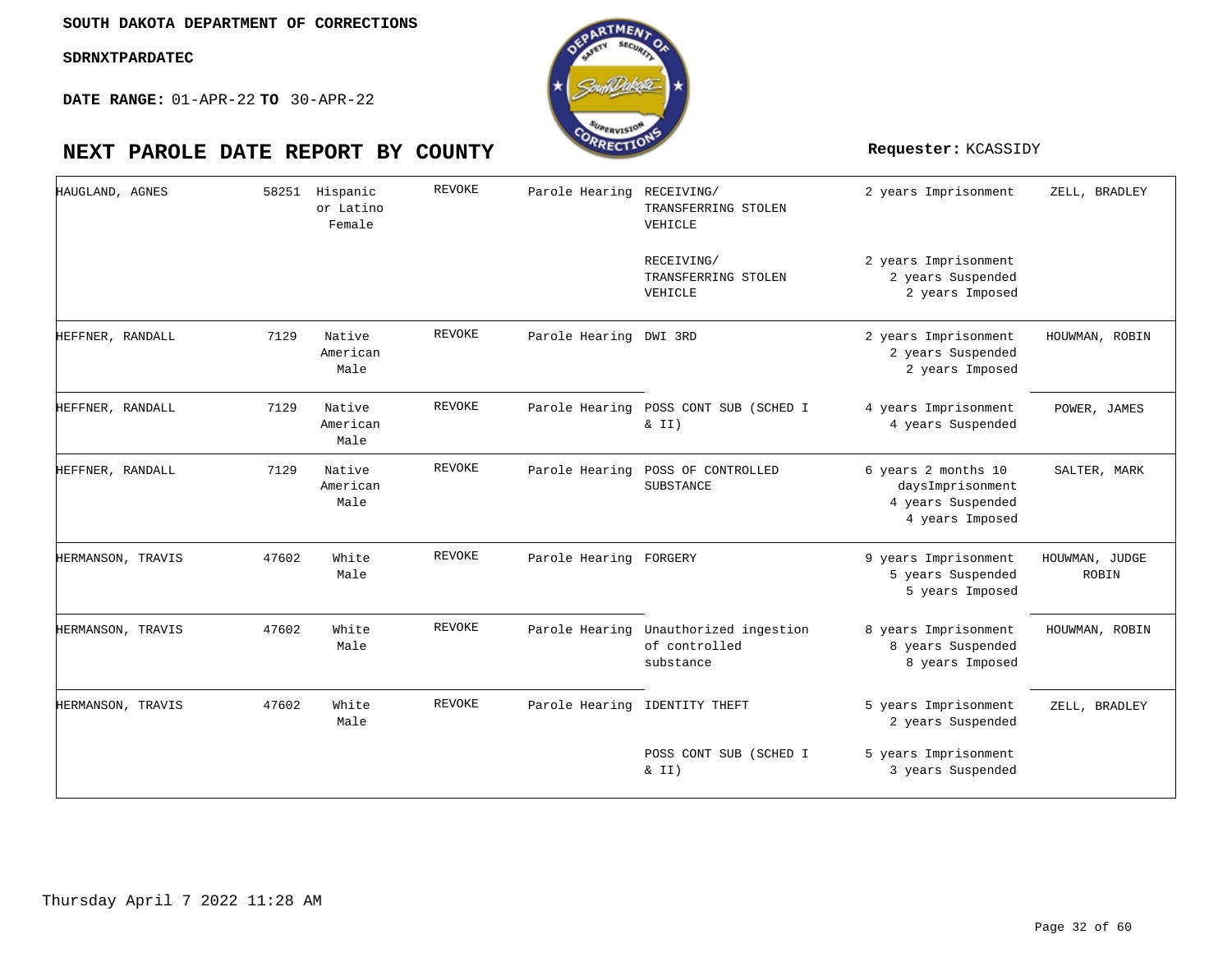SOUTH DAKOTA DEPARTMENT OF CORRECTIONS

SDRNXTPARDATEC

**DATE RANGE:** 01-APR-22 **TO** 30-APR-22

# NEXT PAROLE DATE REPORT BY COUNTY

**Requester:** KCASSIDY

| | | | | | | | |
|---|---|---|---|---|---|---|---|
| HAUGLAND, AGNES | 58251 | Hispanic or Latino Female | REVOKE | Parole Hearing | RECEIVING/ TRANSFERRING STOLEN VEHICLE | 2 years Imprisonment | ZELL, BRADLEY |
| | | | | | RECEIVING/ TRANSFERRING STOLEN VEHICLE | 2 years Imprisonment 2 years Suspended 2 years Imposed | |
| HEFFNER, RANDALL | 7129 | Native American Male | REVOKE | Parole Hearing | DWI 3RD | 2 years Imprisonment 2 years Suspended 2 years Imposed | HOUWMAN, ROBIN |
| HEFFNER, RANDALL | 7129 | Native American Male | REVOKE | Parole Hearing | POSS CONT SUB (SCHED I & II) | 4 years Imprisonment 4 years Suspended | POWER, JAMES |
| HEFFNER, RANDALL | 7129 | Native American Male | REVOKE | Parole Hearing | POSS OF CONTROLLED SUBSTANCE | 6 years 2 months 10 daysImprisonment 4 years Suspended 4 years Imposed | SALTER, MARK |
| HERMANSON, TRAVIS | 47602 | White Male | REVOKE | Parole Hearing | FORGERY | 9 years Imprisonment 5 years Suspended 5 years Imposed | HOUWMAN, JUDGE ROBIN |
| HERMANSON, TRAVIS | 47602 | White Male | REVOKE | Parole Hearing | Unauthorized ingestion of controlled substance | 8 years Imprisonment 8 years Suspended 8 years Imposed | HOUWMAN, ROBIN |
| HERMANSON, TRAVIS | 47602 | White Male | REVOKE | Parole Hearing | IDENTITY THEFT | 5 years Imprisonment 2 years Suspended | ZELL, BRADLEY |
| | | | | | POSS CONT SUB (SCHED I & II) | 5 years Imprisonment 3 years Suspended | |

Thursday April 7 2022 11:28 AM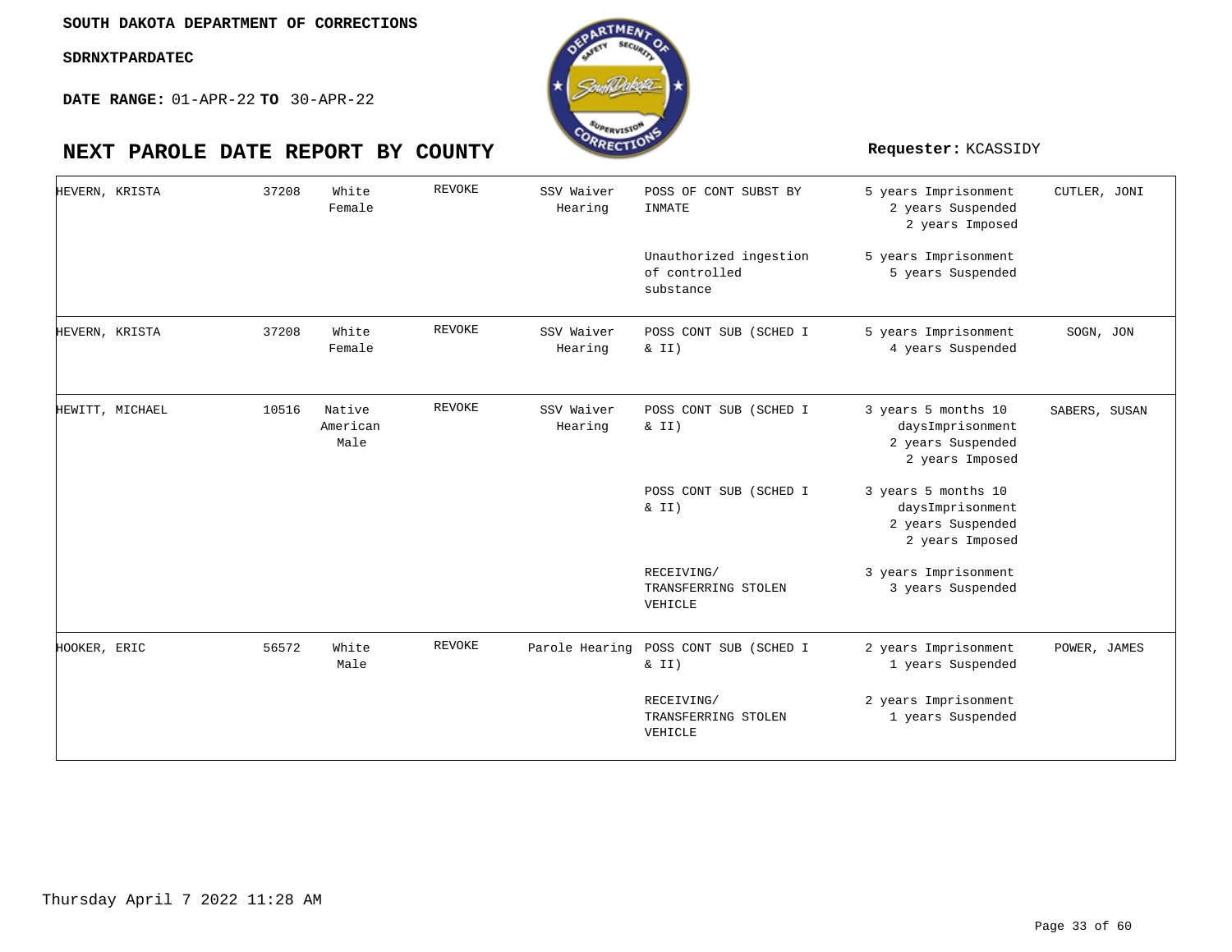SOUTH DAKOTA DEPARTMENT OF CORRECTIONS

SDRNXTPARDATEC

**DATE RANGE:** 01-APR-22 **TO** 30-APR-22

# NEXT PAROLE DATE REPORT BY COUNTY

**Requester:** KCASSIDY

| Name | ID | Race/Sex | Status | Hearing | Offense | Sentence | Judge |
|---|---|---|---|---|---|---|---|
| HEVERN, KRISTA | 37208 | White Female | REVOKE | SSV Waiver Hearing | POSS OF CONT SUBST BY INMATE | 5 years Imprisonment 2 years Suspended 2 years Imposed | CUTLER, JONI |
| | | | | | Unauthorized ingestion of controlled substance | 5 years Imprisonment 5 years Suspended | |
| HEVERN, KRISTA | 37208 | White Female | REVOKE | SSV Waiver Hearing | POSS CONT SUB (SCHED I & II) | 5 years Imprisonment 4 years Suspended | SOGN, JON |
| HEWITT, MICHAEL | 10516 | Native American Male | REVOKE | SSV Waiver Hearing | POSS CONT SUB (SCHED I & II) | 3 years 5 months 10 daysImprisonment 2 years Suspended 2 years Imposed | SABERS, SUSAN |
| | | | | | POSS CONT SUB (SCHED I & II) | 3 years 5 months 10 daysImprisonment 2 years Suspended 2 years Imposed | |
| | | | | | RECEIVING/ TRANSFERRING STOLEN VEHICLE | 3 years Imprisonment 3 years Suspended | |
| HOOKER, ERIC | 56572 | White Male | REVOKE | Parole Hearing | POSS CONT SUB (SCHED I & II) | 2 years Imprisonment 1 years Suspended | POWER, JAMES |
| | | | | | RECEIVING/ TRANSFERRING STOLEN VEHICLE | 2 years Imprisonment 1 years Suspended | |

Thursday April 7 2022 11:28 AM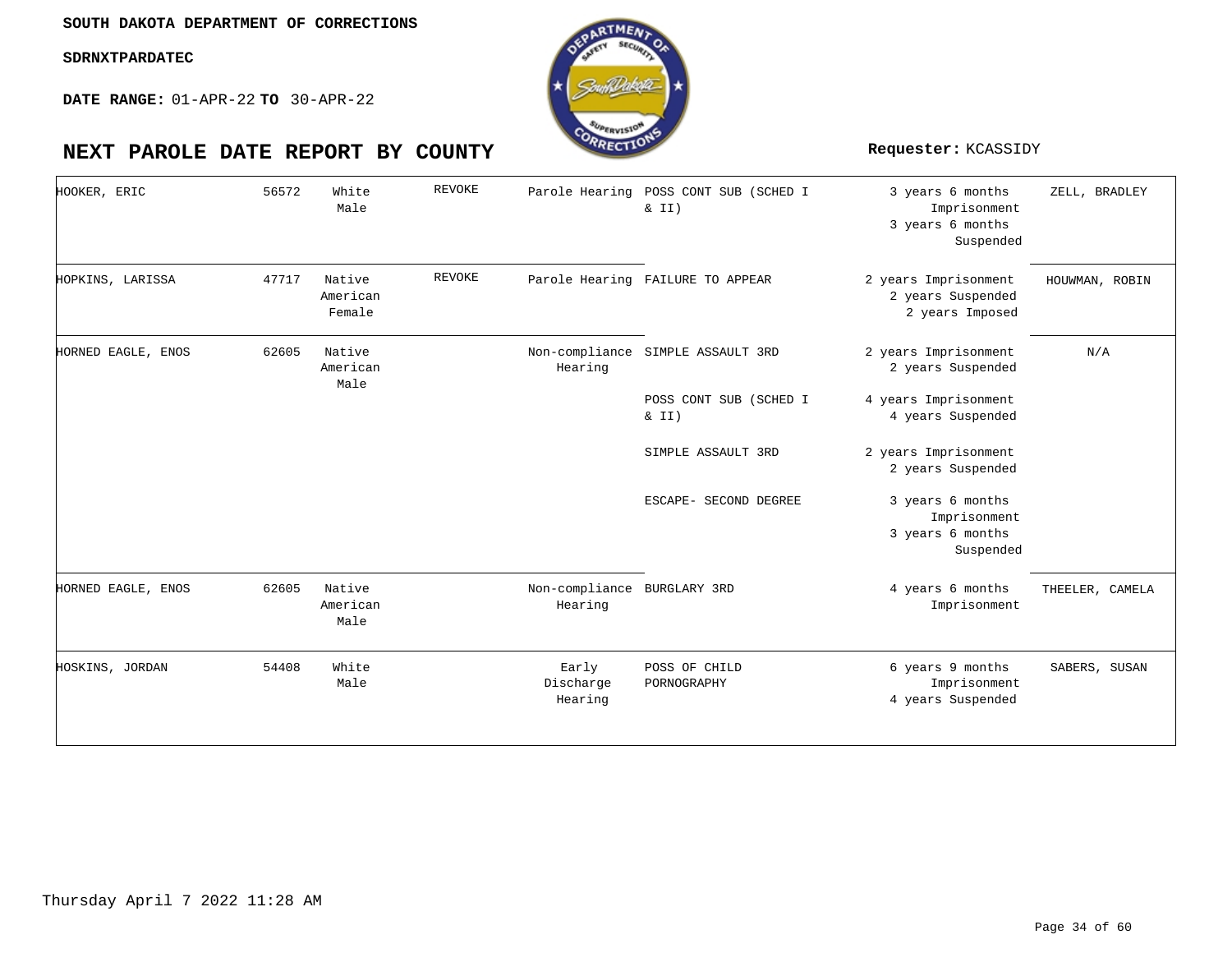SOUTH DAKOTA DEPARTMENT OF CORRECTIONS

SDRNXTPARDATEC

**DATE RANGE:** 01-APR-22 **TO** 30-APR-22

# NEXT PAROLE DATE REPORT BY COUNTY

**Requester:** KCASSIDY

| Name | ID | Race/Gender | Status | Hearing Type | Offense | Sentence | Agent |
|---|---|---|---|---|---|---|---|
| HOOKER, ERIC | 56572 | White Male | REVOKE | Parole Hearing | POSS CONT SUB (SCHED I & II) | 3 years 6 months Imprisonment 3 years 6 months Suspended | ZELL, BRADLEY |
| HOPKINS, LARISSA | 47717 | Native American Female | REVOKE | Parole Hearing | FAILURE TO APPEAR | 2 years Imprisonment 2 years Suspended 2 years Imposed | HOUWMAN, ROBIN |
| HORNED EAGLE, ENOS | 62605 | Native American Male | | Non-compliance Hearing | SIMPLE ASSAULT 3RD | 2 years Imprisonment 2 years Suspended | N/A |
| | | | | | POSS CONT SUB (SCHED I & II) | 4 years Imprisonment 4 years Suspended | |
| | | | | | SIMPLE ASSAULT 3RD | 2 years Imprisonment 2 years Suspended | |
| | | | | | ESCAPE- SECOND DEGREE | 3 years 6 months Imprisonment 3 years 6 months Suspended | |
| HORNED EAGLE, ENOS | 62605 | Native American Male | | Non-compliance Hearing | BURGLARY 3RD | 4 years 6 months Imprisonment | THEELER, CAMELA |
| HOSKINS, JORDAN | 54408 | White Male | | Early Discharge Hearing | POSS OF CHILD PORNOGRAPHY | 6 years 9 months Imprisonment 4 years Suspended | SABERS, SUSAN |

Thursday April 7 2022 11:28 AM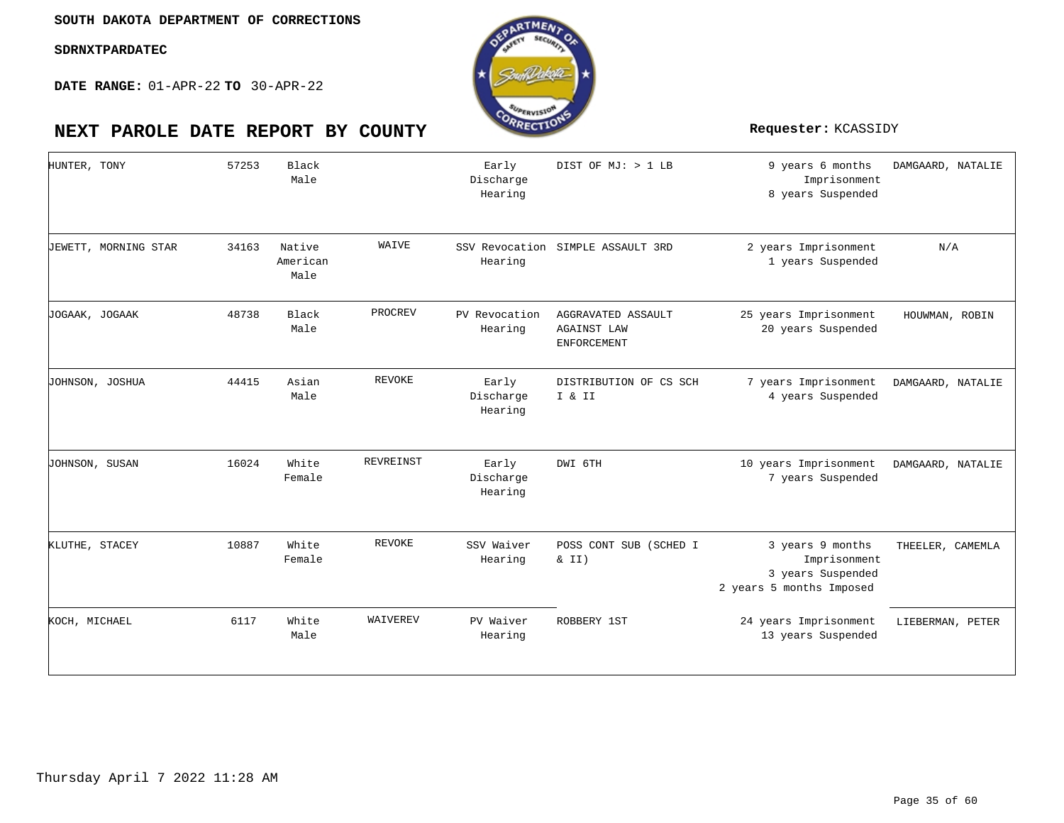SOUTH DAKOTA DEPARTMENT OF CORRECTIONS

SDRNXTPARDATEC

**DATE RANGE:** 01-APR-22 **TO** 30-APR-22

# NEXT PAROLE DATE REPORT BY COUNTY

**Requester:** KCASSIDY

| | | | | | | | |
|---|---|---|---|---|---|---|---|
| HUNTER, TONY | 57253 | Black Male | | Early Discharge Hearing | DIST OF MJ: > 1 LB | 9 years 6 months Imprisonment 8 years Suspended | DAMGAARD, NATALIE |
| JEWETT, MORNING STAR | 34163 | Native American Male | WAIVE | SSV Revocation Hearing | SIMPLE ASSAULT 3RD | 2 years Imprisonment 1 years Suspended | N/A |
| JOGAAK, JOGAAK | 48738 | Black Male | PROCREV | PV Revocation Hearing | AGGRAVATED ASSAULT AGAINST LAW ENFORCEMENT | 25 years Imprisonment 20 years Suspended | HOUWMAN, ROBIN |
| JOHNSON, JOSHUA | 44415 | Asian Male | REVOKE | Early Discharge Hearing | DISTRIBUTION OF CS SCH I & II | 7 years Imprisonment 4 years Suspended | DAMGAARD, NATALIE |
| JOHNSON, SUSAN | 16024 | White Female | REVREINST | Early Discharge Hearing | DWI 6TH | 10 years Imprisonment 7 years Suspended | DAMGAARD, NATALIE |
| KLUTHE, STACEY | 10887 | White Female | REVOKE | SSV Waiver Hearing | POSS CONT SUB (SCHED I & II) | 3 years 9 months Imprisonment 3 years Suspended 2 years 5 months Imposed | THEELER, CAMEMLA |
| KOCH, MICHAEL | 6117 | White Male | WAIVEREV | PV Waiver Hearing | ROBBERY 1ST | 24 years Imprisonment 13 years Suspended | LIEBERMAN, PETER |

Thursday April 7 2022 11:28 AM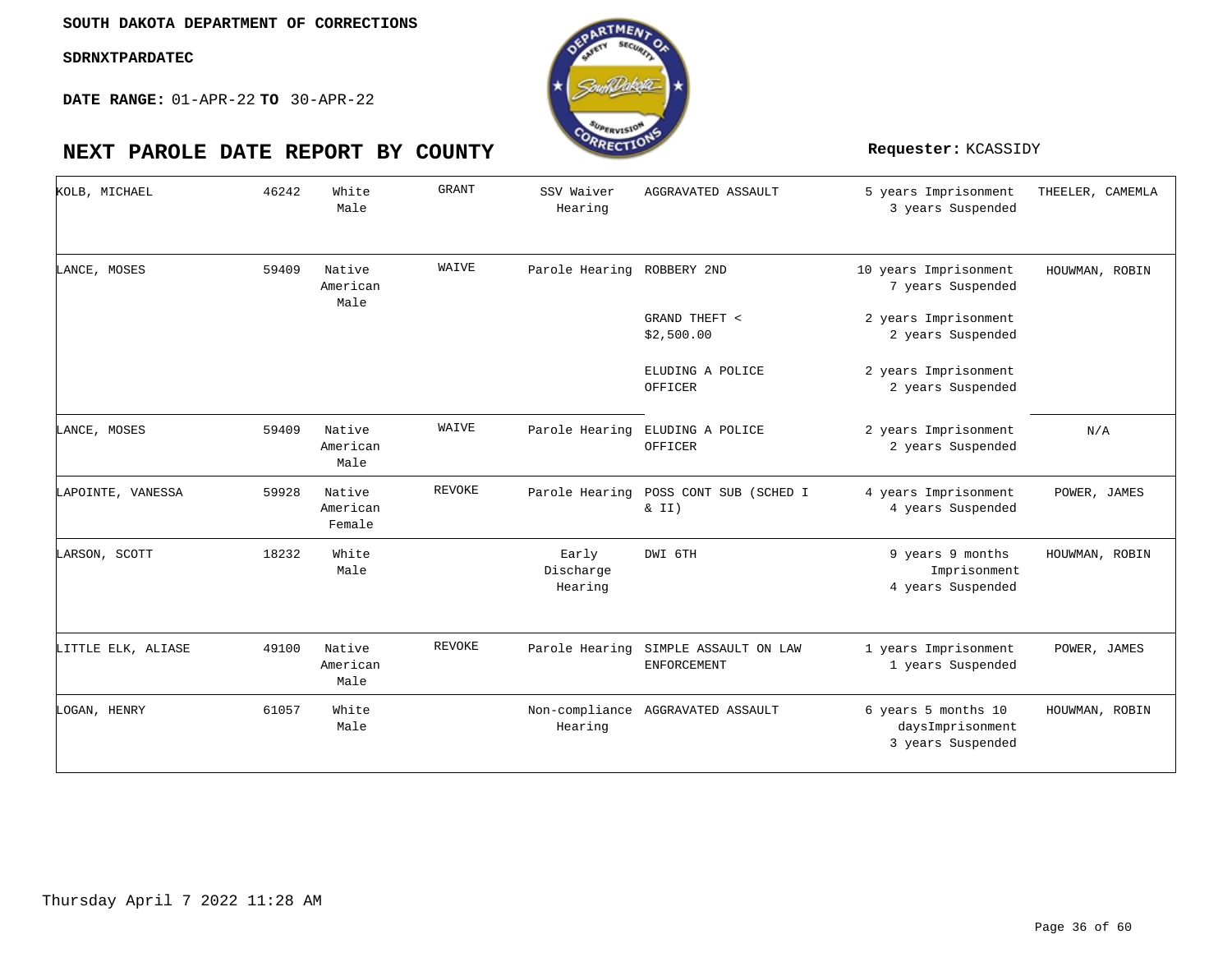SOUTH DAKOTA DEPARTMENT OF CORRECTIONS

SDRNXTPARDATEC

**DATE RANGE:** 01-APR-22 **TO** 30-APR-22

# NEXT PAROLE DATE REPORT BY COUNTY

**Requester:** KCASSIDY

| Name | Number | Race/Sex | Recommendation | Hearing Type | Offense | Sentence | Agent |
|---|---|---|---|---|---|---|---|
| KOLB, MICHAEL | 46242 | White Male | GRANT | SSV Waiver Hearing | AGGRAVATED ASSAULT | 5 years Imprisonment 3 years Suspended | THEELER, CAMEMLA |
| LANCE, MOSES | 59409 | Native American Male | WAIVE | Parole Hearing | ROBBERY 2ND | 10 years Imprisonment 7 years Suspended | HOUWMAN, ROBIN |
| | | | | | GRAND THEFT < $2,500.00 | 2 years Imprisonment 2 years Suspended | |
| | | | | | ELUDING A POLICE OFFICER | 2 years Imprisonment 2 years Suspended | |
| LANCE, MOSES | 59409 | Native American Male | WAIVE | Parole Hearing | ELUDING A POLICE OFFICER | 2 years Imprisonment 2 years Suspended | N/A |
| LAPOINTE, VANESSA | 59928 | Native American Female | REVOKE | Parole Hearing | POSS CONT SUB (SCHED I & II) | 4 years Imprisonment 4 years Suspended | POWER, JAMES |
| LARSON, SCOTT | 18232 | White Male | | Early Discharge Hearing | DWI 6TH | 9 years 9 months Imprisonment 4 years Suspended | HOUWMAN, ROBIN |
| LITTLE ELK, ALIASE | 49100 | Native American Male | REVOKE | Parole Hearing | SIMPLE ASSAULT ON LAW ENFORCEMENT | 1 years Imprisonment 1 years Suspended | POWER, JAMES |
| LOGAN, HENRY | 61057 | White Male | | Non-compliance Hearing | AGGRAVATED ASSAULT | 6 years 5 months 10 daysImprisonment 3 years Suspended | HOUWMAN, ROBIN |

Thursday April 7 2022 11:28 AM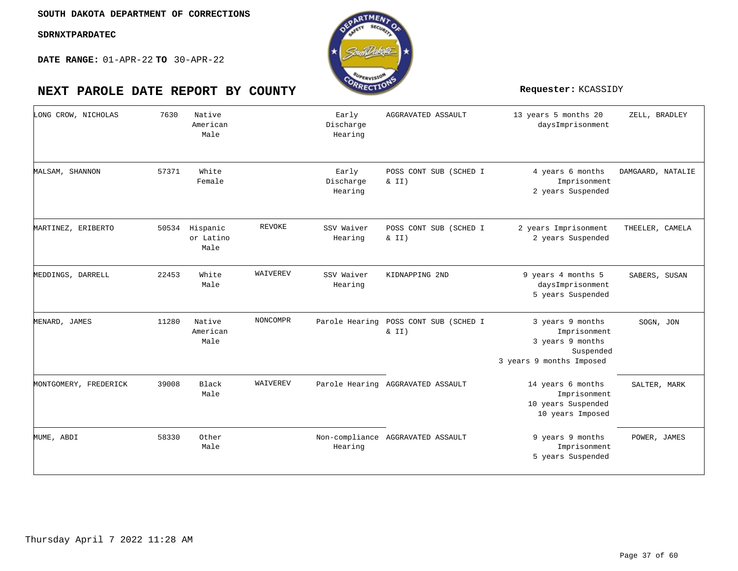SOUTH DAKOTA DEPARTMENT OF CORRECTIONS

SDRNXTPARDATEC

**DATE RANGE:** 01-APR-22 **TO** 30-APR-22

# NEXT PAROLE DATE REPORT BY COUNTY

**Requester:** KCASSIDY

| | | | | | | | |
|---|---|---|---|---|---|---|---|
| LONG CROW, NICHOLAS | 7630 | Native American Male | | Early Discharge Hearing | AGGRAVATED ASSAULT | 13 years 5 months 20 daysImprisonment | ZELL, BRADLEY |
| MALSAM, SHANNON | 57371 | White Female | | Early Discharge Hearing | POSS CONT SUB (SCHED I & II) | 4 years 6 months Imprisonment<br>2 years Suspended | DAMGAARD, NATALIE |
| MARTINEZ, ERIBERTO | 50534 | Hispanic or Latino Male | REVOKE | SSV Waiver Hearing | POSS CONT SUB (SCHED I & II) | 2 years Imprisonment<br>2 years Suspended | THEELER, CAMELA |
| MEDDINGS, DARRELL | 22453 | White Male | WAIVEREV | SSV Waiver Hearing | KIDNAPPING 2ND | 9 years 4 months 5 daysImprisonment<br>5 years Suspended | SABERS, SUSAN |
| MENARD, JAMES | 11280 | Native American Male | NONCOMPR | Parole Hearing | POSS CONT SUB (SCHED I & II) | 3 years 9 months Imprisonment<br>3 years 9 months Suspended<br>3 years 9 months Imposed | SOGN, JON |
| MONTGOMERY, FREDERICK | 39008 | Black Male | WAIVEREV | Parole Hearing | AGGRAVATED ASSAULT | 14 years 6 months Imprisonment<br>10 years Suspended<br>10 years Imposed | SALTER, MARK |
| MUME, ABDI | 58330 | Other Male | | Non-compliance Hearing | AGGRAVATED ASSAULT | 9 years 9 months Imprisonment<br>5 years Suspended | POWER, JAMES |

Thursday April 7 2022 11:28 AM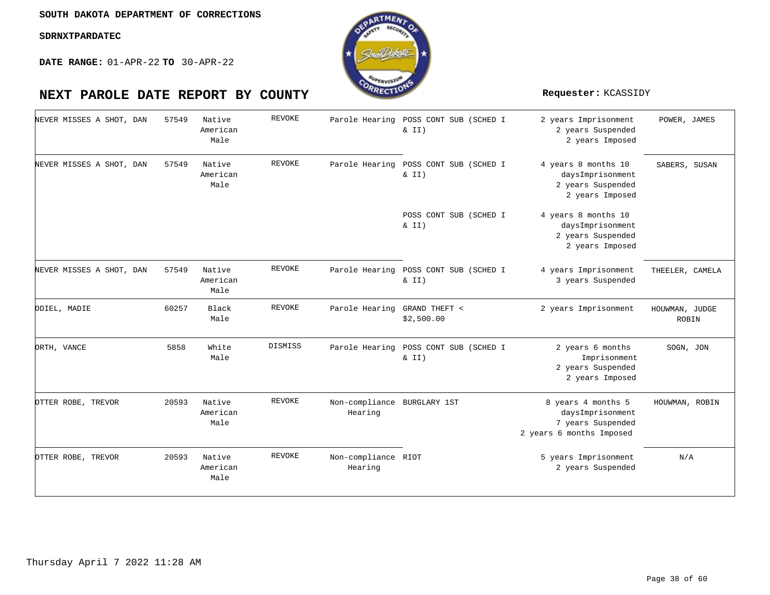**SOUTH DAKOTA DEPARTMENT OF CORRECTIONS**

**SDRNXTPARDATEC**

**DATE RANGE:** 01-APR-22 **TO** 30-APR-22

# NEXT PAROLE DATE REPORT BY COUNTY

**Requester:** KCASSIDY

| | | | | | | | |
|---|---|---|---|---|---|---|---|
| NEVER MISSES A SHOT, DAN | 57549 | Native American Male | REVOKE | Parole Hearing | POSS CONT SUB (SCHED I & II) | 2 years Imprisonment<br>2 years Suspended<br>2 years Imposed | POWER, JAMES |
| NEVER MISSES A SHOT, DAN | 57549 | Native American Male | REVOKE | Parole Hearing | POSS CONT SUB (SCHED I & II) | 4 years 8 months 10 daysImprisonment<br>2 years Suspended<br>2 years Imposed | SABERS, SUSAN |
| | | | | | POSS CONT SUB (SCHED I & II) | 4 years 8 months 10 daysImprisonment<br>2 years Suspended<br>2 years Imposed | |
| NEVER MISSES A SHOT, DAN | 57549 | Native American Male | REVOKE | Parole Hearing | POSS CONT SUB (SCHED I & II) | 4 years Imprisonment<br>3 years Suspended | THEELER, CAMELA |
| ODIEL, MADIE | 60257 | Black Male | REVOKE | Parole Hearing | GRAND THEFT < $2,500.00 | 2 years Imprisonment | HOUWMAN, JUDGE ROBIN |
| ORTH, VANCE | 5858 | White Male | DISMISS | Parole Hearing | POSS CONT SUB (SCHED I & II) | 2 years 6 months Imprisonment<br>2 years Suspended<br>2 years Imposed | SOGN, JON |
| OTTER ROBE, TREVOR | 20593 | Native American Male | REVOKE | Non-compliance Hearing | BURGLARY 1ST | 8 years 4 months 5 daysImprisonment<br>7 years Suspended<br>2 years 6 months Imposed | HOUWMAN, ROBIN |
| OTTER ROBE, TREVOR | 20593 | Native American Male | REVOKE | Non-compliance Hearing | RIOT | 5 years Imprisonment<br>2 years Suspended | N/A |

Thursday April 7 2022 11:28 AM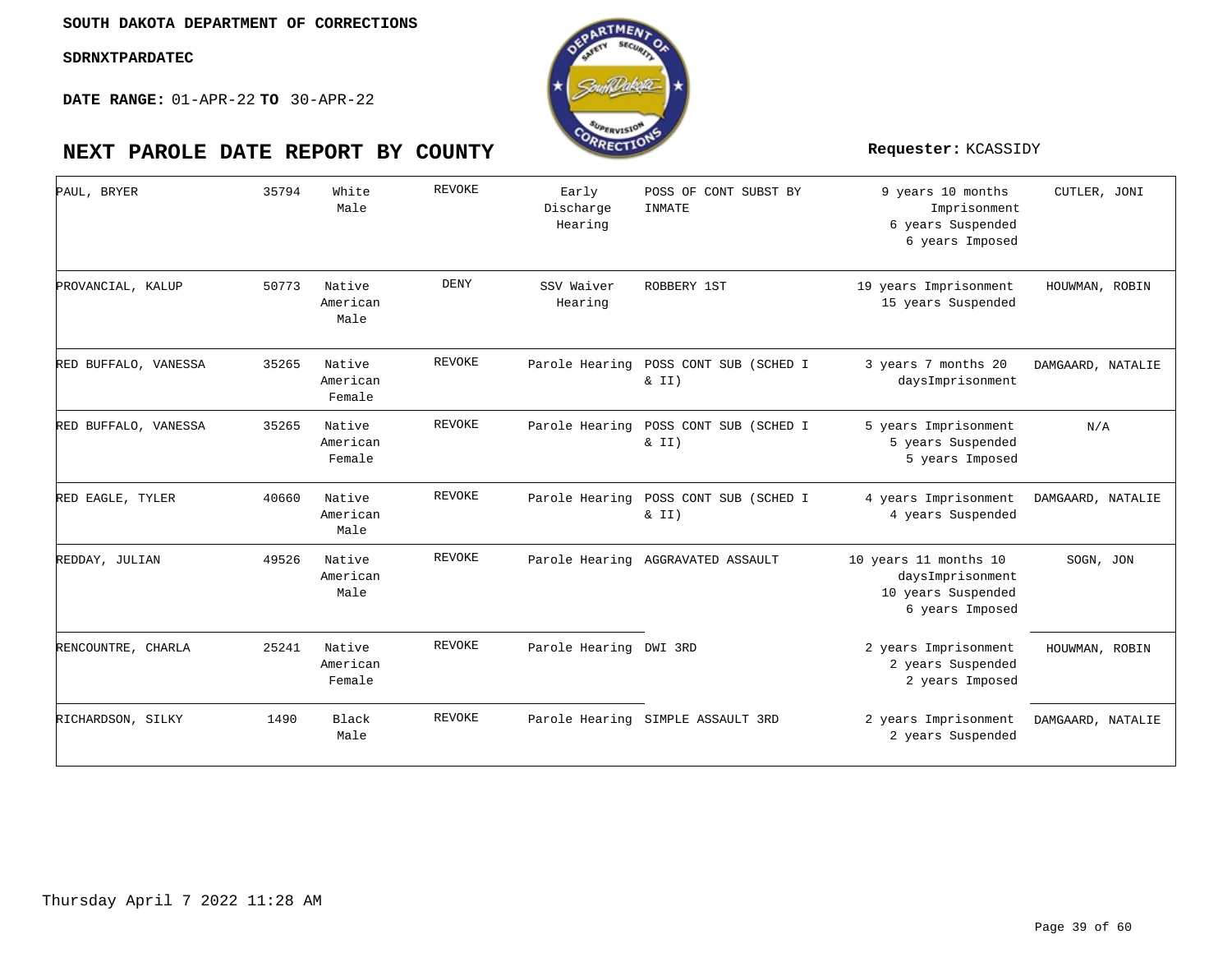SOUTH DAKOTA DEPARTMENT OF CORRECTIONS

SDRNXTPARDATEC

**DATE RANGE:** 01-APR-22 **TO** 30-APR-22

# NEXT PAROLE DATE REPORT BY COUNTY

**Requester:** KCASSIDY

| | | | | | | | |
|---|---|---|---|---|---|---|---|
| PAUL, BRYER | 35794 | White Male | REVOKE | Early Discharge Hearing | POSS OF CONT SUBST BY INMATE | 9 years 10 months Imprisonment 6 years Suspended 6 years Imposed | CUTLER, JONI |
| PROVANCIAL, KALUP | 50773 | Native American Male | DENY | SSV Waiver Hearing | ROBBERY 1ST | 19 years Imprisonment 15 years Suspended | HOUWMAN, ROBIN |
| RED BUFFALO, VANESSA | 35265 | Native American Female | REVOKE | Parole Hearing | POSS CONT SUB (SCHED I & II) | 3 years 7 months 20 daysImprisonment | DAMGAARD, NATALIE |
| RED BUFFALO, VANESSA | 35265 | Native American Female | REVOKE | Parole Hearing | POSS CONT SUB (SCHED I & II) | 5 years Imprisonment 5 years Suspended 5 years Imposed | N/A |
| RED EAGLE, TYLER | 40660 | Native American Male | REVOKE | Parole Hearing | POSS CONT SUB (SCHED I & II) | 4 years Imprisonment 4 years Suspended | DAMGAARD, NATALIE |
| REDDAY, JULIAN | 49526 | Native American Male | REVOKE | Parole Hearing | AGGRAVATED ASSAULT | 10 years 11 months 10 daysImprisonment 10 years Suspended 6 years Imposed | SOGN, JON |
| RENCOUNTRE, CHARLA | 25241 | Native American Female | REVOKE | Parole Hearing | DWI 3RD | 2 years Imprisonment 2 years Suspended 2 years Imposed | HOUWMAN, ROBIN |
| RICHARDSON, SILKY | 1490 | Black Male | REVOKE | Parole Hearing | SIMPLE ASSAULT 3RD | 2 years Imprisonment 2 years Suspended | DAMGAARD, NATALIE |

Thursday April 7 2022 11:28 AM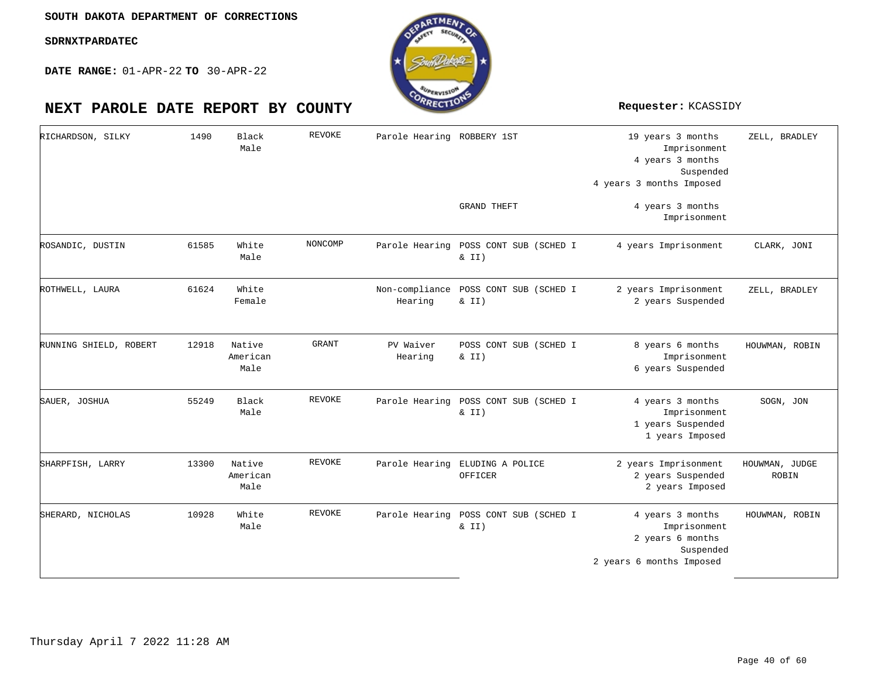SOUTH DAKOTA DEPARTMENT OF CORRECTIONS

SDRNXTPARDATEC

**DATE RANGE:** 01-APR-22 **TO** 30-APR-22

# NEXT PAROLE DATE REPORT BY COUNTY

**Requester:** KCASSIDY

| Name | ID | Race/Sex | Status | Hearing Type | Offense | Sentence | Judge |
|---|---|---|---|---|---|---|---|
| RICHARDSON, SILKY | 1490 | Black Male | REVOKE | Parole Hearing | ROBBERY 1ST | 19 years 3 months Imprisonment<br>4 years 3 months Suspended<br>4 years 3 months Imposed | ZELL, BRADLEY |
| | | | | | GRAND THEFT | 4 years 3 months Imprisonment | |
| ROSANDIC, DUSTIN | 61585 | White Male | NONCOMP | Parole Hearing | POSS CONT SUB (SCHED I & II) | 4 years Imprisonment | CLARK, JONI |
| ROTHWELL, LAURA | 61624 | White Female | | Non-compliance Hearing | POSS CONT SUB (SCHED I & II) | 2 years Imprisonment<br>2 years Suspended | ZELL, BRADLEY |
| RUNNING SHIELD, ROBERT | 12918 | Native American Male | GRANT | PV Waiver Hearing | POSS CONT SUB (SCHED I & II) | 8 years 6 months Imprisonment<br>6 years Suspended | HOUWMAN, ROBIN |
| SAUER, JOSHUA | 55249 | Black Male | REVOKE | Parole Hearing | POSS CONT SUB (SCHED I & II) | 4 years 3 months Imprisonment<br>1 years Suspended<br>1 years Imposed | SOGN, JON |
| SHARPFISH, LARRY | 13300 | Native American Male | REVOKE | Parole Hearing | ELUDING A POLICE OFFICER | 2 years Imprisonment<br>2 years Suspended<br>2 years Imposed | HOUWMAN, JUDGE ROBIN |
| SHERARD, NICHOLAS | 10928 | White Male | REVOKE | Parole Hearing | POSS CONT SUB (SCHED I & II) | 4 years 3 months Imprisonment<br>2 years 6 months Suspended<br>2 years 6 months Imposed | HOUWMAN, ROBIN |

Thursday April 7 2022 11:28 AM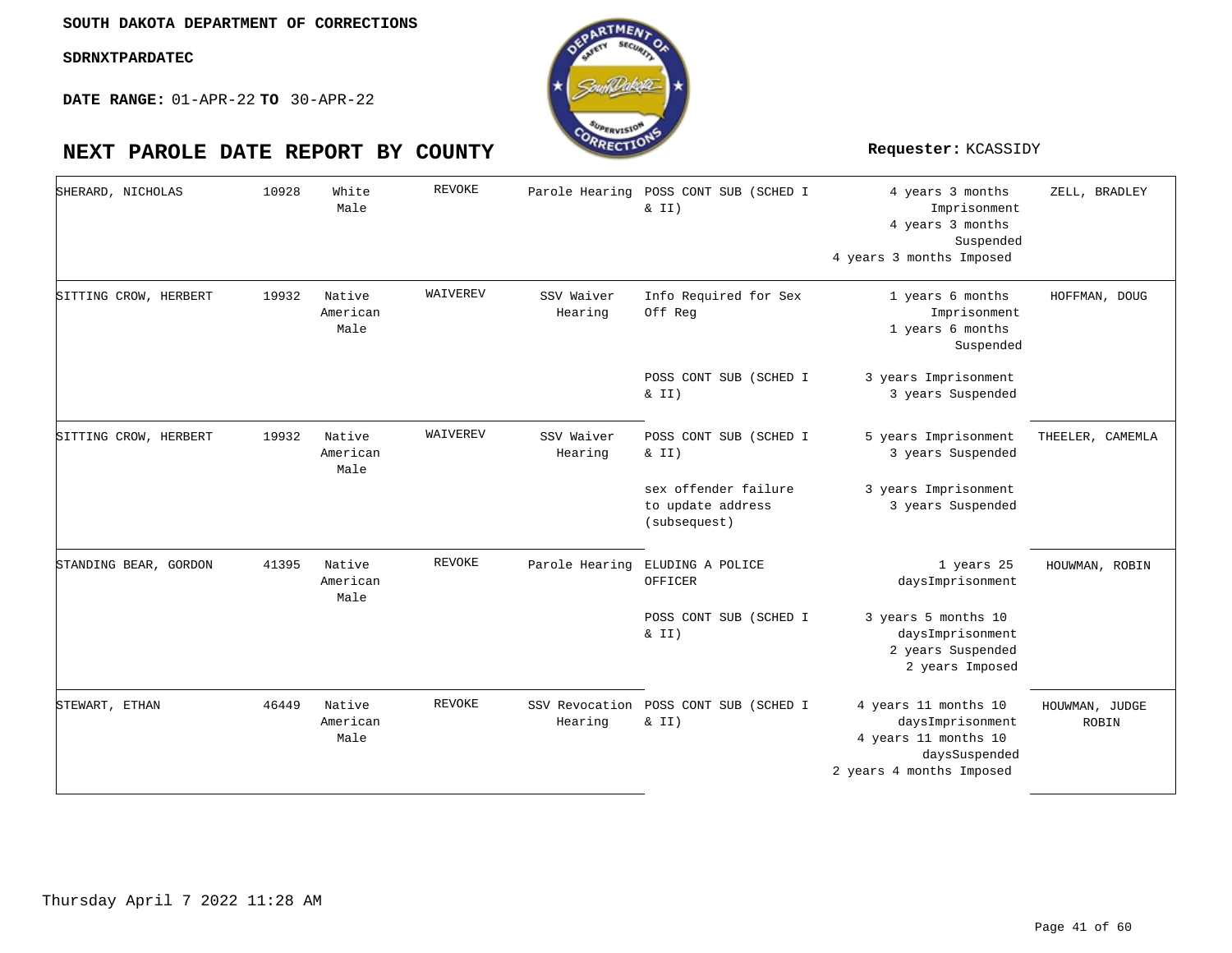SOUTH DAKOTA DEPARTMENT OF CORRECTIONS

SDRNXTPARDATEC

**DATE RANGE:** 01-APR-22 **TO** 30-APR-22

# NEXT PAROLE DATE REPORT BY COUNTY

**Requester:** KCASSIDY

| Name | Number | Race/Sex | Type | Hearing | Offense | Sentence | Judge |
|---|---|---|---|---|---|---|---|
| SHERARD, NICHOLAS | 10928 | White Male | REVOKE | Parole Hearing | POSS CONT SUB (SCHED I & II) | 4 years 3 months Imprisonment 4 years 3 months Suspended 4 years 3 months Imposed | ZELL, BRADLEY |
| SITTING CROW, HERBERT | 19932 | Native American Male | WAIVEREV | SSV Waiver Hearing | Info Required for Sex Off Reg | 1 years 6 months Imprisonment 1 years 6 months Suspended | HOFFMAN, DOUG |
| | | | | | POSS CONT SUB (SCHED I & II) | 3 years Imprisonment 3 years Suspended | |
| SITTING CROW, HERBERT | 19932 | Native American Male | WAIVEREV | SSV Waiver Hearing | POSS CONT SUB (SCHED I & II) | 5 years Imprisonment 3 years Suspended | THEELER, CAMEMLA |
| | | | | | sex offender failure to update address (subsequest) | 3 years Imprisonment 3 years Suspended | |
| STANDING BEAR, GORDON | 41395 | Native American Male | REVOKE | Parole Hearing | ELUDING A POLICE OFFICER | 1 years 25 daysImprisonment | HOUWMAN, ROBIN |
| | | | | | POSS CONT SUB (SCHED I & II) | 3 years 5 months 10 daysImprisonment 2 years Suspended 2 years Imposed | |
| STEWART, ETHAN | 46449 | Native American Male | REVOKE | SSV Revocation Hearing | POSS CONT SUB (SCHED I & II) | 4 years 11 months 10 daysImprisonment 4 years 11 months 10 daysSuspended 2 years 4 months Imposed | HOUWMAN, JUDGE ROBIN |

Thursday April 7 2022 11:28 AM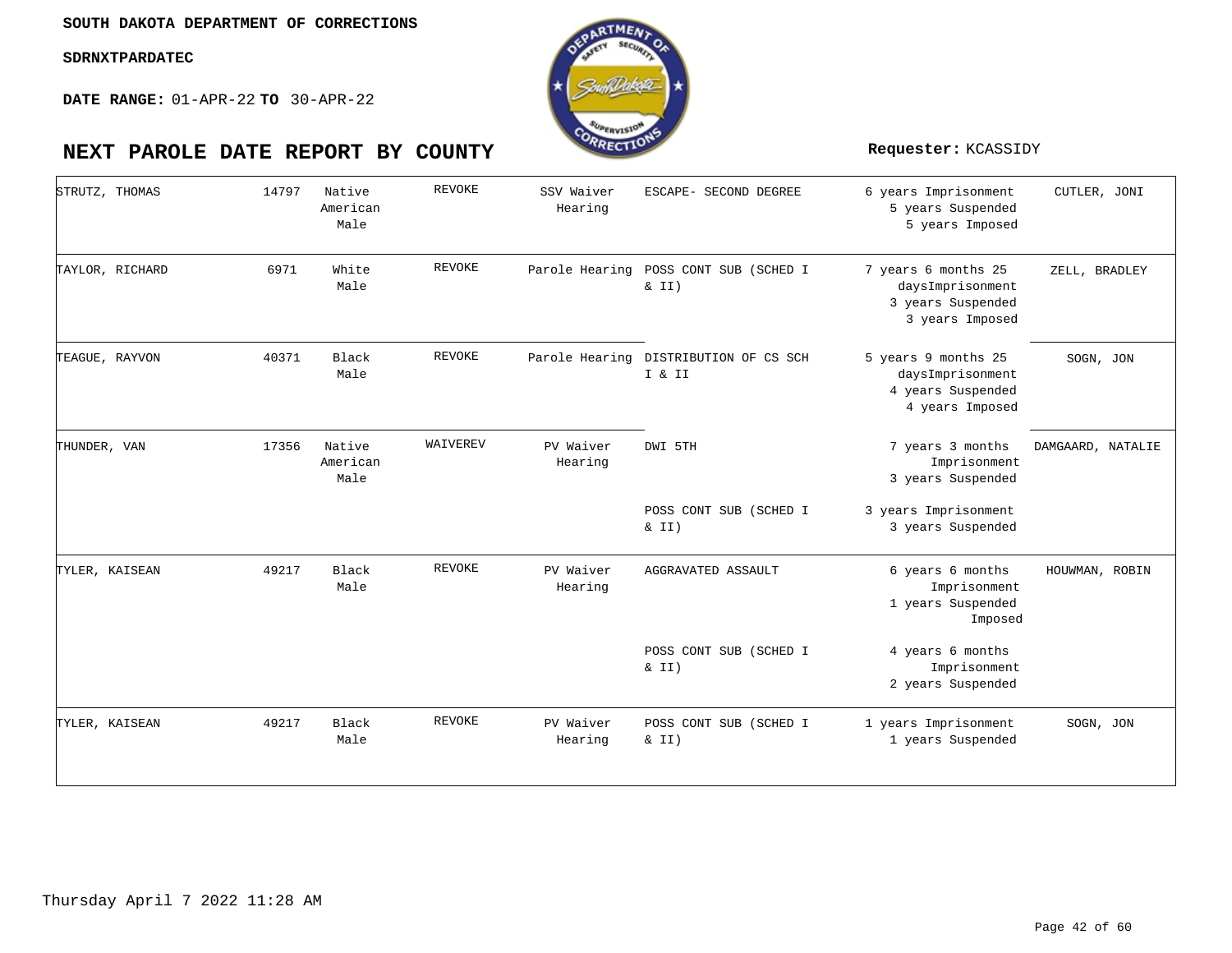SOUTH DAKOTA DEPARTMENT OF CORRECTIONS

SDRNXTPARDATEC

**DATE RANGE:** 01-APR-22 **TO** 30-APR-22

# NEXT PAROLE DATE REPORT BY COUNTY

**Requester:** KCASSIDY

| | | | | | | | |
|---|---|---|---|---|---|---|---|
| STRUTZ, THOMAS | 14797 | Native American Male | REVOKE | SSV Waiver Hearing | ESCAPE- SECOND DEGREE | 6 years Imprisonment 5 years Suspended 5 years Imposed | CUTLER, JONI |
| TAYLOR, RICHARD | 6971 | White Male | REVOKE | Parole Hearing | POSS CONT SUB (SCHED I & II) | 7 years 6 months 25 daysImprisonment 3 years Suspended 3 years Imposed | ZELL, BRADLEY |
| TEAGUE, RAYVON | 40371 | Black Male | REVOKE | Parole Hearing | DISTRIBUTION OF CS SCH I & II | 5 years 9 months 25 daysImprisonment 4 years Suspended 4 years Imposed | SOGN, JON |
| THUNDER, VAN | 17356 | Native American Male | WAIVEREV | PV Waiver Hearing | DWI 5TH | 7 years 3 months Imprisonment 3 years Suspended | DAMGAARD, NATALIE |
| | | | | | POSS CONT SUB (SCHED I & II) | 3 years Imprisonment 3 years Suspended | |
| TYLER, KAISEAN | 49217 | Black Male | REVOKE | PV Waiver Hearing | AGGRAVATED ASSAULT | 6 years 6 months Imprisonment 1 years Suspended Imposed | HOUWMAN, ROBIN |
| | | | | | POSS CONT SUB (SCHED I & II) | 4 years 6 months Imprisonment 2 years Suspended | |
| TYLER, KAISEAN | 49217 | Black Male | REVOKE | PV Waiver Hearing | POSS CONT SUB (SCHED I & II) | 1 years Imprisonment 1 years Suspended | SOGN, JON |

Thursday April 7 2022 11:28 AM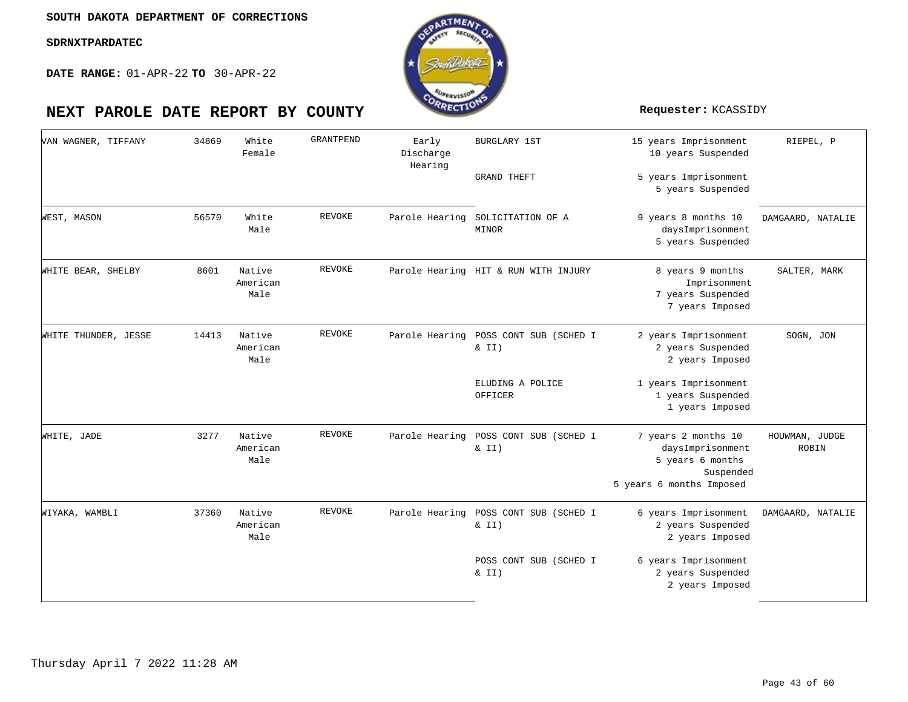SOUTH DAKOTA DEPARTMENT OF CORRECTIONS

SDRNXTPARDATEC

**DATE RANGE:** 01-APR-22 **TO** 30-APR-22

# NEXT PAROLE DATE REPORT BY COUNTY

**Requester:** KCASSIDY

| | | | | | | | |
|---|---|---|---|---|---|---|---|
| VAN WAGNER, TIFFANY | 34869 | White Female | GRANTPEND | Early Discharge Hearing | BURGLARY 1ST | 15 years Imprisonment 10 years Suspended | RIEPEL, P |
| | | | | | GRAND THEFT | 5 years Imprisonment 5 years Suspended | |
| WEST, MASON | 56570 | White Male | REVOKE | Parole Hearing | SOLICITATION OF A MINOR | 9 years 8 months 10 daysImprisonment 5 years Suspended | DAMGAARD, NATALIE |
| WHITE BEAR, SHELBY | 8601 | Native American Male | REVOKE | Parole Hearing | HIT & RUN WITH INJURY | 8 years 9 months Imprisonment 7 years Suspended 7 years Imposed | SALTER, MARK |
| WHITE THUNDER, JESSE | 14413 | Native American Male | REVOKE | Parole Hearing | POSS CONT SUB (SCHED I & II) | 2 years Imprisonment 2 years Suspended 2 years Imposed | SOGN, JON |
| | | | | | ELUDING A POLICE OFFICER | 1 years Imprisonment 1 years Suspended 1 years Imposed | |
| WHITE, JADE | 3277 | Native American Male | REVOKE | Parole Hearing | POSS CONT SUB (SCHED I & II) | 7 years 2 months 10 daysImprisonment 5 years 6 months Suspended 5 years 6 months Imposed | HOUWMAN, JUDGE ROBIN |
| WIYAKA, WAMBLI | 37360 | Native American Male | REVOKE | Parole Hearing | POSS CONT SUB (SCHED I & II) | 6 years Imprisonment 2 years Suspended 2 years Imposed | DAMGAARD, NATALIE |
| | | | | | POSS CONT SUB (SCHED I & II) | 6 years Imprisonment 2 years Suspended 2 years Imposed | |

Thursday April 7 2022 11:28 AM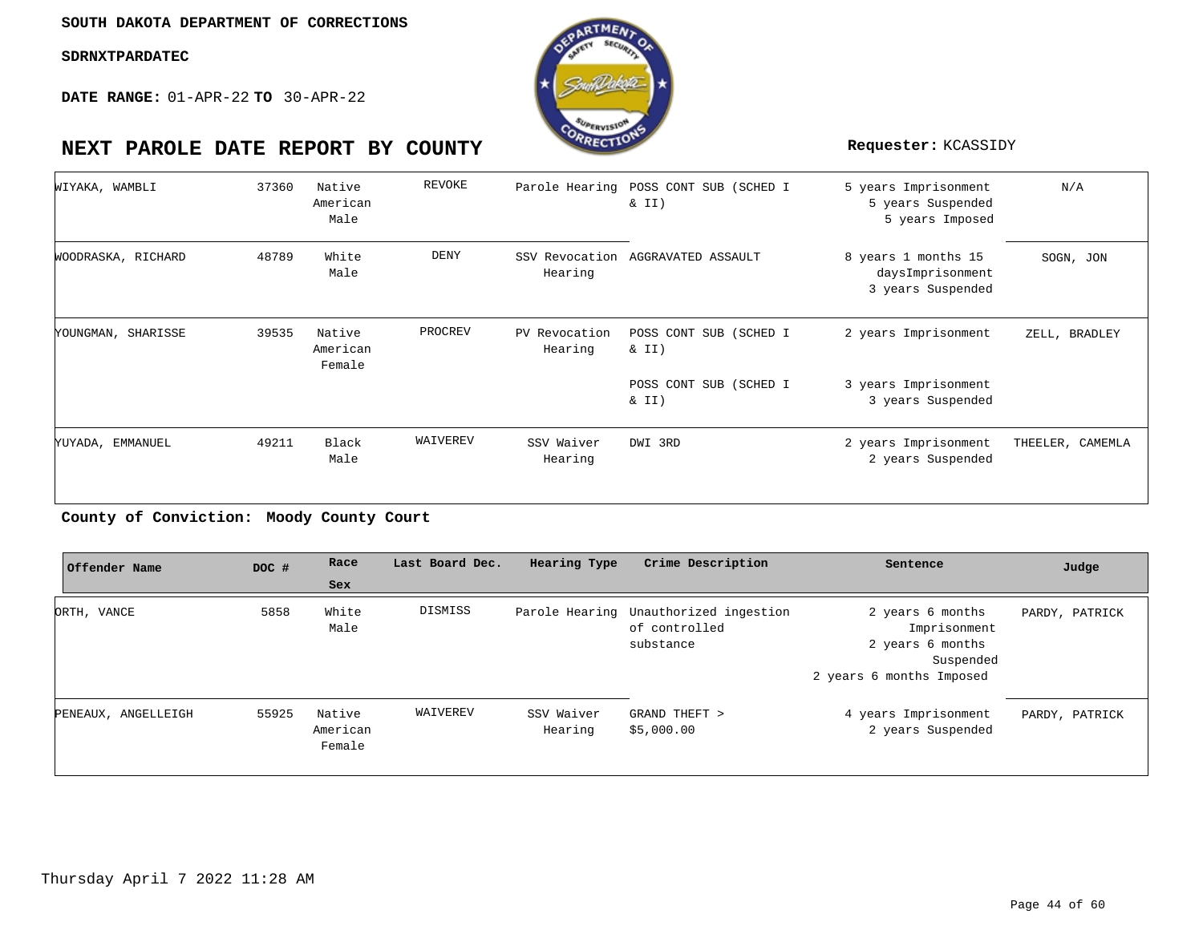SOUTH DAKOTA DEPARTMENT OF CORRECTIONS

SDRNXTPARDATEC

**DATE RANGE:** 01-APR-22 **TO** 30-APR-22

# NEXT PAROLE DATE REPORT BY COUNTY

**Requester:** KCASSIDY

| Offender Name | DOC # | Race Sex | Last Board Dec. | Hearing Type | Crime Description | Sentence | Judge |
|---|---|---|---|---|---|---|---|
| WIYAKA, WAMBLI | 37360 | Native American Male | REVOKE | Parole Hearing | POSS CONT SUB (SCHED I & II) | 5 years Imprisonment 5 years Suspended 5 years Imposed | N/A |
| WOODRASKA, RICHARD | 48789 | White Male | DENY | SSV Revocation Hearing | AGGRAVATED ASSAULT | 8 years 1 months 15 daysImprisonment 3 years Suspended | SOGN, JON |
| YOUNGMAN, SHARISSE | 39535 | Native American Female | PROCREV | PV Revocation Hearing | POSS CONT SUB (SCHED I & II) | 2 years Imprisonment | ZELL, BRADLEY |
| | | | | | POSS CONT SUB (SCHED I & II) | 3 years Imprisonment 3 years Suspended | |
| YUYADA, EMMANUEL | 49211 | Black Male | WAIVEREV | SSV Waiver Hearing | DWI 3RD | 2 years Imprisonment 2 years Suspended | THEELER, CAMEMLA |

**County of Conviction: Moody County Court**

| Offender Name | DOC # | Race Sex | Last Board Dec. | Hearing Type | Crime Description | Sentence | Judge |
|---|---|---|---|---|---|---|---|
| ORTH, VANCE | 5858 | White Male | DISMISS | Parole Hearing | Unauthorized ingestion of controlled substance | 2 years 6 months Imprisonment 2 years 6 months Suspended 2 years 6 months Imposed | PARDY, PATRICK |
| PENEAUX, ANGELLEIGH | 55925 | Native American Female | WAIVEREV | SSV Waiver Hearing | GRAND THEFT > $5,000.00 | 4 years Imprisonment 2 years Suspended | PARDY, PATRICK |

Thursday April 7 2022 11:28 AM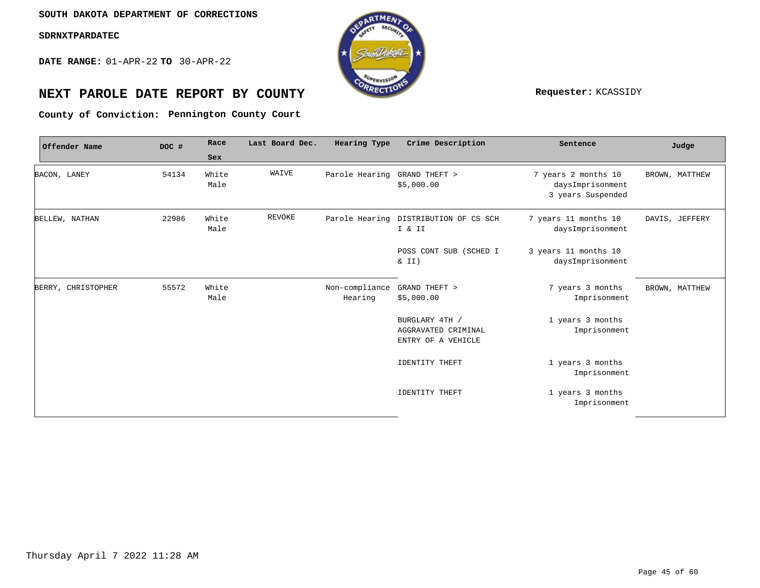SOUTH DAKOTA DEPARTMENT OF CORRECTIONS

SDRNXTPARDATEC

**DATE RANGE:** 01-APR-22 **TO** 30-APR-22

# NEXT PAROLE DATE REPORT BY COUNTY

**Requester:** KCASSIDY

**County of Conviction:** Pennington County Court

| Offender Name | DOC # | Race Sex | Last Board Dec. | Hearing Type | Crime Description | Sentence | Judge |
|---|---|---|---|---|---|---|---|
| BACON, LANEY | 54134 | White Male | WAIVE | Parole Hearing | GRAND THEFT > $5,000.00 | 7 years 2 months 10 daysImprisonment 3 years Suspended | BROWN, MATTHEW |
| BELLEW, NATHAN | 22986 | White Male | REVOKE | Parole Hearing | DISTRIBUTION OF CS SCH I & II | 7 years 11 months 10 daysImprisonment | DAVIS, JEFFERY |
| | | | | | POSS CONT SUB (SCHED I & II) | 3 years 11 months 10 daysImprisonment | |
| BERRY, CHRISTOPHER | 55572 | White Male | | Non-compliance Hearing | GRAND THEFT > $5,000.00 | 7 years 3 months Imprisonment | BROWN, MATTHEW |
| | | | | | BURGLARY 4TH / AGGRAVATED CRIMINAL ENTRY OF A VEHICLE | 1 years 3 months Imprisonment | |
| | | | | | IDENTITY THEFT | 1 years 3 months Imprisonment | |
| | | | | | IDENTITY THEFT | 1 years 3 months Imprisonment | |

Thursday April 7 2022 11:28 AM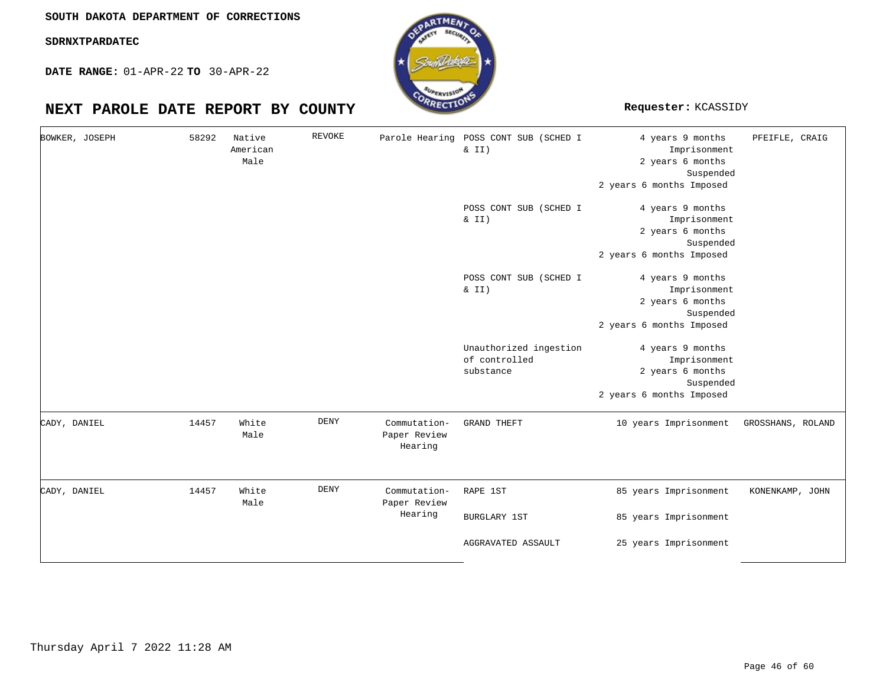SOUTH DAKOTA DEPARTMENT OF CORRECTIONS

SDRNXTPARDATEC

**DATE RANGE:** 01-APR-22 **TO** 30-APR-22

# NEXT PAROLE DATE REPORT BY COUNTY

**Requester:** KCASSIDY

| | | | | | | | |
|---|---|---|---|---|---|---|---|
| BOWKER, JOSEPH | 58292 | Native American Male | REVOKE | Parole Hearing | POSS CONT SUB (SCHED I & II) | 4 years 9 months Imprisonment 2 years 6 months Suspended 2 years 6 months Imposed | PFEIFLE, CRAIG |
| | | | | | POSS CONT SUB (SCHED I & II) | 4 years 9 months Imprisonment 2 years 6 months Suspended 2 years 6 months Imposed | |
| | | | | | POSS CONT SUB (SCHED I & II) | 4 years 9 months Imprisonment 2 years 6 months Suspended 2 years 6 months Imposed | |
| | | | | | Unauthorized ingestion of controlled substance | 4 years 9 months Imprisonment 2 years 6 months Suspended 2 years 6 months Imposed | |
| CADY, DANIEL | 14457 | White Male | DENY | Commutation- Paper Review Hearing | GRAND THEFT | 10 years Imprisonment | GROSSHANS, ROLAND |
| CADY, DANIEL | 14457 | White Male | DENY | Commutation- Paper Review Hearing | RAPE 1ST | 85 years Imprisonment | KONENKAMP, JOHN |
| | | | | | BURGLARY 1ST | 85 years Imprisonment | |
| | | | | | AGGRAVATED ASSAULT | 25 years Imprisonment | |

Thursday April 7 2022 11:28 AM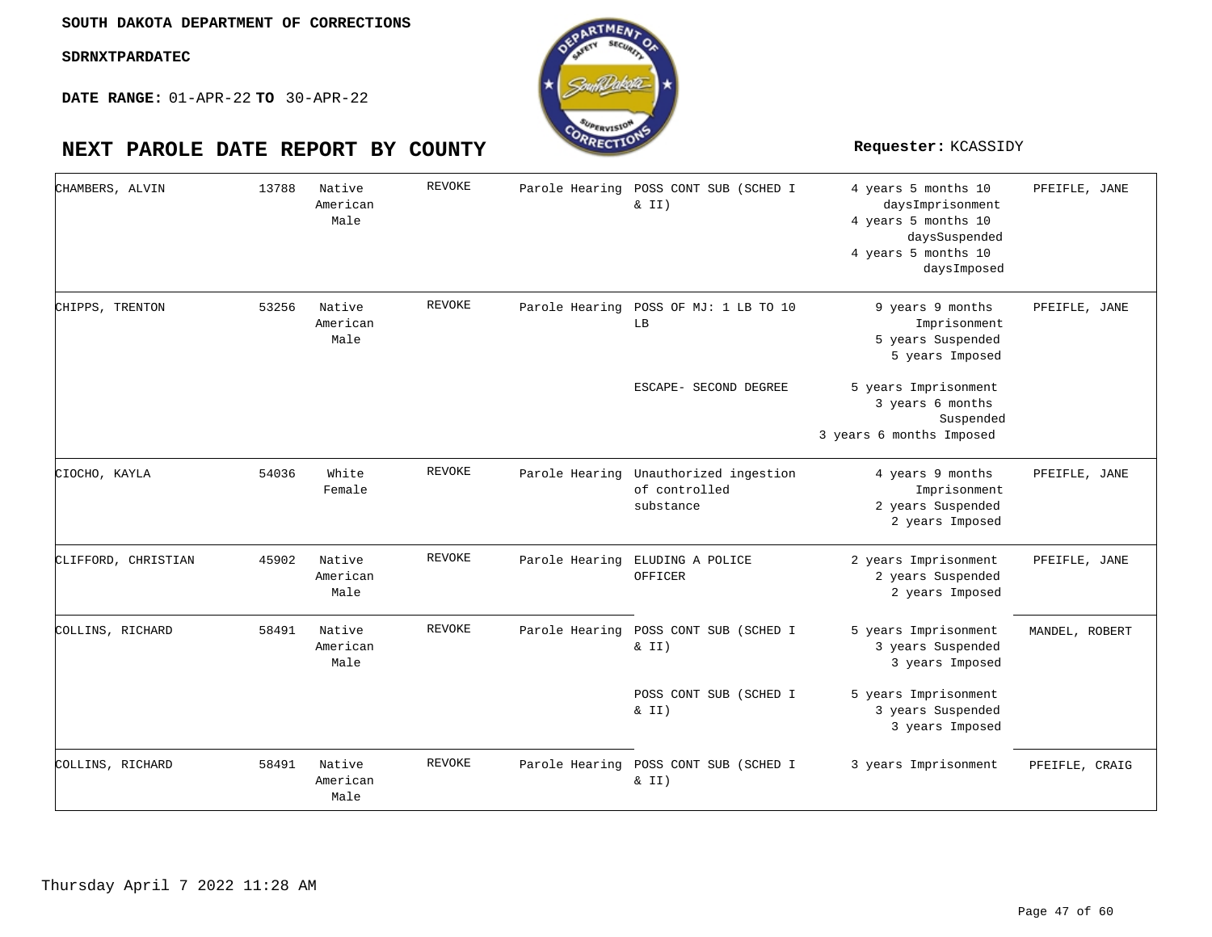**SOUTH DAKOTA DEPARTMENT OF CORRECTIONS**

**SDRNXTPARDATEC**

**DATE RANGE:** 01-APR-22 **TO** 30-APR-22

# NEXT PAROLE DATE REPORT BY COUNTY

**Requester:** KCASSIDY

| Name | ID | Race/Sex | Status | Hearing | Offense | Sentence | Agent |
|---|---|---|---|---|---|---|---|
| CHAMBERS, ALVIN | 13788 | Native American Male | REVOKE | Parole Hearing | POSS CONT SUB (SCHED I & II) | 4 years 5 months 10 daysImprisonment<br>4 years 5 months 10 daysSuspended<br>4 years 5 months 10 daysImposed | PFEIFLE, JANE |
| CHIPPS, TRENTON | 53256 | Native American Male | REVOKE | Parole Hearing | POSS OF MJ: 1 LB TO 10 LB | 9 years 9 months Imprisonment<br>5 years Suspended<br>5 years Imposed | PFEIFLE, JANE |
| | | | | | ESCAPE- SECOND DEGREE | 5 years Imprisonment<br>3 years 6 months Suspended<br>3 years 6 months Imposed | |
| CIOCHO, KAYLA | 54036 | White Female | REVOKE | Parole Hearing | Unauthorized ingestion of controlled substance | 4 years 9 months Imprisonment<br>2 years Suspended<br>2 years Imposed | PFEIFLE, JANE |
| CLIFFORD, CHRISTIAN | 45902 | Native American Male | REVOKE | Parole Hearing | ELUDING A POLICE OFFICER | 2 years Imprisonment<br>2 years Suspended<br>2 years Imposed | PFEIFLE, JANE |
| COLLINS, RICHARD | 58491 | Native American Male | REVOKE | Parole Hearing | POSS CONT SUB (SCHED I & II) | 5 years Imprisonment<br>3 years Suspended<br>3 years Imposed | MANDEL, ROBERT |
| | | | | | POSS CONT SUB (SCHED I & II) | 5 years Imprisonment<br>3 years Suspended<br>3 years Imposed | |
| COLLINS, RICHARD | 58491 | Native American Male | REVOKE | Parole Hearing | POSS CONT SUB (SCHED I & II) | 3 years Imprisonment | PFEIFLE, CRAIG |

Thursday April 7 2022 11:28 AM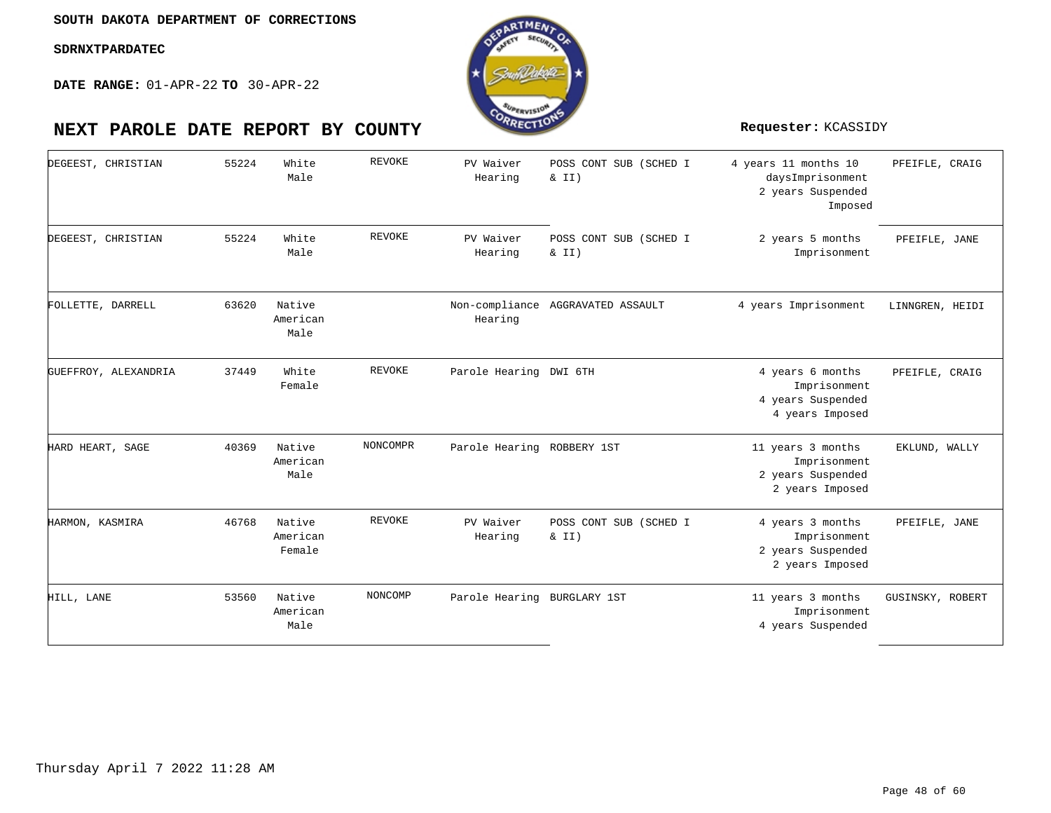SOUTH DAKOTA DEPARTMENT OF CORRECTIONS

SDRNXTPARDATEC

**DATE RANGE:** 01-APR-22 **TO** 30-APR-22

# NEXT PAROLE DATE REPORT BY COUNTY

**Requester:** KCASSIDY

| | | | | | | | |
|---|---|---|---|---|---|---|---|
| DEGEEST, CHRISTIAN | 55224 | White Male | REVOKE | PV Waiver Hearing | POSS CONT SUB (SCHED I & II) | 4 years 11 months 10 daysImprisonment 2 years Suspended Imposed | PFEIFLE, CRAIG |
| DEGEEST, CHRISTIAN | 55224 | White Male | REVOKE | PV Waiver Hearing | POSS CONT SUB (SCHED I & II) | 2 years 5 months Imprisonment | PFEIFLE, JANE |
| FOLLETTE, DARRELL | 63620 | Native American Male | | Non-compliance Hearing | AGGRAVATED ASSAULT | 4 years Imprisonment | LINNGREN, HEIDI |
| GUEFFROY, ALEXANDRIA | 37449 | White Female | REVOKE | Parole Hearing | DWI 6TH | 4 years 6 months Imprisonment 4 years Suspended 4 years Imposed | PFEIFLE, CRAIG |
| HARD HEART, SAGE | 40369 | Native American Male | NONCOMPR | Parole Hearing | ROBBERY 1ST | 11 years 3 months Imprisonment 2 years Suspended 2 years Imposed | EKLUND, WALLY |
| HARMON, KASMIRA | 46768 | Native American Female | REVOKE | PV Waiver Hearing | POSS CONT SUB (SCHED I & II) | 4 years 3 months Imprisonment 2 years Suspended 2 years Imposed | PFEIFLE, JANE |
| HILL, LANE | 53560 | Native American Male | NONCOMP | Parole Hearing | BURGLARY 1ST | 11 years 3 months Imprisonment 4 years Suspended | GUSINSKY, ROBERT |

Thursday April 7 2022 11:28 AM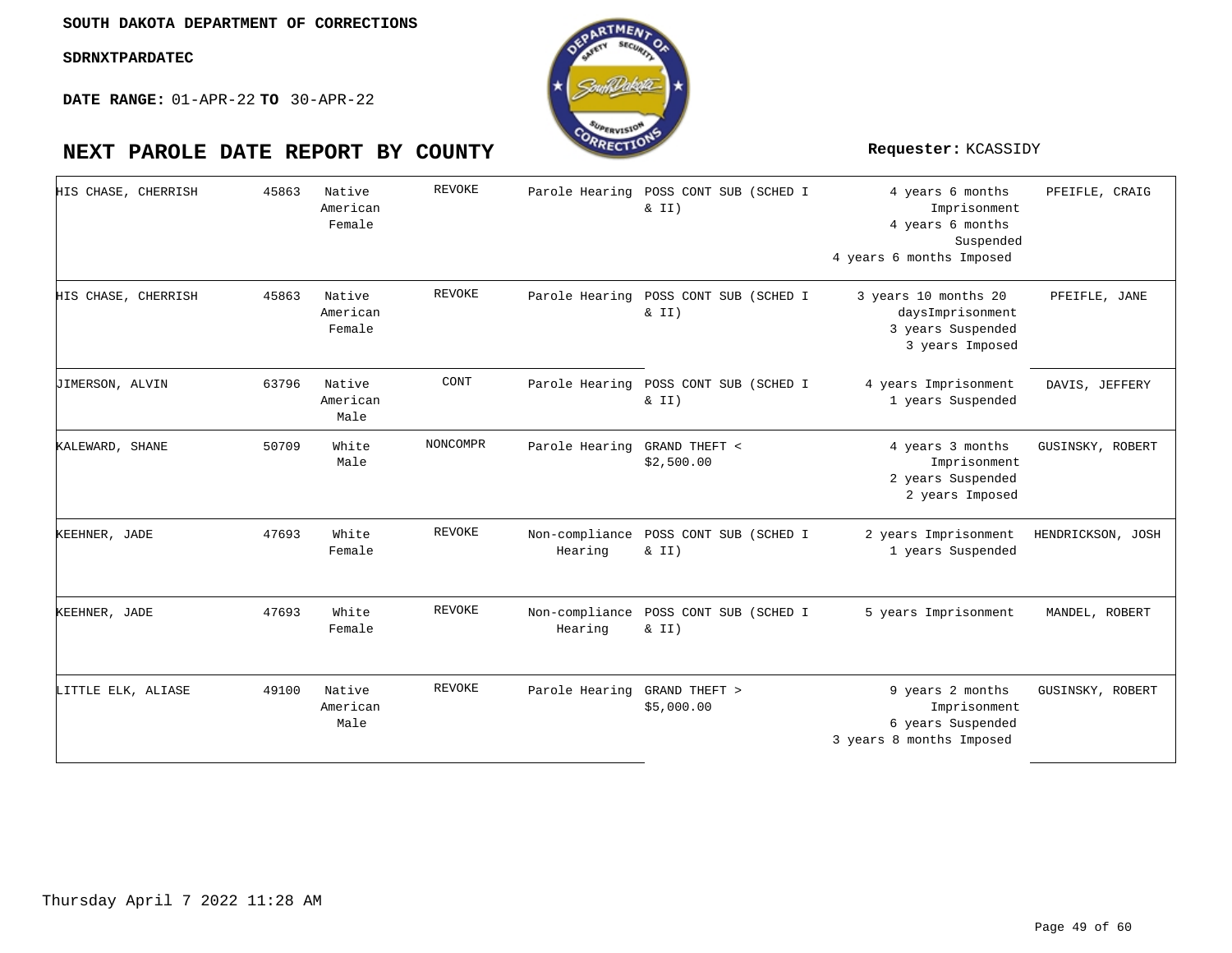**SOUTH DAKOTA DEPARTMENT OF CORRECTIONS**

**SDRNXTPARDATEC**

**DATE RANGE:** 01-APR-22 **TO** 30-APR-22

# NEXT PAROLE DATE REPORT BY COUNTY

**Requester:** KCASSIDY

| | | | | | | | |
|---|---|---|---|---|---|---|---|
| HIS CHASE, CHERRISH | 45863 | Native American Female | REVOKE | Parole Hearing | POSS CONT SUB (SCHED I & II) | 4 years 6 months Imprisonment 4 years 6 months Suspended 4 years 6 months Imposed | PFEIFLE, CRAIG |
| HIS CHASE, CHERRISH | 45863 | Native American Female | REVOKE | Parole Hearing | POSS CONT SUB (SCHED I & II) | 3 years 10 months 20 daysImprisonment 3 years Suspended 3 years Imposed | PFEIFLE, JANE |
| JIMERSON, ALVIN | 63796 | Native American Male | CONT | Parole Hearing | POSS CONT SUB (SCHED I & II) | 4 years Imprisonment 1 years Suspended | DAVIS, JEFFERY |
| KALEWARD, SHANE | 50709 | White Male | NONCOMPR | Parole Hearing | GRAND THEFT < $2,500.00 | 4 years 3 months Imprisonment 2 years Suspended 2 years Imposed | GUSINSKY, ROBERT |
| KEEHNER, JADE | 47693 | White Female | REVOKE | Non-compliance Hearing | POSS CONT SUB (SCHED I & II) | 2 years Imprisonment 1 years Suspended | HENDRICKSON, JOSH |
| KEEHNER, JADE | 47693 | White Female | REVOKE | Non-compliance Hearing | POSS CONT SUB (SCHED I & II) | 5 years Imprisonment | MANDEL, ROBERT |
| LITTLE ELK, ALIASE | 49100 | Native American Male | REVOKE | Parole Hearing | GRAND THEFT > $5,000.00 | 9 years 2 months Imprisonment 6 years Suspended 3 years 8 months Imposed | GUSINSKY, ROBERT |

Thursday April 7 2022 11:28 AM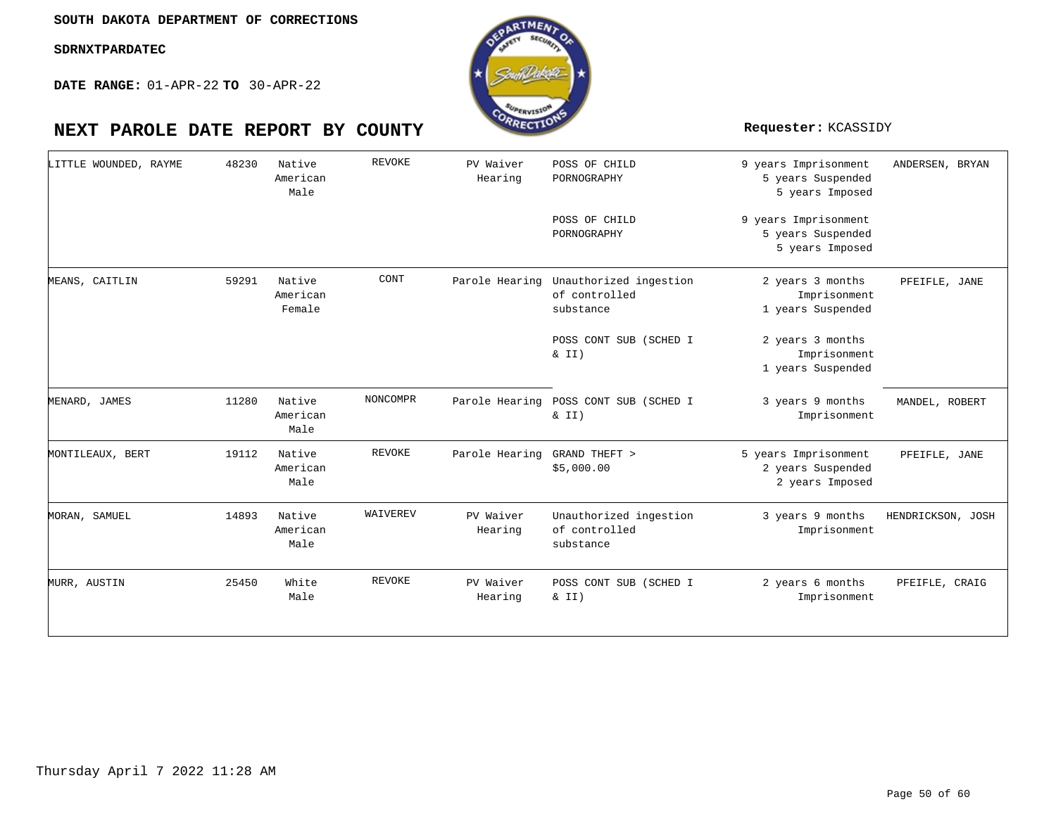SOUTH DAKOTA DEPARTMENT OF CORRECTIONS

SDRNXTPARDATEC

**DATE RANGE:** 01-APR-22 **TO** 30-APR-22

# NEXT PAROLE DATE REPORT BY COUNTY

**Requester:** KCASSIDY

| | | | | | | | |
|---|---|---|---|---|---|---|---|
| LITTLE WOUNDED, RAYME | 48230 | Native American Male | REVOKE | PV Waiver Hearing | POSS OF CHILD PORNOGRAPHY | 9 years Imprisonment 5 years Suspended 5 years Imposed | ANDERSEN, BRYAN |
| | | | | | POSS OF CHILD PORNOGRAPHY | 9 years Imprisonment 5 years Suspended 5 years Imposed | |
| MEANS, CAITLIN | 59291 | Native American Female | CONT | Parole Hearing | Unauthorized ingestion of controlled substance | 2 years 3 months Imprisonment 1 years Suspended | PFEIFLE, JANE |
| | | | | | POSS CONT SUB (SCHED I & II) | 2 years 3 months Imprisonment 1 years Suspended | |
| MENARD, JAMES | 11280 | Native American Male | NONCOMPR | Parole Hearing | POSS CONT SUB (SCHED I & II) | 3 years 9 months Imprisonment | MANDEL, ROBERT |
| MONTILEAUX, BERT | 19112 | Native American Male | REVOKE | Parole Hearing | GRAND THEFT > $5,000.00 | 5 years Imprisonment 2 years Suspended 2 years Imposed | PFEIFLE, JANE |
| MORAN, SAMUEL | 14893 | Native American Male | WAIVEREV | PV Waiver Hearing | Unauthorized ingestion of controlled substance | 3 years 9 months Imprisonment | HENDRICKSON, JOSH |
| MURR, AUSTIN | 25450 | White Male | REVOKE | PV Waiver Hearing | POSS CONT SUB (SCHED I & II) | 2 years 6 months Imprisonment | PFEIFLE, CRAIG |

Thursday April 7 2022 11:28 AM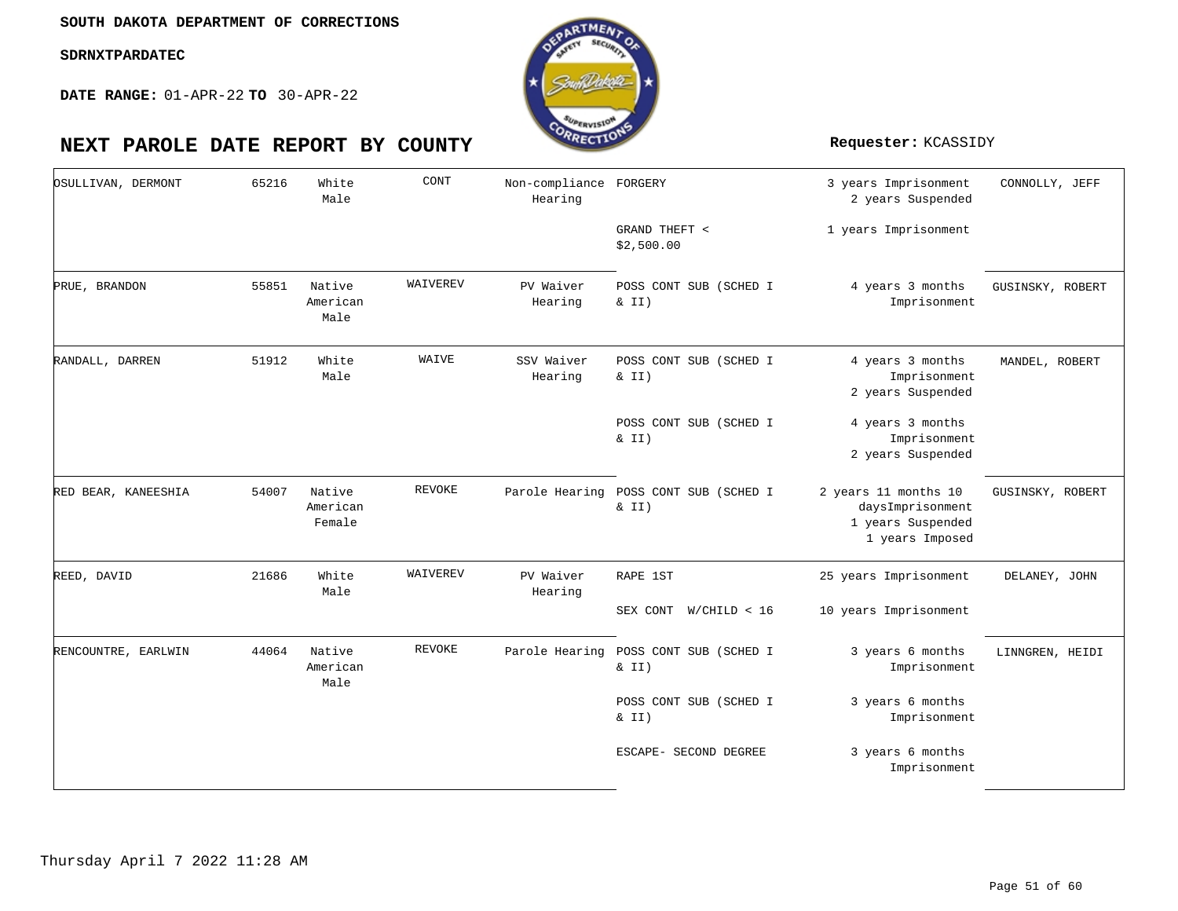SOUTH DAKOTA DEPARTMENT OF CORRECTIONS

SDRNXTPARDATEC

**DATE RANGE:** 01-APR-22 **TO** 30-APR-22

# NEXT PAROLE DATE REPORT BY COUNTY

**Requester:** KCASSIDY

| Name | ID | Race/Sex | Status | Hearing | Offense | Sentence | Agent |
|---|---|---|---|---|---|---|---|
| OSULLIVAN, DERMONT | 65216 | White Male | CONT | Non-compliance Hearing | FORGERY | 3 years Imprisonment 2 years Suspended | CONNOLLY, JEFF |
| | | | | | GRAND THEFT < $2,500.00 | 1 years Imprisonment | |
| PRUE, BRANDON | 55851 | Native American Male | WAIVEREV | PV Waiver Hearing | POSS CONT SUB (SCHED I & II) | 4 years 3 months Imprisonment | GUSINSKY, ROBERT |
| RANDALL, DARREN | 51912 | White Male | WAIVE | SSV Waiver Hearing | POSS CONT SUB (SCHED I & II) | 4 years 3 months Imprisonment 2 years Suspended | MANDEL, ROBERT |
| | | | | | POSS CONT SUB (SCHED I & II) | 4 years 3 months Imprisonment 2 years Suspended | |
| RED BEAR, KANEESHIA | 54007 | Native American Female | REVOKE | Parole Hearing | POSS CONT SUB (SCHED I & II) | 2 years 11 months 10 daysImprisonment 1 years Suspended 1 years Imposed | GUSINSKY, ROBERT |
| REED, DAVID | 21686 | White Male | WAIVEREV | PV Waiver Hearing | RAPE 1ST | 25 years Imprisonment | DELANEY, JOHN |
| | | | | | SEX CONT W/CHILD < 16 | 10 years Imprisonment | |
| RENCOUNTRE, EARLWIN | 44064 | Native American Male | REVOKE | Parole Hearing | POSS CONT SUB (SCHED I & II) | 3 years 6 months Imprisonment | LINNGREN, HEIDI |
| | | | | | POSS CONT SUB (SCHED I & II) | 3 years 6 months Imprisonment | |
| | | | | | ESCAPE- SECOND DEGREE | 3 years 6 months Imprisonment | |

Thursday April 7 2022 11:28 AM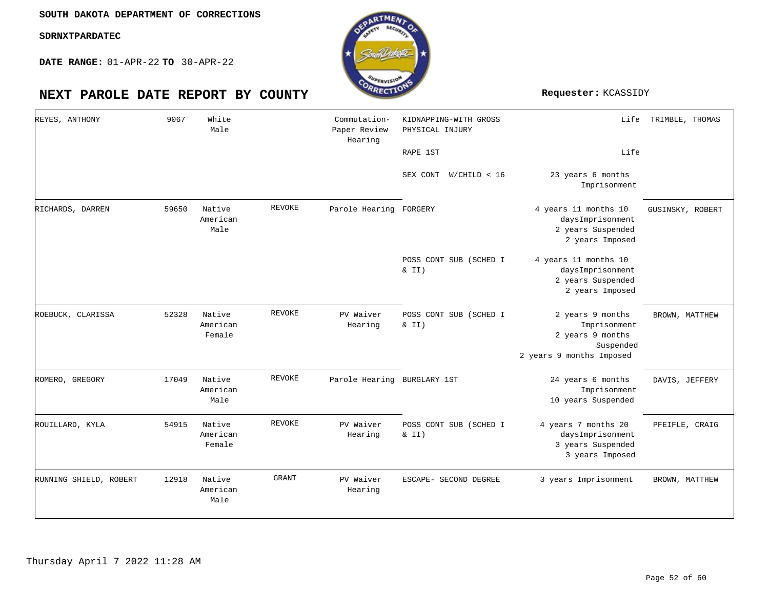SOUTH DAKOTA DEPARTMENT OF CORRECTIONS

**SDRNXTPARDATEC**

**DATE RANGE:** 01-APR-22 **TO** 30-APR-22

# NEXT PAROLE DATE REPORT BY COUNTY

**Requester:** KCASSIDY

| | | | | | | | |
|---|---|---|---|---|---|---|---|
| REYES, ANTHONY | 9067 | White Male | | Commutation-Paper Review Hearing | KIDNAPPING-WITH GROSS PHYSICAL INJURY | Life | TRIMBLE, THOMAS |
| | | | | | RAPE 1ST | Life | |
| | | | | | SEX CONT W/CHILD < 16 | 23 years 6 months Imprisonment | |
| RICHARDS, DARREN | 59650 | Native American Male | REVOKE | Parole Hearing | FORGERY | 4 years 11 months 10 daysImprisonment 2 years Suspended 2 years Imposed | GUSINSKY, ROBERT |
| | | | | | POSS CONT SUB (SCHED I & II) | 4 years 11 months 10 daysImprisonment 2 years Suspended 2 years Imposed | |
| ROEBUCK, CLARISSA | 52328 | Native American Female | REVOKE | PV Waiver Hearing | POSS CONT SUB (SCHED I & II) | 2 years 9 months Imprisonment 2 years 9 months Suspended 2 years 9 months Imposed | BROWN, MATTHEW |
| ROMERO, GREGORY | 17049 | Native American Male | REVOKE | Parole Hearing | BURGLARY 1ST | 24 years 6 months Imprisonment 10 years Suspended | DAVIS, JEFFERY |
| ROUILLARD, KYLA | 54915 | Native American Female | REVOKE | PV Waiver Hearing | POSS CONT SUB (SCHED I & II) | 4 years 7 months 20 daysImprisonment 3 years Suspended 3 years Imposed | PFEIFLE, CRAIG |
| RUNNING SHIELD, ROBERT | 12918 | Native American Male | GRANT | PV Waiver Hearing | ESCAPE- SECOND DEGREE | 3 years Imprisonment | BROWN, MATTHEW |

Thursday April 7 2022 11:28 AM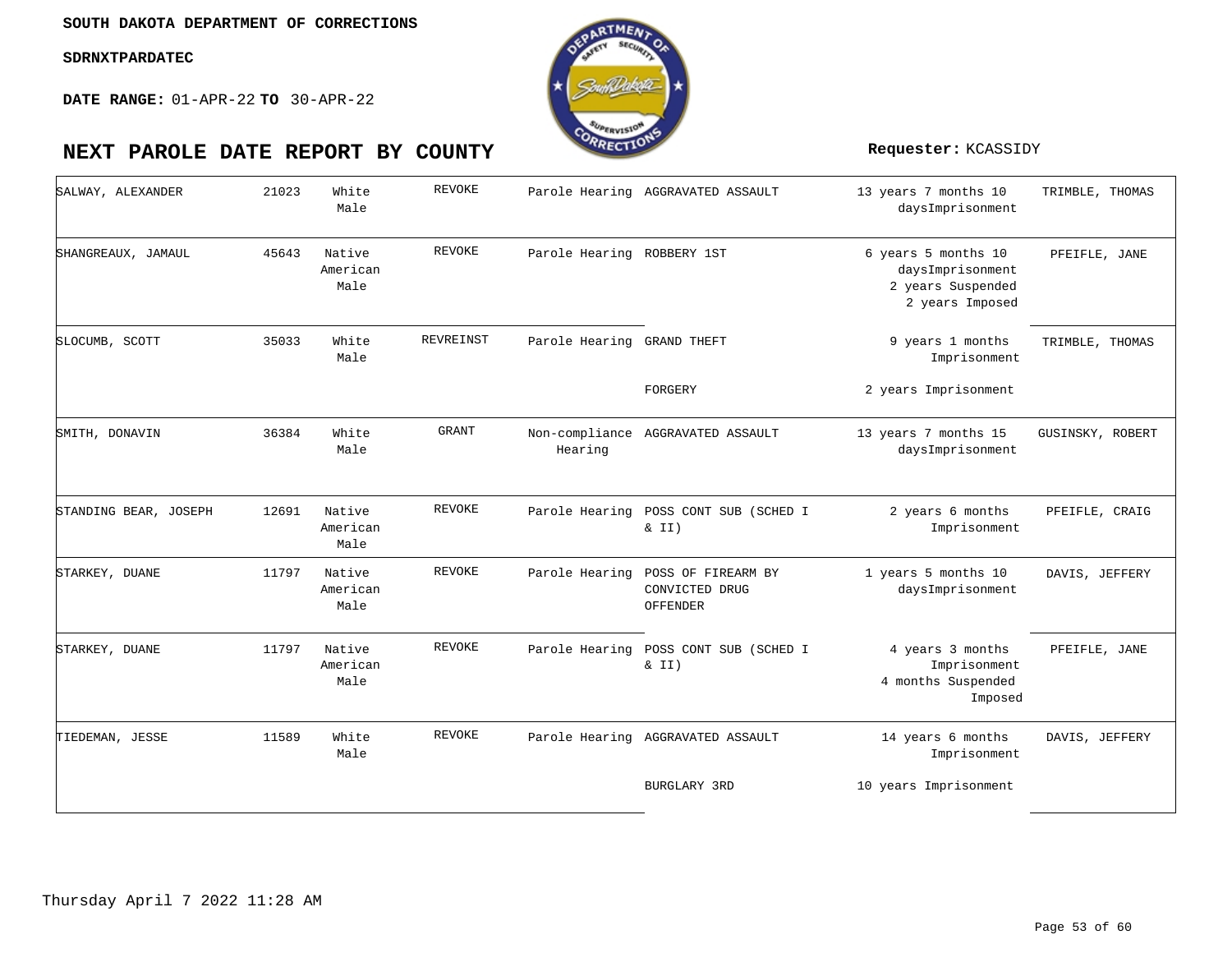SOUTH DAKOTA DEPARTMENT OF CORRECTIONS

SDRNXTPARDATEC

**DATE RANGE:** 01-APR-22 **TO** 30-APR-22

# NEXT PAROLE DATE REPORT BY COUNTY

**Requester:** KCASSIDY

| Name | Number | Race/Sex | Status | Hearing Type | Offense | Sentence | Agent |
|---|---|---|---|---|---|---|---|
| SALWAY, ALEXANDER | 21023 | White Male | REVOKE | Parole Hearing | AGGRAVATED ASSAULT | 13 years 7 months 10 daysImprisonment | TRIMBLE, THOMAS |
| SHANGREAUX, JAMAUL | 45643 | Native American Male | REVOKE | Parole Hearing | ROBBERY 1ST | 6 years 5 months 10 daysImprisonment 2 years Suspended 2 years Imposed | PFEIFLE, JANE |
| SLOCUMB, SCOTT | 35033 | White Male | REVREINST | Parole Hearing | GRAND THEFT | 9 years 1 months Imprisonment | TRIMBLE, THOMAS |
| | | | | | FORGERY | 2 years Imprisonment | |
| SMITH, DONAVIN | 36384 | White Male | GRANT | Non-compliance Hearing | AGGRAVATED ASSAULT | 13 years 7 months 15 daysImprisonment | GUSINSKY, ROBERT |
| STANDING BEAR, JOSEPH | 12691 | Native American Male | REVOKE | Parole Hearing | POSS CONT SUB (SCHED I & II) | 2 years 6 months Imprisonment | PFEIFLE, CRAIG |
| STARKEY, DUANE | 11797 | Native American Male | REVOKE | Parole Hearing | POSS OF FIREARM BY CONVICTED DRUG OFFENDER | 1 years 5 months 10 daysImprisonment | DAVIS, JEFFERY |
| STARKEY, DUANE | 11797 | Native American Male | REVOKE | Parole Hearing | POSS CONT SUB (SCHED I & II) | 4 years 3 months Imprisonment 4 months Suspended Imposed | PFEIFLE, JANE |
| TIEDEMAN, JESSE | 11589 | White Male | REVOKE | Parole Hearing | AGGRAVATED ASSAULT | 14 years 6 months Imprisonment | DAVIS, JEFFERY |
| | | | | | BURGLARY 3RD | 10 years Imprisonment | |

Thursday April 7 2022 11:28 AM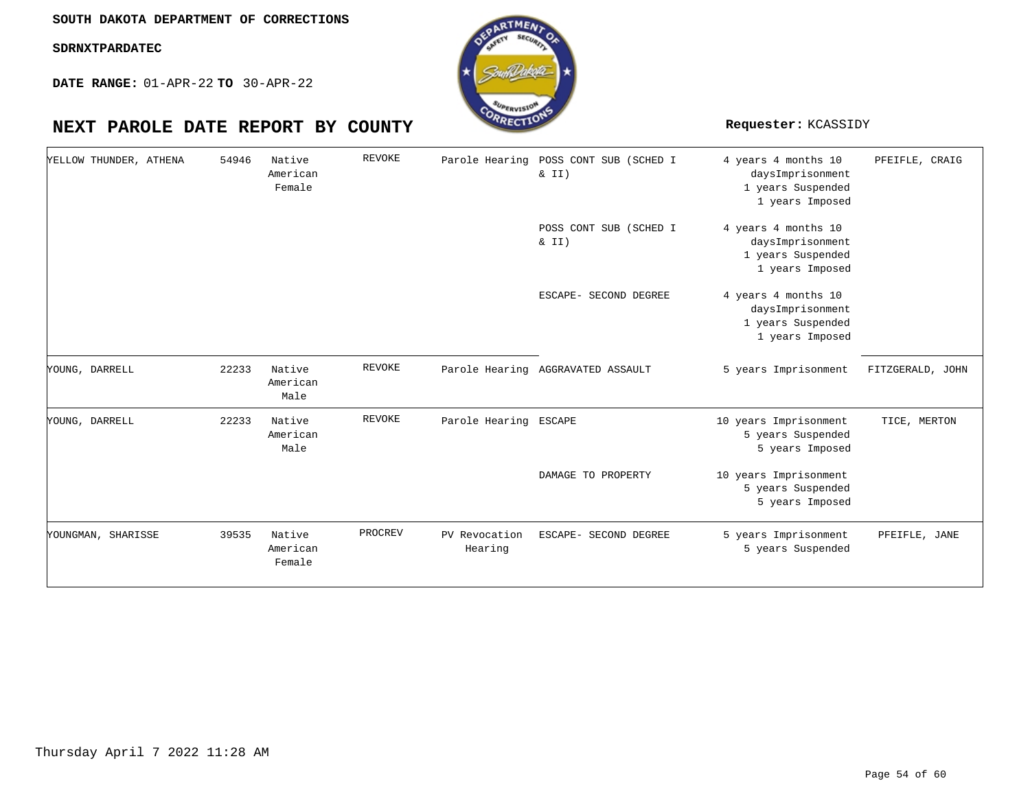SOUTH DAKOTA DEPARTMENT OF CORRECTIONS

SDRNXTPARDATEC

**DATE RANGE:** 01-APR-22 **TO** 30-APR-22

# NEXT PAROLE DATE REPORT BY COUNTY

**Requester:** KCASSIDY

| | | | | | | | |
|---|---|---|---|---|---|---|---|
| YELLOW THUNDER, ATHENA | 54946 | Native American Female | REVOKE | Parole Hearing | POSS CONT SUB (SCHED I & II) | 4 years 4 months 10 daysImprisonment 1 years Suspended 1 years Imposed | PFEIFLE, CRAIG |
| | | | | | POSS CONT SUB (SCHED I & II) | 4 years 4 months 10 daysImprisonment 1 years Suspended 1 years Imposed | |
| | | | | | ESCAPE- SECOND DEGREE | 4 years 4 months 10 daysImprisonment 1 years Suspended 1 years Imposed | |
| YOUNG, DARRELL | 22233 | Native American Male | REVOKE | Parole Hearing | AGGRAVATED ASSAULT | 5 years Imprisonment | FITZGERALD, JOHN |
| YOUNG, DARRELL | 22233 | Native American Male | REVOKE | Parole Hearing | ESCAPE | 10 years Imprisonment 5 years Suspended 5 years Imposed | TICE, MERTON |
| | | | | | DAMAGE TO PROPERTY | 10 years Imprisonment 5 years Suspended 5 years Imposed | |
| YOUNGMAN, SHARISSE | 39535 | Native American Female | PROCREV | PV Revocation Hearing | ESCAPE- SECOND DEGREE | 5 years Imprisonment 5 years Suspended | PFEIFLE, JANE |

Thursday April 7 2022 11:28 AM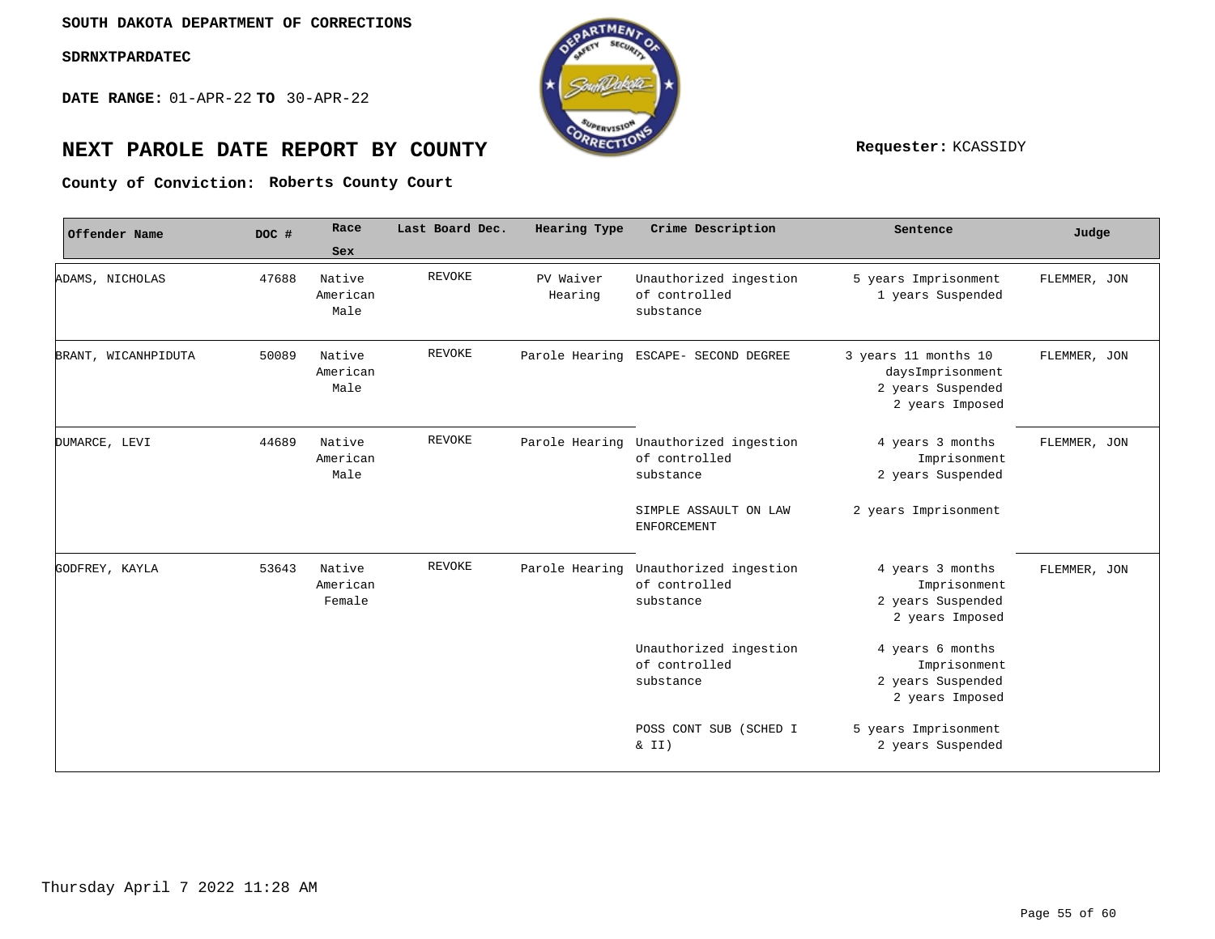SOUTH DAKOTA DEPARTMENT OF CORRECTIONS

SDRNXTPARDATEC

**DATE RANGE:** 01-APR-22 **TO** 30-APR-22

# NEXT PAROLE DATE REPORT BY COUNTY

**Requester:** KCASSIDY

**County of Conviction:** Roberts County Court

| Offender Name | DOC # | Race Sex | Last Board Dec. | Hearing Type | Crime Description | Sentence | Judge |
|---|---|---|---|---|---|---|---|
| ADAMS, NICHOLAS | 47688 | Native American Male | REVOKE | PV Waiver Hearing | Unauthorized ingestion of controlled substance | 5 years Imprisonment 1 years Suspended | FLEMMER, JON |
| BRANT, WICANHPIDUTA | 50089 | Native American Male | REVOKE | Parole Hearing | ESCAPE- SECOND DEGREE | 3 years 11 months 10 daysImprisonment 2 years Suspended 2 years Imposed | FLEMMER, JON |
| DUMARCE, LEVI | 44689 | Native American Male | REVOKE | Parole Hearing | Unauthorized ingestion of controlled substance | 4 years 3 months Imprisonment 2 years Suspended | FLEMMER, JON |
| | | | | | SIMPLE ASSAULT ON LAW ENFORCEMENT | 2 years Imprisonment | |
| GODFREY, KAYLA | 53643 | Native American Female | REVOKE | Parole Hearing | Unauthorized ingestion of controlled substance | 4 years 3 months Imprisonment 2 years Suspended 2 years Imposed | FLEMMER, JON |
| | | | | | Unauthorized ingestion of controlled substance | 4 years 6 months Imprisonment 2 years Suspended 2 years Imposed | |
| | | | | | POSS CONT SUB (SCHED I & II) | 5 years Imprisonment 2 years Suspended | |

Thursday April 7 2022 11:28 AM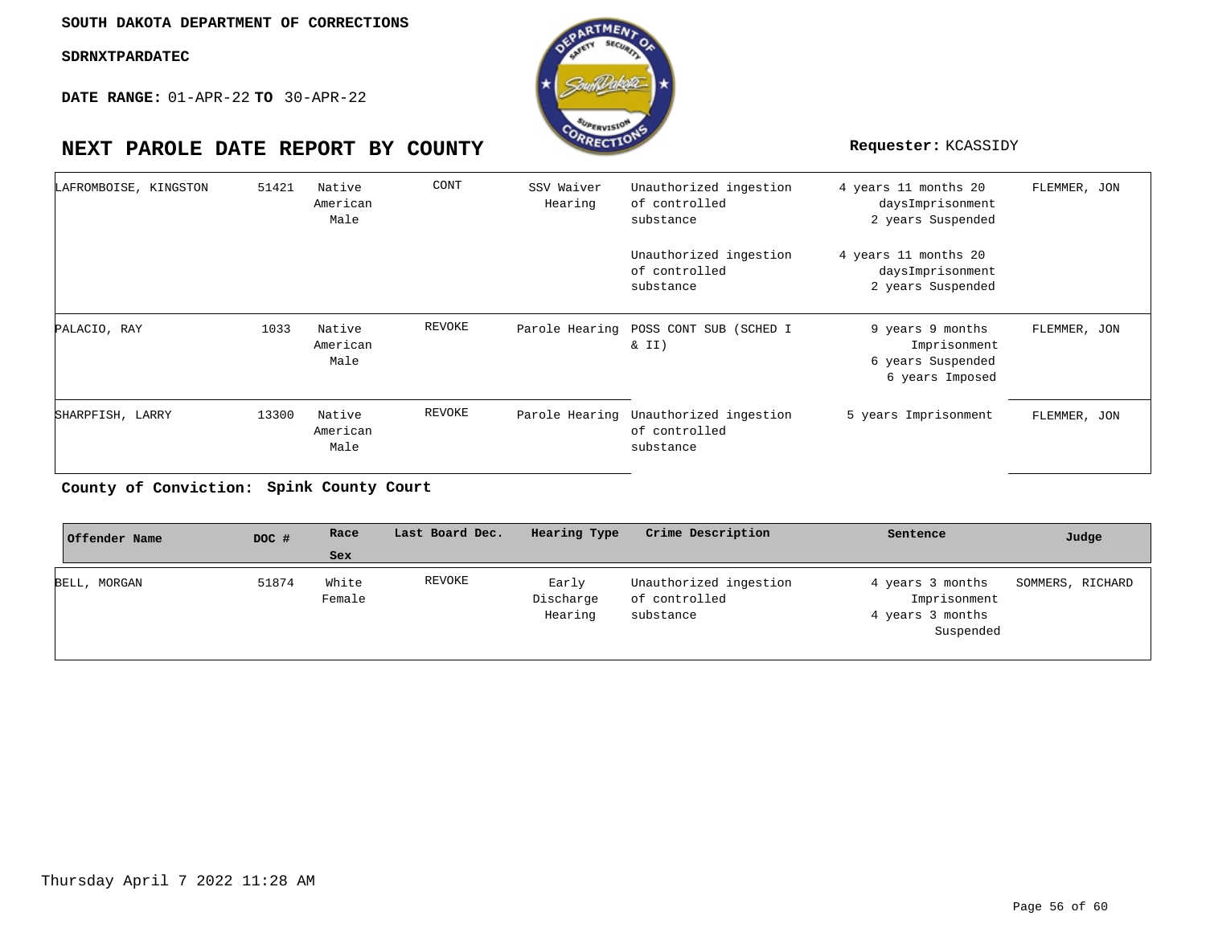SOUTH DAKOTA DEPARTMENT OF CORRECTIONS

SDRNXTPARDATEC

**DATE RANGE:** 01-APR-22 **TO** 30-APR-22

# NEXT PAROLE DATE REPORT BY COUNTY

**Requester:** KCASSIDY

| Offender Name | DOC # | Race Sex | Last Board Dec. | Hearing Type | Crime Description | Sentence | Judge |
|---|---|---|---|---|---|---|---|
| LAFROMBOISE, KINGSTON | 51421 | Native American Male | CONT | SSV Waiver Hearing | Unauthorized ingestion of controlled substance | 4 years 11 months 20 daysImprisonment 2 years Suspended | FLEMMER, JON |
| | | | | | Unauthorized ingestion of controlled substance | 4 years 11 months 20 daysImprisonment 2 years Suspended | |
| PALACIO, RAY | 1033 | Native American Male | REVOKE | Parole Hearing | POSS CONT SUB (SCHED I & II) | 9 years 9 months Imprisonment 6 years Suspended 6 years Imposed | FLEMMER, JON |
| SHARPFISH, LARRY | 13300 | Native American Male | REVOKE | Parole Hearing | Unauthorized ingestion of controlled substance | 5 years Imprisonment | FLEMMER, JON |

**County of Conviction: Spink County Court**

| Offender Name | DOC # | Race Sex | Last Board Dec. | Hearing Type | Crime Description | Sentence | Judge |
|---|---|---|---|---|---|---|---|
| BELL, MORGAN | 51874 | White Female | REVOKE | Early Discharge Hearing | Unauthorized ingestion of controlled substance | 4 years 3 months Imprisonment 4 years 3 months Suspended | SOMMERS, RICHARD |

Thursday April 7 2022 11:28 AM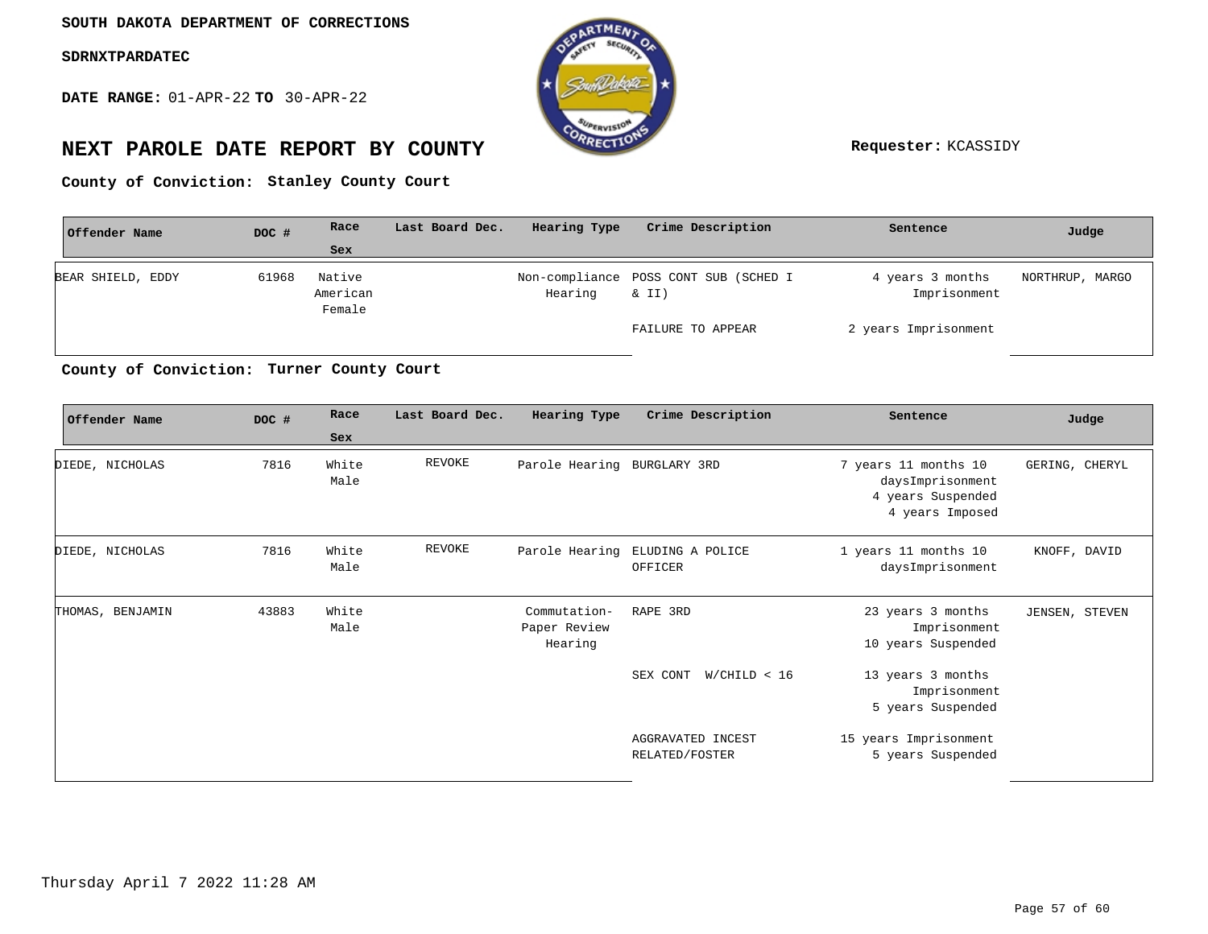**SOUTH DAKOTA DEPARTMENT OF CORRECTIONS**

**SDRNXTPARDATEC**

**DATE RANGE:** 01-APR-22 **TO** 30-APR-22

# NEXT PAROLE DATE REPORT BY COUNTY

**Requester:** KCASSIDY

**County of Conviction: Stanley County Court**

| Offender Name | DOC # | Race Sex | Last Board Dec. | Hearing Type | Crime Description | Sentence | Judge |
|---|---|---|---|---|---|---|---|
| BEAR SHIELD, EDDY | 61968 | Native American Female | | Non-compliance Hearing | POSS CONT SUB (SCHED I & II) | 4 years 3 months Imprisonment | NORTHRUP, MARGO |
| | | | | | FAILURE TO APPEAR | 2 years Imprisonment | |

**County of Conviction: Turner County Court**

| Offender Name | DOC # | Race Sex | Last Board Dec. | Hearing Type | Crime Description | Sentence | Judge |
|---|---|---|---|---|---|---|---|
| DIEDE, NICHOLAS | 7816 | White Male | REVOKE | Parole Hearing | BURGLARY 3RD | 7 years 11 months 10 daysImprisonment 4 years Suspended 4 years Imposed | GERING, CHERYL |
| DIEDE, NICHOLAS | 7816 | White Male | REVOKE | Parole Hearing | ELUDING A POLICE OFFICER | 1 years 11 months 10 daysImprisonment | KNOFF, DAVID |
| THOMAS, BENJAMIN | 43883 | White Male | | Commutation-Paper Review Hearing | RAPE 3RD | 23 years 3 months Imprisonment 10 years Suspended | JENSEN, STEVEN |
| | | | | | SEX CONT W/CHILD < 16 | 13 years 3 months Imprisonment 5 years Suspended | |
| | | | | | AGGRAVATED INCEST RELATED/FOSTER | 15 years Imprisonment 5 years Suspended | |

Thursday April 7 2022 11:28 AM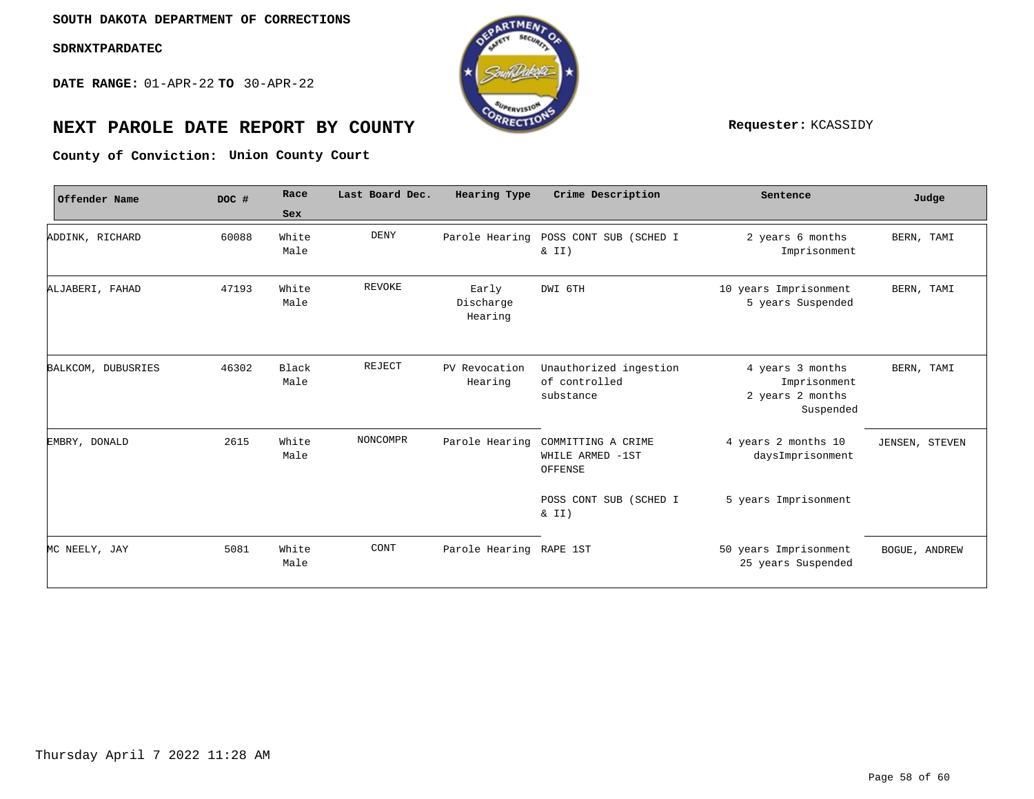**SOUTH DAKOTA DEPARTMENT OF CORRECTIONS**

**SDRNXTPARDATEC**

**DATE RANGE:** 01-APR-22 **TO** 30-APR-22

# NEXT PAROLE DATE REPORT BY COUNTY

**Requester:** KCASSIDY

**County of Conviction: Union County Court**

| Offender Name | DOC # | Race Sex | Last Board Dec. | Hearing Type | Crime Description | Sentence | Judge |
|---|---|---|---|---|---|---|---|
| ADDINK, RICHARD | 60088 | White Male | DENY | Parole Hearing | POSS CONT SUB (SCHED I & II) | 2 years 6 months Imprisonment | BERN, TAMI |
| ALJABERI, FAHAD | 47193 | White Male | REVOKE | Early Discharge Hearing | DWI 6TH | 10 years Imprisonment 5 years Suspended | BERN, TAMI |
| BALKCOM, DUBUSRIES | 46302 | Black Male | REJECT | PV Revocation Hearing | Unauthorized ingestion of controlled substance | 4 years 3 months Imprisonment 2 years 2 months Suspended | BERN, TAMI |
| EMBRY, DONALD | 2615 | White Male | NONCOMPR | Parole Hearing | COMMITTING A CRIME WHILE ARMED -1ST OFFENSE | 4 years 2 months 10 daysImprisonment | JENSEN, STEVEN |
| | | | | | POSS CONT SUB (SCHED I & II) | 5 years Imprisonment | |
| MC NEELY, JAY | 5081 | White Male | CONT | Parole Hearing | RAPE 1ST | 50 years Imprisonment 25 years Suspended | BOGUE, ANDREW |

Thursday April 7 2022 11:28 AM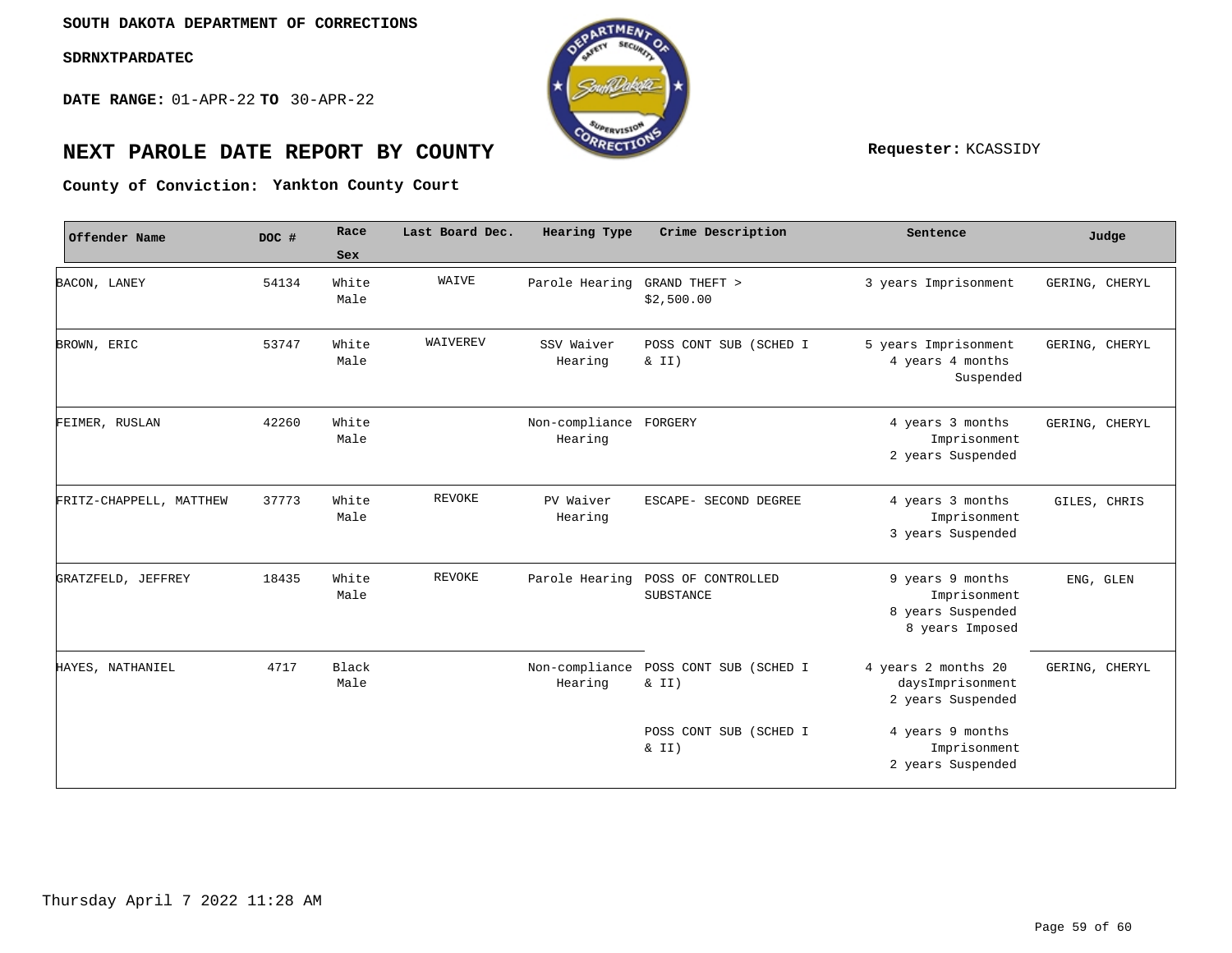**SOUTH DAKOTA DEPARTMENT OF CORRECTIONS**

**SDRNXTPARDATEC**

**DATE RANGE:** 01-APR-22 **TO** 30-APR-22

# NEXT PAROLE DATE REPORT BY COUNTY

**Requester:** KCASSIDY

**County of Conviction: Yankton County Court**

| Offender Name | DOC # | Race Sex | Last Board Dec. | Hearing Type | Crime Description | Sentence | Judge |
|---|---|---|---|---|---|---|---|
| BACON, LANEY | 54134 | White Male | WAIVE | Parole Hearing | GRAND THEFT > $2,500.00 | 3 years Imprisonment | GERING, CHERYL |
| BROWN, ERIC | 53747 | White Male | WAIVEREV | SSV Waiver Hearing | POSS CONT SUB (SCHED I & II) | 5 years Imprisonment 4 years 4 months Suspended | GERING, CHERYL |
| FEIMER, RUSLAN | 42260 | White Male | | Non-compliance Hearing | FORGERY | 4 years 3 months Imprisonment 2 years Suspended | GERING, CHERYL |
| FRITZ-CHAPPELL, MATTHEW | 37773 | White Male | REVOKE | PV Waiver Hearing | ESCAPE- SECOND DEGREE | 4 years 3 months Imprisonment 3 years Suspended | GILES, CHRIS |
| GRATZFELD, JEFFREY | 18435 | White Male | REVOKE | Parole Hearing | POSS OF CONTROLLED SUBSTANCE | 9 years 9 months Imprisonment 8 years Suspended 8 years Imposed | ENG, GLEN |
| HAYES, NATHANIEL | 4717 | Black Male | | Non-compliance Hearing | POSS CONT SUB (SCHED I & II) | 4 years 2 months 20 daysImprisonment 2 years Suspended | GERING, CHERYL |
| | | | | | POSS CONT SUB (SCHED I & II) | 4 years 9 months Imprisonment 2 years Suspended | |

Thursday April 7 2022 11:28 AM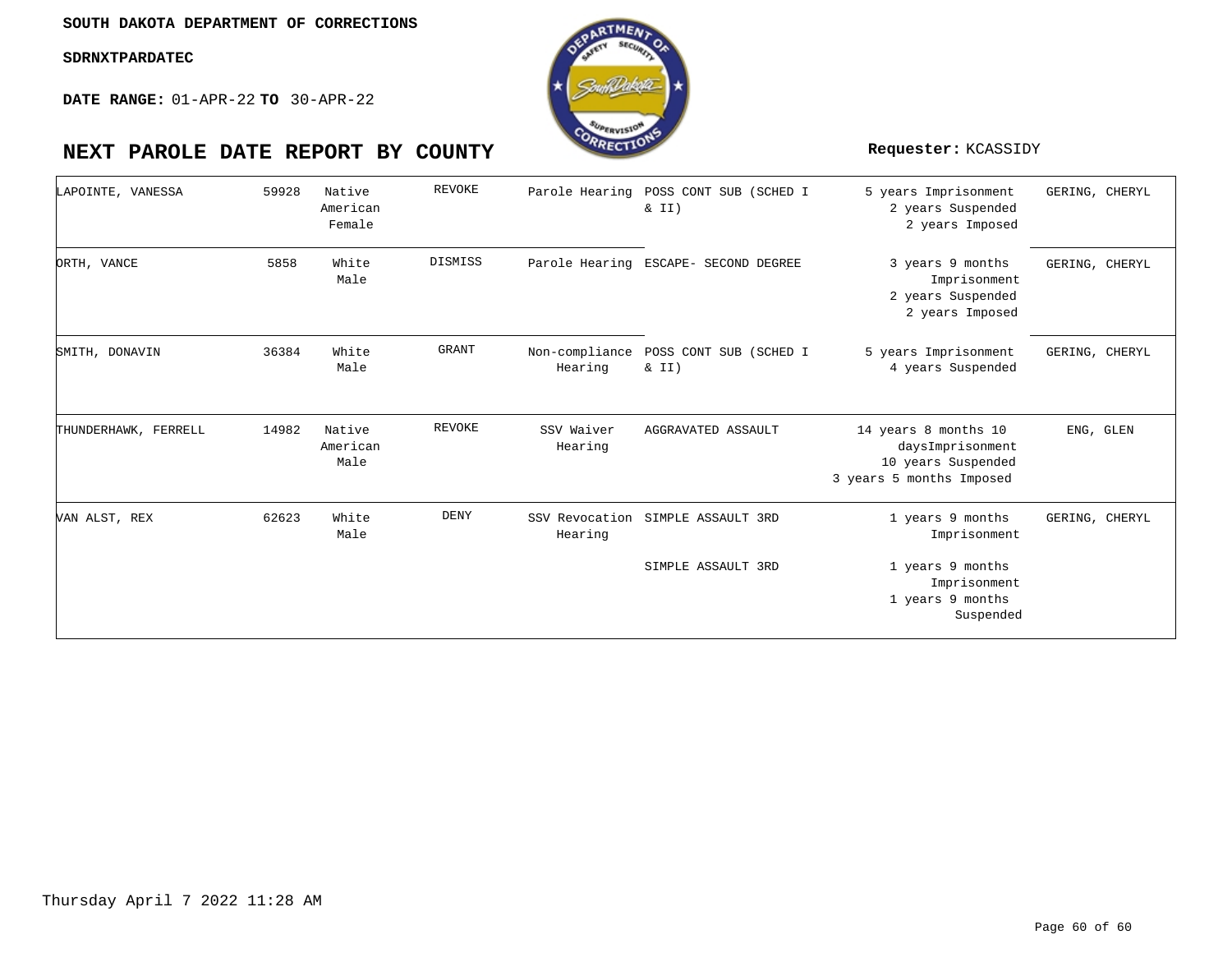SOUTH DAKOTA DEPARTMENT OF CORRECTIONS

SDRNXTPARDATEC

**DATE RANGE:** 01-APR-22 **TO** 30-APR-22

# NEXT PAROLE DATE REPORT BY COUNTY

**Requester:** KCASSIDY

| | | | | | | | |
|---|---|---|---|---|---|---|---|
| LAPOINTE, VANESSA | 59928 | Native American Female | REVOKE | Parole Hearing | POSS CONT SUB (SCHED I & II) | 5 years Imprisonment 2 years Suspended 2 years Imposed | GERING, CHERYL |
| ORTH, VANCE | 5858 | White Male | DISMISS | Parole Hearing | ESCAPE- SECOND DEGREE | 3 years 9 months Imprisonment 2 years Suspended 2 years Imposed | GERING, CHERYL |
| SMITH, DONAVIN | 36384 | White Male | GRANT | Non-compliance Hearing | POSS CONT SUB (SCHED I & II) | 5 years Imprisonment 4 years Suspended | GERING, CHERYL |
| THUNDERHAWK, FERRELL | 14982 | Native American Male | REVOKE | SSV Waiver Hearing | AGGRAVATED ASSAULT | 14 years 8 months 10 daysImprisonment 10 years Suspended 3 years 5 months Imposed | ENG, GLEN |
| VAN ALST, REX | 62623 | White Male | DENY | SSV Revocation Hearing | SIMPLE ASSAULT 3RD | 1 years 9 months Imprisonment | GERING, CHERYL |
| | | | | | SIMPLE ASSAULT 3RD | 1 years 9 months Imprisonment 1 years 9 months Suspended | |

Thursday April 7 2022 11:28 AM